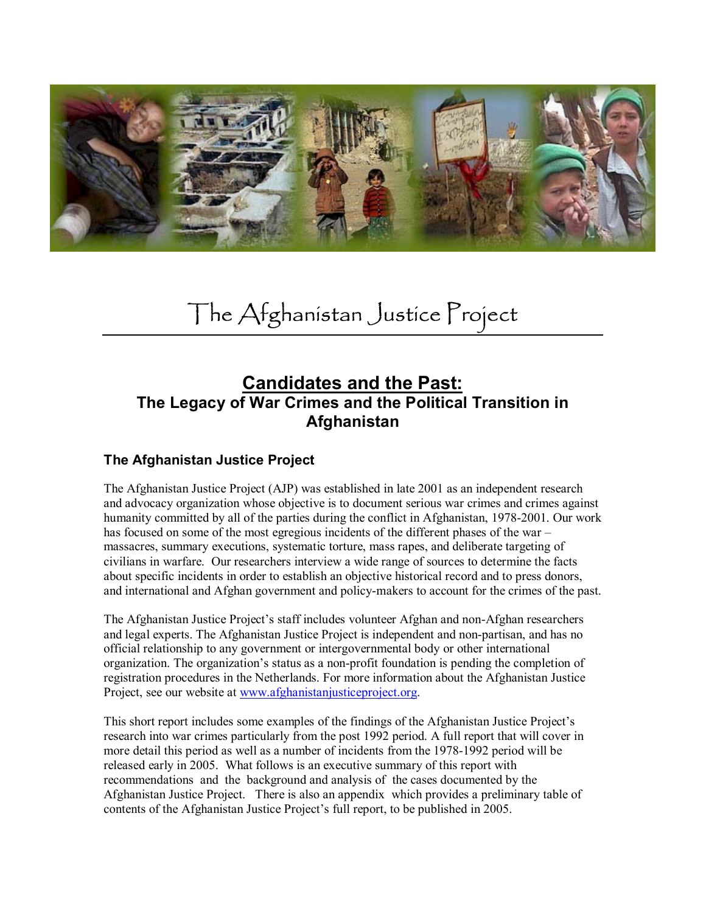# The Afghanistan Justice Project

## Candidates and the Past:

### The Legacy of War Crimes and the Political Transition in Afghanistan

### The Afghanistan Justice Project

The Afghanistan Justice Project (AJP) was established in late 2001 as an independent research and advocacy organization whose objective is to document serious war crimes and crimes against humanity committed by all of the parties during the conflict in Afghanistan, 1978-2001. Our work has focused on some of the most egregious incidents of the different phases of the war – massacres, summary executions, systematic torture, mass rapes, and deliberate targeting of civilians in warfare. Our researchers interview a wide range of sources to determine the facts about specific incidents in order to establish an objective historical record and to press donors, and international and Afghan government and policy-makers to account for the crimes of the past.

The Afghanistan Justice Project's staff includes volunteer Afghan and non-Afghan researchers and legal experts. The Afghanistan Justice Project is independent and non-partisan, and has no official relationship to any government or intergovernmental body or other international organization. The organization's status as a non-profit foundation is pending the completion of registration procedures in the Netherlands. For more information about the Afghanistan Justice Project, see our website at www.afghanistanjusticeproject.org.

This short report includes some examples of the findings of the Afghanistan Justice Project's research into war crimes particularly from the post 1992 period. A full report that will cover in more detail this period as well as a number of incidents from the 1978-1992 period will be released early in 2005. What follows is an executive summary of this report with recommendations and the background and analysis of the cases documented by the Afghanistan Justice Project. There is also an appendix which provides a preliminary table of contents of the Afghanistan Justice Project's full report, to be published in 2005.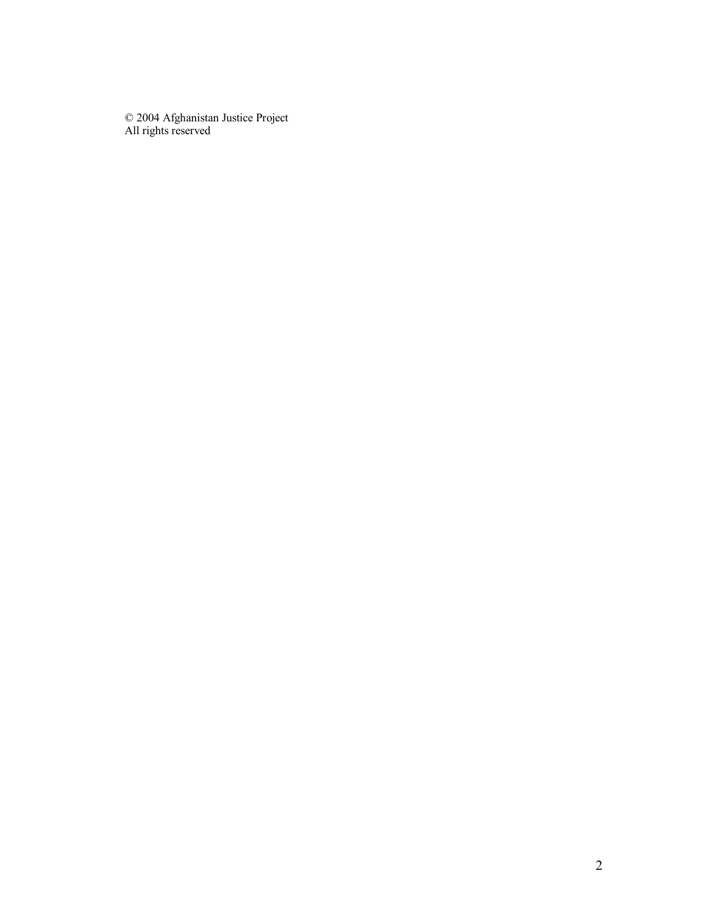© 2004 Afghanistan Justice Project
All rights reserved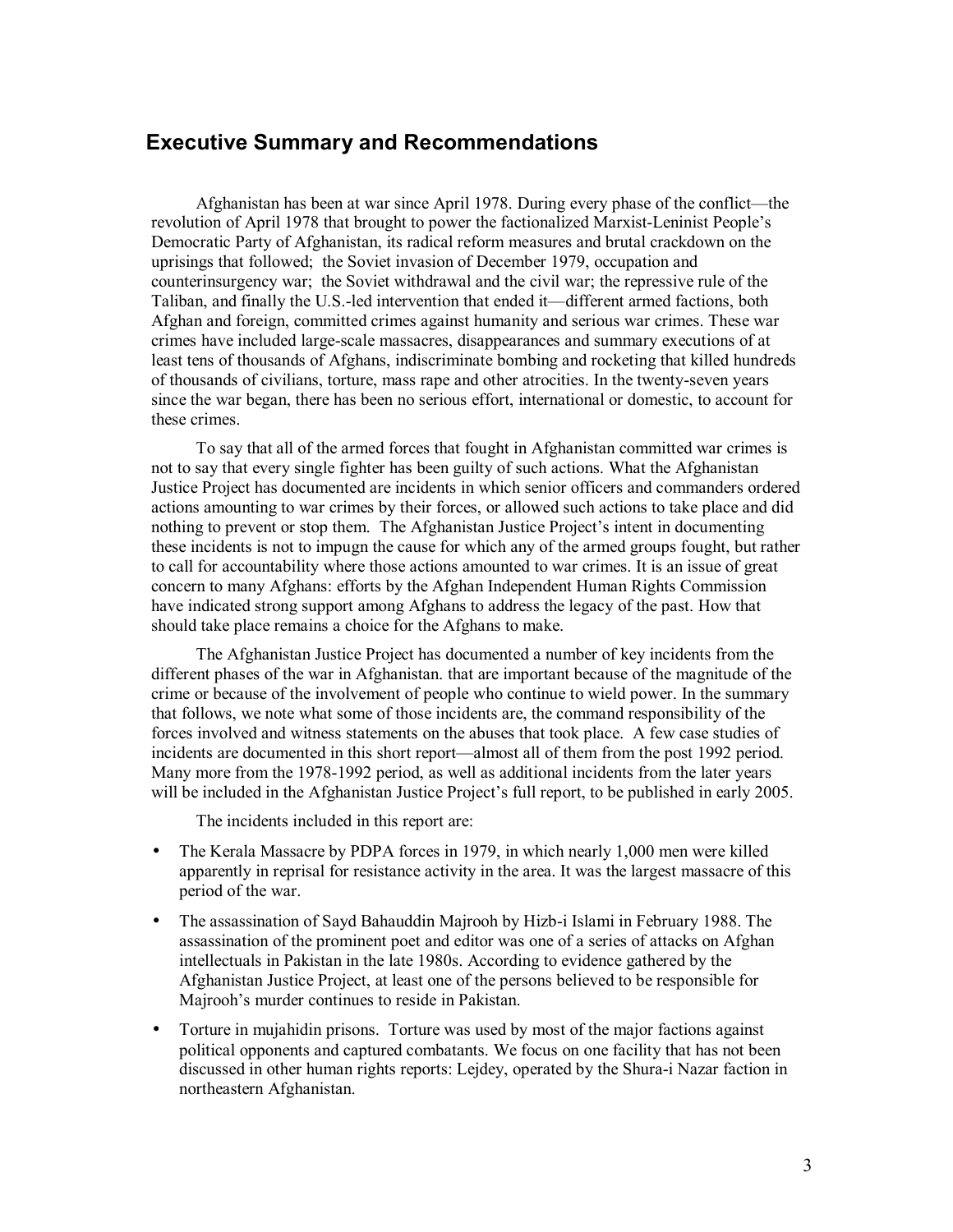## Executive Summary and Recommendations

Afghanistan has been at war since April 1978. During every phase of the conflict—the revolution of April 1978 that brought to power the factionalized Marxist-Leninist People's Democratic Party of Afghanistan, its radical reform measures and brutal crackdown on the uprisings that followed; the Soviet invasion of December 1979, occupation and counterinsurgency war; the Soviet withdrawal and the civil war; the repressive rule of the Taliban, and finally the U.S.-led intervention that ended it—different armed factions, both Afghan and foreign, committed crimes against humanity and serious war crimes. These war crimes have included large-scale massacres, disappearances and summary executions of at least tens of thousands of Afghans, indiscriminate bombing and rocketing that killed hundreds of thousands of civilians, torture, mass rape and other atrocities. In the twenty-seven years since the war began, there has been no serious effort, international or domestic, to account for these crimes.

To say that all of the armed forces that fought in Afghanistan committed war crimes is not to say that every single fighter has been guilty of such actions. What the Afghanistan Justice Project has documented are incidents in which senior officers and commanders ordered actions amounting to war crimes by their forces, or allowed such actions to take place and did nothing to prevent or stop them. The Afghanistan Justice Project's intent in documenting these incidents is not to impugn the cause for which any of the armed groups fought, but rather to call for accountability where those actions amounted to war crimes. It is an issue of great concern to many Afghans: efforts by the Afghan Independent Human Rights Commission have indicated strong support among Afghans to address the legacy of the past. How that should take place remains a choice for the Afghans to make.

The Afghanistan Justice Project has documented a number of key incidents from the different phases of the war in Afghanistan. that are important because of the magnitude of the crime or because of the involvement of people who continue to wield power. In the summary that follows, we note what some of those incidents are, the command responsibility of the forces involved and witness statements on the abuses that took place. A few case studies of incidents are documented in this short report—almost all of them from the post 1992 period. Many more from the 1978-1992 period, as well as additional incidents from the later years will be included in the Afghanistan Justice Project's full report, to be published in early 2005.

The incidents included in this report are:

- The Kerala Massacre by PDPA forces in 1979, in which nearly 1,000 men were killed apparently in reprisal for resistance activity in the area. It was the largest massacre of this period of the war.
- The assassination of Sayd Bahauddin Majrooh by Hizb-i Islami in February 1988. The assassination of the prominent poet and editor was one of a series of attacks on Afghan intellectuals in Pakistan in the late 1980s. According to evidence gathered by the Afghanistan Justice Project, at least one of the persons believed to be responsible for Majrooh's murder continues to reside in Pakistan.
- Torture in mujahidin prisons. Torture was used by most of the major factions against political opponents and captured combatants. We focus on one facility that has not been discussed in other human rights reports: Lejdey, operated by the Shura-i Nazar faction in northeastern Afghanistan.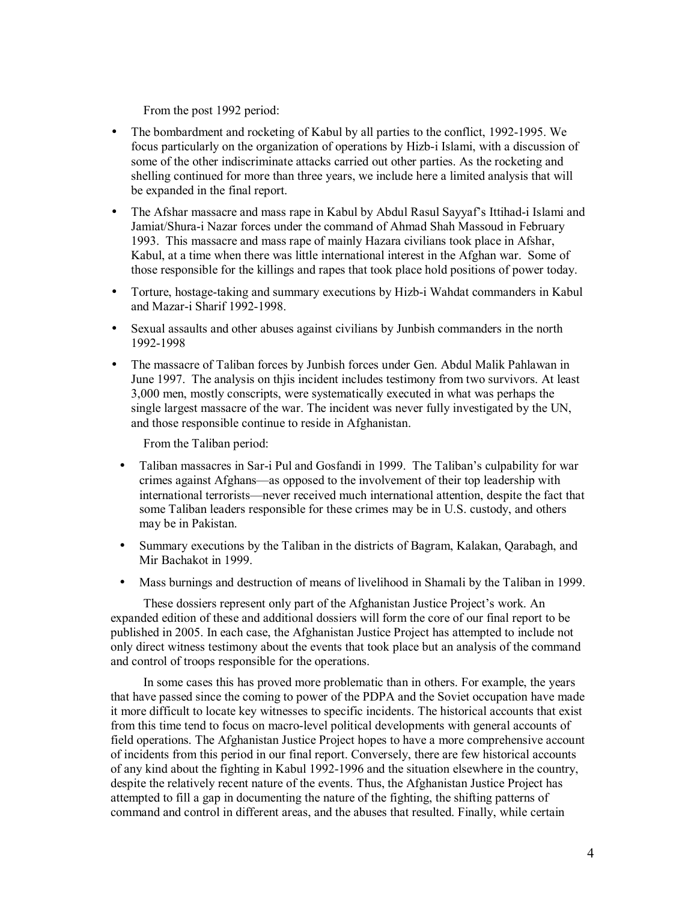From the post 1992 period:

- The bombardment and rocketing of Kabul by all parties to the conflict, 1992-1995. We focus particularly on the organization of operations by Hizb-i Islami, with a discussion of some of the other indiscriminate attacks carried out other parties. As the rocketing and shelling continued for more than three years, we include here a limited analysis that will be expanded in the final report.
- The Afshar massacre and mass rape in Kabul by Abdul Rasul Sayyaf's Ittihad-i Islami and Jamiat/Shura-i Nazar forces under the command of Ahmad Shah Massoud in February 1993. This massacre and mass rape of mainly Hazara civilians took place in Afshar, Kabul, at a time when there was little international interest in the Afghan war. Some of those responsible for the killings and rapes that took place hold positions of power today.
- Torture, hostage-taking and summary executions by Hizb-i Wahdat commanders in Kabul and Mazar-i Sharif 1992-1998.
- Sexual assaults and other abuses against civilians by Junbish commanders in the north 1992-1998
- The massacre of Taliban forces by Junbish forces under Gen. Abdul Malik Pahlawan in June 1997. The analysis on thjis incident includes testimony from two survivors. At least 3,000 men, mostly conscripts, were systematically executed in what was perhaps the single largest massacre of the war. The incident was never fully investigated by the UN, and those responsible continue to reside in Afghanistan.

From the Taliban period:

- Taliban massacres in Sar-i Pul and Gosfandi in 1999. The Taliban's culpability for war crimes against Afghans—as opposed to the involvement of their top leadership with international terrorists—never received much international attention, despite the fact that some Taliban leaders responsible for these crimes may be in U.S. custody, and others may be in Pakistan.
- Summary executions by the Taliban in the districts of Bagram, Kalakan, Qarabagh, and Mir Bachakot in 1999.
- Mass burnings and destruction of means of livelihood in Shamali by the Taliban in 1999.

These dossiers represent only part of the Afghanistan Justice Project's work. An expanded edition of these and additional dossiers will form the core of our final report to be published in 2005. In each case, the Afghanistan Justice Project has attempted to include not only direct witness testimony about the events that took place but an analysis of the command and control of troops responsible for the operations.

In some cases this has proved more problematic than in others. For example, the years that have passed since the coming to power of the PDPA and the Soviet occupation have made it more difficult to locate key witnesses to specific incidents. The historical accounts that exist from this time tend to focus on macro-level political developments with general accounts of field operations. The Afghanistan Justice Project hopes to have a more comprehensive account of incidents from this period in our final report. Conversely, there are few historical accounts of any kind about the fighting in Kabul 1992-1996 and the situation elsewhere in the country, despite the relatively recent nature of the events. Thus, the Afghanistan Justice Project has attempted to fill a gap in documenting the nature of the fighting, the shifting patterns of command and control in different areas, and the abuses that resulted. Finally, while certain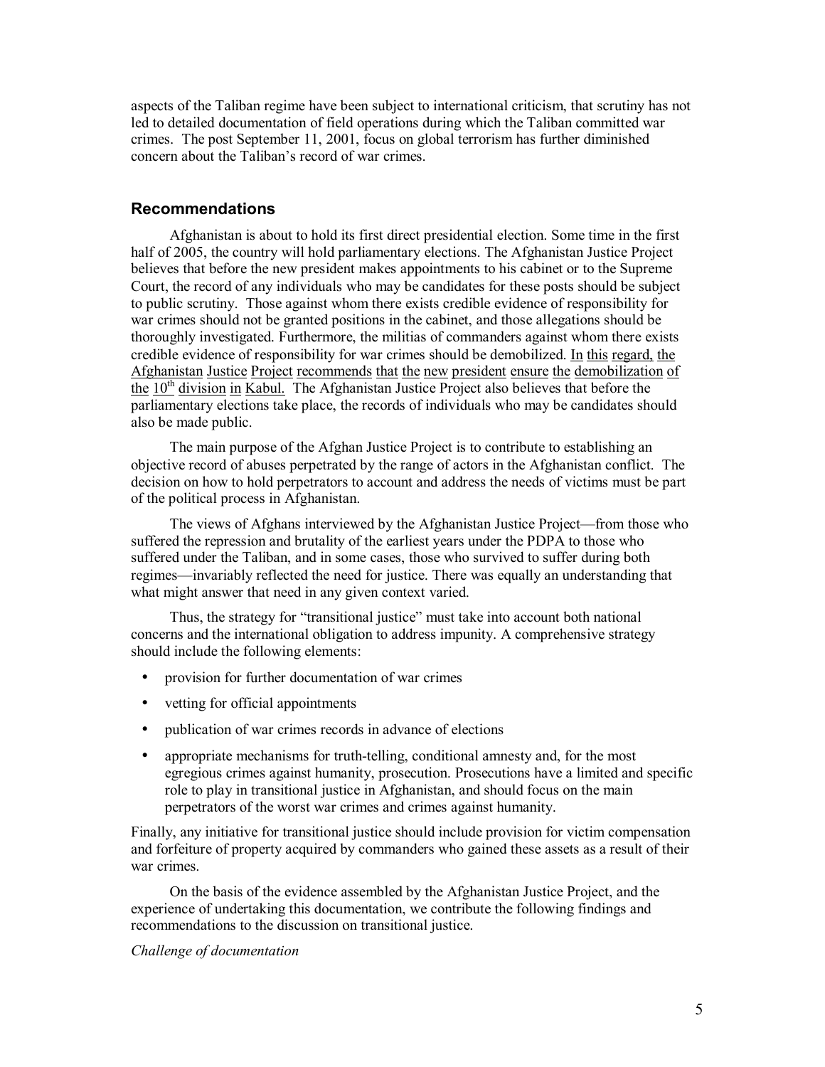aspects of the Taliban regime have been subject to international criticism, that scrutiny has not led to detailed documentation of field operations during which the Taliban committed war crimes. The post September 11, 2001, focus on global terrorism has further diminished concern about the Taliban's record of war crimes.

## Recommendations

Afghanistan is about to hold its first direct presidential election. Some time in the first half of 2005, the country will hold parliamentary elections. The Afghanistan Justice Project believes that before the new president makes appointments to his cabinet or to the Supreme Court, the record of any individuals who may be candidates for these posts should be subject to public scrutiny. Those against whom there exists credible evidence of responsibility for war crimes should not be granted positions in the cabinet, and those allegations should be thoroughly investigated. Furthermore, the militias of commanders against whom there exists credible evidence of responsibility for war crimes should be demobilized. In this regard, the Afghanistan Justice Project recommends that the new president ensure the demobilization of the 10th division in Kabul. The Afghanistan Justice Project also believes that before the parliamentary elections take place, the records of individuals who may be candidates should also be made public.

The main purpose of the Afghan Justice Project is to contribute to establishing an objective record of abuses perpetrated by the range of actors in the Afghanistan conflict. The decision on how to hold perpetrators to account and address the needs of victims must be part of the political process in Afghanistan.

The views of Afghans interviewed by the Afghanistan Justice Project—from those who suffered the repression and brutality of the earliest years under the PDPA to those who suffered under the Taliban, and in some cases, those who survived to suffer during both regimes—invariably reflected the need for justice. There was equally an understanding that what might answer that need in any given context varied.

Thus, the strategy for "transitional justice" must take into account both national concerns and the international obligation to address impunity. A comprehensive strategy should include the following elements:

- provision for further documentation of war crimes
- vetting for official appointments
- publication of war crimes records in advance of elections
- appropriate mechanisms for truth-telling, conditional amnesty and, for the most egregious crimes against humanity, prosecution. Prosecutions have a limited and specific role to play in transitional justice in Afghanistan, and should focus on the main perpetrators of the worst war crimes and crimes against humanity.

Finally, any initiative for transitional justice should include provision for victim compensation and forfeiture of property acquired by commanders who gained these assets as a result of their war crimes.

On the basis of the evidence assembled by the Afghanistan Justice Project, and the experience of undertaking this documentation, we contribute the following findings and recommendations to the discussion on transitional justice.

*Challenge of documentation*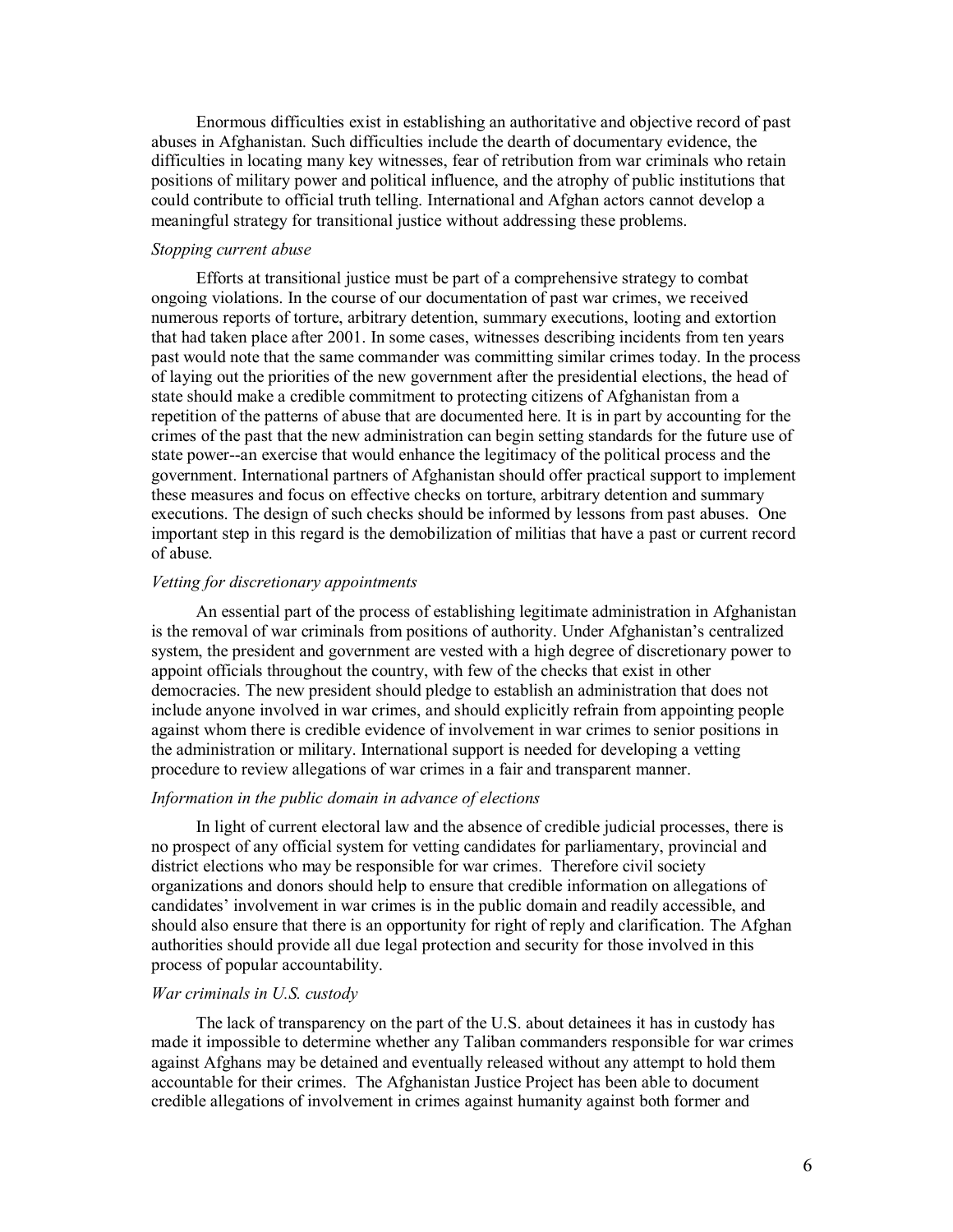Enormous difficulties exist in establishing an authoritative and objective record of past abuses in Afghanistan. Such difficulties include the dearth of documentary evidence, the difficulties in locating many key witnesses, fear of retribution from war criminals who retain positions of military power and political influence, and the atrophy of public institutions that could contribute to official truth telling. International and Afghan actors cannot develop a meaningful strategy for transitional justice without addressing these problems.

*Stopping current abuse*

Efforts at transitional justice must be part of a comprehensive strategy to combat ongoing violations. In the course of our documentation of past war crimes, we received numerous reports of torture, arbitrary detention, summary executions, looting and extortion that had taken place after 2001. In some cases, witnesses describing incidents from ten years past would note that the same commander was committing similar crimes today. In the process of laying out the priorities of the new government after the presidential elections, the head of state should make a credible commitment to protecting citizens of Afghanistan from a repetition of the patterns of abuse that are documented here. It is in part by accounting for the crimes of the past that the new administration can begin setting standards for the future use of state power--an exercise that would enhance the legitimacy of the political process and the government. International partners of Afghanistan should offer practical support to implement these measures and focus on effective checks on torture, arbitrary detention and summary executions. The design of such checks should be informed by lessons from past abuses. One important step in this regard is the demobilization of militias that have a past or current record of abuse.

*Vetting for discretionary appointments*

An essential part of the process of establishing legitimate administration in Afghanistan is the removal of war criminals from positions of authority. Under Afghanistan's centralized system, the president and government are vested with a high degree of discretionary power to appoint officials throughout the country, with few of the checks that exist in other democracies. The new president should pledge to establish an administration that does not include anyone involved in war crimes, and should explicitly refrain from appointing people against whom there is credible evidence of involvement in war crimes to senior positions in the administration or military. International support is needed for developing a vetting procedure to review allegations of war crimes in a fair and transparent manner.

*Information in the public domain in advance of elections*

In light of current electoral law and the absence of credible judicial processes, there is no prospect of any official system for vetting candidates for parliamentary, provincial and district elections who may be responsible for war crimes. Therefore civil society organizations and donors should help to ensure that credible information on allegations of candidates' involvement in war crimes is in the public domain and readily accessible, and should also ensure that there is an opportunity for right of reply and clarification. The Afghan authorities should provide all due legal protection and security for those involved in this process of popular accountability.

*War criminals in U.S. custody*

The lack of transparency on the part of the U.S. about detainees it has in custody has made it impossible to determine whether any Taliban commanders responsible for war crimes against Afghans may be detained and eventually released without any attempt to hold them accountable for their crimes. The Afghanistan Justice Project has been able to document credible allegations of involvement in crimes against humanity against both former and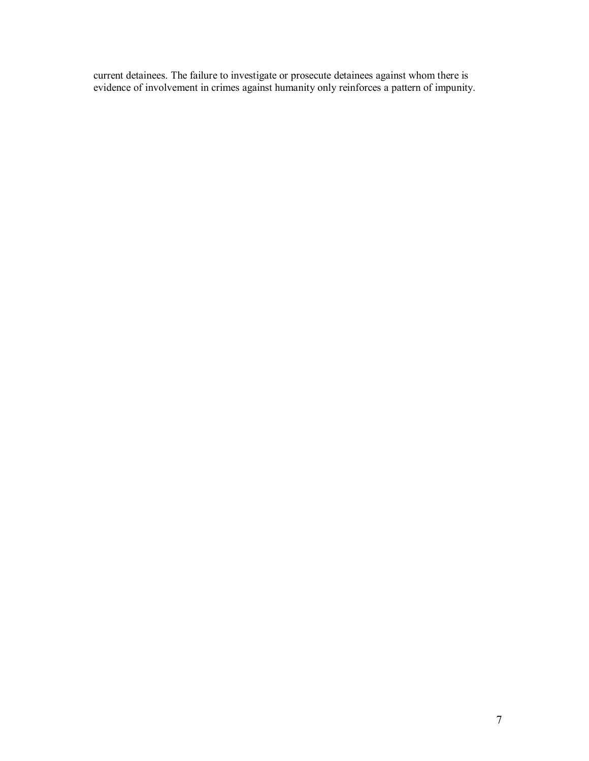current detainees. The failure to investigate or prosecute detainees against whom there is evidence of involvement in crimes against humanity only reinforces a pattern of impunity.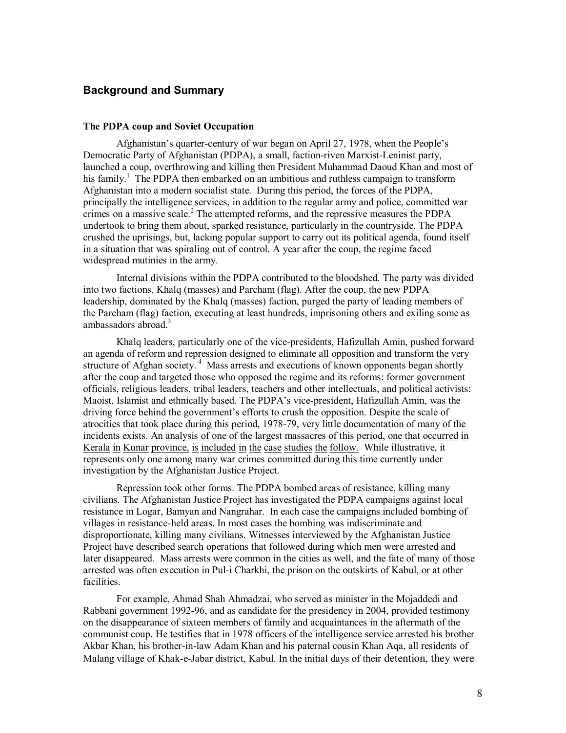## Background and Summary

### The PDPA coup and Soviet Occupation

Afghanistan's quarter-century of war began on April 27, 1978, when the People's Democratic Party of Afghanistan (PDPA), a small, faction-riven Marxist-Leninist party, launched a coup, overthrowing and killing then President Muhammad Daoud Khan and most of his family.[1] The PDPA then embarked on an ambitious and ruthless campaign to transform Afghanistan into a modern socialist state. During this period, the forces of the PDPA, principally the intelligence services, in addition to the regular army and police, committed war crimes on a massive scale.[2] The attempted reforms, and the repressive measures the PDPA undertook to bring them about, sparked resistance, particularly in the countryside. The PDPA crushed the uprisings, but, lacking popular support to carry out its political agenda, found itself in a situation that was spiraling out of control. A year after the coup, the regime faced widespread mutinies in the army.

Internal divisions within the PDPA contributed to the bloodshed. The party was divided into two factions, Khalq (masses) and Parcham (flag). After the coup, the new PDPA leadership, dominated by the Khalq (masses) faction, purged the party of leading members of the Parcham (flag) faction, executing at least hundreds, imprisoning others and exiling some as ambassadors abroad.[3]

Khalq leaders, particularly one of the vice-presidents, Hafizullah Amin, pushed forward an agenda of reform and repression designed to eliminate all opposition and transform the very structure of Afghan society.[4] Mass arrests and executions of known opponents began shortly after the coup and targeted those who opposed the regime and its reforms: former government officials, religious leaders, tribal leaders, teachers and other intellectuals, and political activists: Maoist, Islamist and ethnically based. The PDPA's vice-president, Hafizullah Amin, was the driving force behind the government's efforts to crush the opposition. Despite the scale of atrocities that took place during this period, 1978-79, very little documentation of many of the incidents exists. An analysis of one of the largest massacres of this period, one that occurred in Kerala in Kunar province, is included in the case studies the follow. While illustrative, it represents only one among many war crimes committed during this time currently under investigation by the Afghanistan Justice Project.

Repression took other forms. The PDPA bombed areas of resistance, killing many civilians. The Afghanistan Justice Project has investigated the PDPA campaigns against local resistance in Logar, Bamyan and Nangrahar. In each case the campaigns included bombing of villages in resistance-held areas. In most cases the bombing was indiscriminate and disproportionate, killing many civilians. Witnesses interviewed by the Afghanistan Justice Project have described search operations that followed during which men were arrested and later disappeared. Mass arrests were common in the cities as well, and the fate of many of those arrested was often execution in Pul-i Charkhi, the prison on the outskirts of Kabul, or at other facilities.

For example, Ahmad Shah Ahmadzai, who served as minister in the Mojaddedi and Rabbani government 1992-96, and as candidate for the presidency in 2004, provided testimony on the disappearance of sixteen members of family and acquaintances in the aftermath of the communist coup. He testifies that in 1978 officers of the intelligence service arrested his brother Akbar Khan, his brother-in-law Adam Khan and his paternal cousin Khan Aqa, all residents of Malang village of Khak-e-Jabar district, Kabul. In the initial days of their detention, they were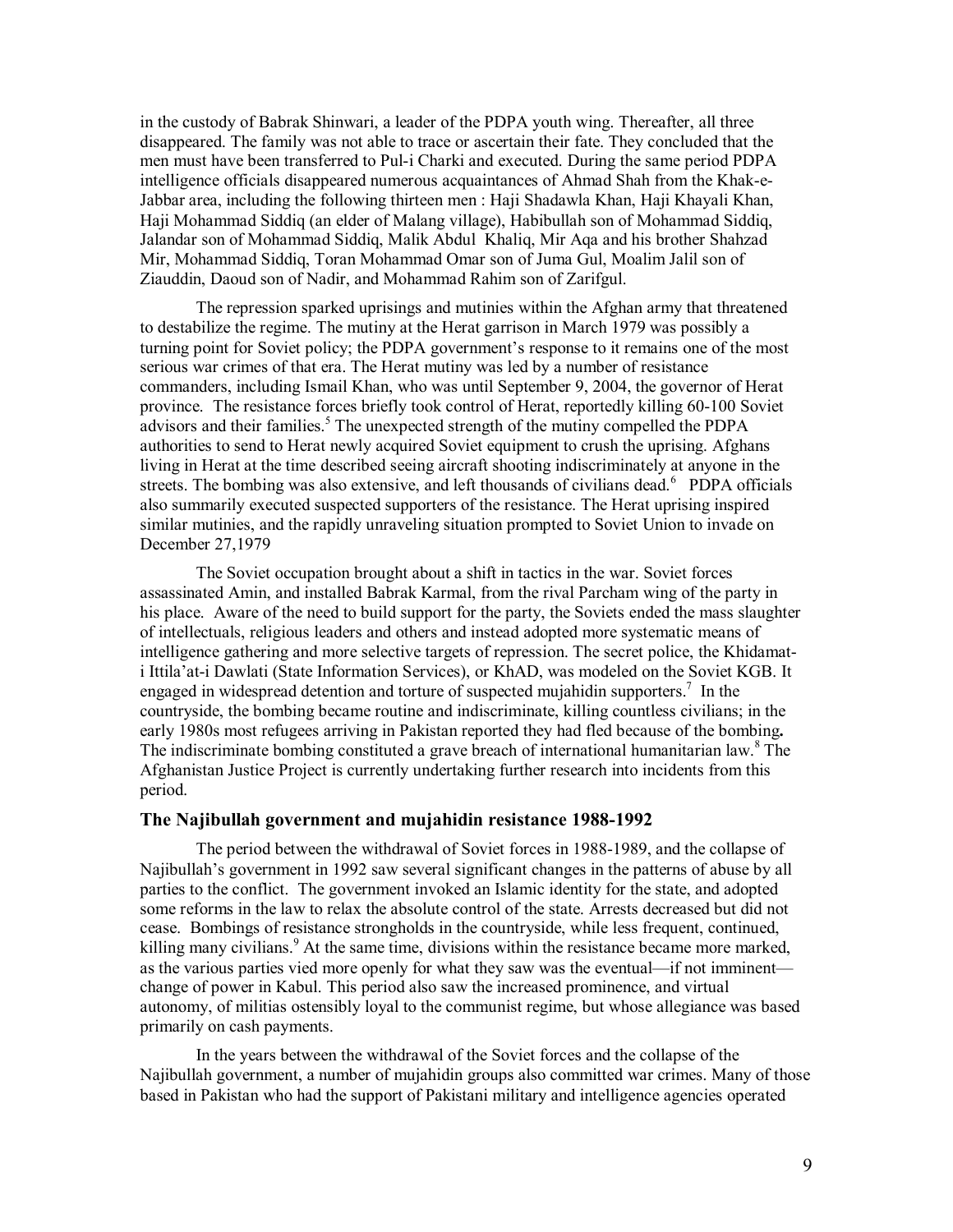in the custody of Babrak Shinwari, a leader of the PDPA youth wing. Thereafter, all three disappeared. The family was not able to trace or ascertain their fate. They concluded that the men must have been transferred to Pul-i Charki and executed. During the same period PDPA intelligence officials disappeared numerous acquaintances of Ahmad Shah from the Khak-e-Jabbar area, including the following thirteen men : Haji Shadawla Khan, Haji Khayali Khan, Haji Mohammad Siddiq (an elder of Malang village), Habibullah son of Mohammad Siddiq, Jalandar son of Mohammad Siddiq, Malik Abdul Khaliq, Mir Aqa and his brother Shahzad Mir, Mohammad Siddiq, Toran Mohammad Omar son of Juma Gul, Moalim Jalil son of Ziauddin, Daoud son of Nadir, and Mohammad Rahim son of Zarifgul.

The repression sparked uprisings and mutinies within the Afghan army that threatened to destabilize the regime. The mutiny at the Herat garrison in March 1979 was possibly a turning point for Soviet policy; the PDPA government's response to it remains one of the most serious war crimes of that era. The Herat mutiny was led by a number of resistance commanders, including Ismail Khan, who was until September 9, 2004, the governor of Herat province. The resistance forces briefly took control of Herat, reportedly killing 60-100 Soviet advisors and their families.[5] The unexpected strength of the mutiny compelled the PDPA authorities to send to Herat newly acquired Soviet equipment to crush the uprising. Afghans living in Herat at the time described seeing aircraft shooting indiscriminately at anyone in the streets. The bombing was also extensive, and left thousands of civilians dead.[6] PDPA officials also summarily executed suspected supporters of the resistance. The Herat uprising inspired similar mutinies, and the rapidly unraveling situation prompted to Soviet Union to invade on December 27,1979

The Soviet occupation brought about a shift in tactics in the war. Soviet forces assassinated Amin, and installed Babrak Karmal, from the rival Parcham wing of the party in his place. Aware of the need to build support for the party, the Soviets ended the mass slaughter of intellectuals, religious leaders and others and instead adopted more systematic means of intelligence gathering and more selective targets of repression. The secret police, the Khidamat-i Ittila'at-i Dawlati (State Information Services), or KhAD, was modeled on the Soviet KGB. It engaged in widespread detention and torture of suspected mujahidin supporters.[7] In the countryside, the bombing became routine and indiscriminate, killing countless civilians; in the early 1980s most refugees arriving in Pakistan reported they had fled because of the bombing**.** The indiscriminate bombing constituted a grave breach of international humanitarian law.[8] The Afghanistan Justice Project is currently undertaking further research into incidents from this period.

### The Najibullah government and mujahidin resistance 1988-1992

The period between the withdrawal of Soviet forces in 1988-1989, and the collapse of Najibullah's government in 1992 saw several significant changes in the patterns of abuse by all parties to the conflict. The government invoked an Islamic identity for the state, and adopted some reforms in the law to relax the absolute control of the state. Arrests decreased but did not cease. Bombings of resistance strongholds in the countryside, while less frequent, continued, killing many civilians.[9] At the same time, divisions within the resistance became more marked, as the various parties vied more openly for what they saw was the eventual—if not imminent—change of power in Kabul. This period also saw the increased prominence, and virtual autonomy, of militias ostensibly loyal to the communist regime, but whose allegiance was based primarily on cash payments.

In the years between the withdrawal of the Soviet forces and the collapse of the Najibullah government, a number of mujahidin groups also committed war crimes. Many of those based in Pakistan who had the support of Pakistani military and intelligence agencies operated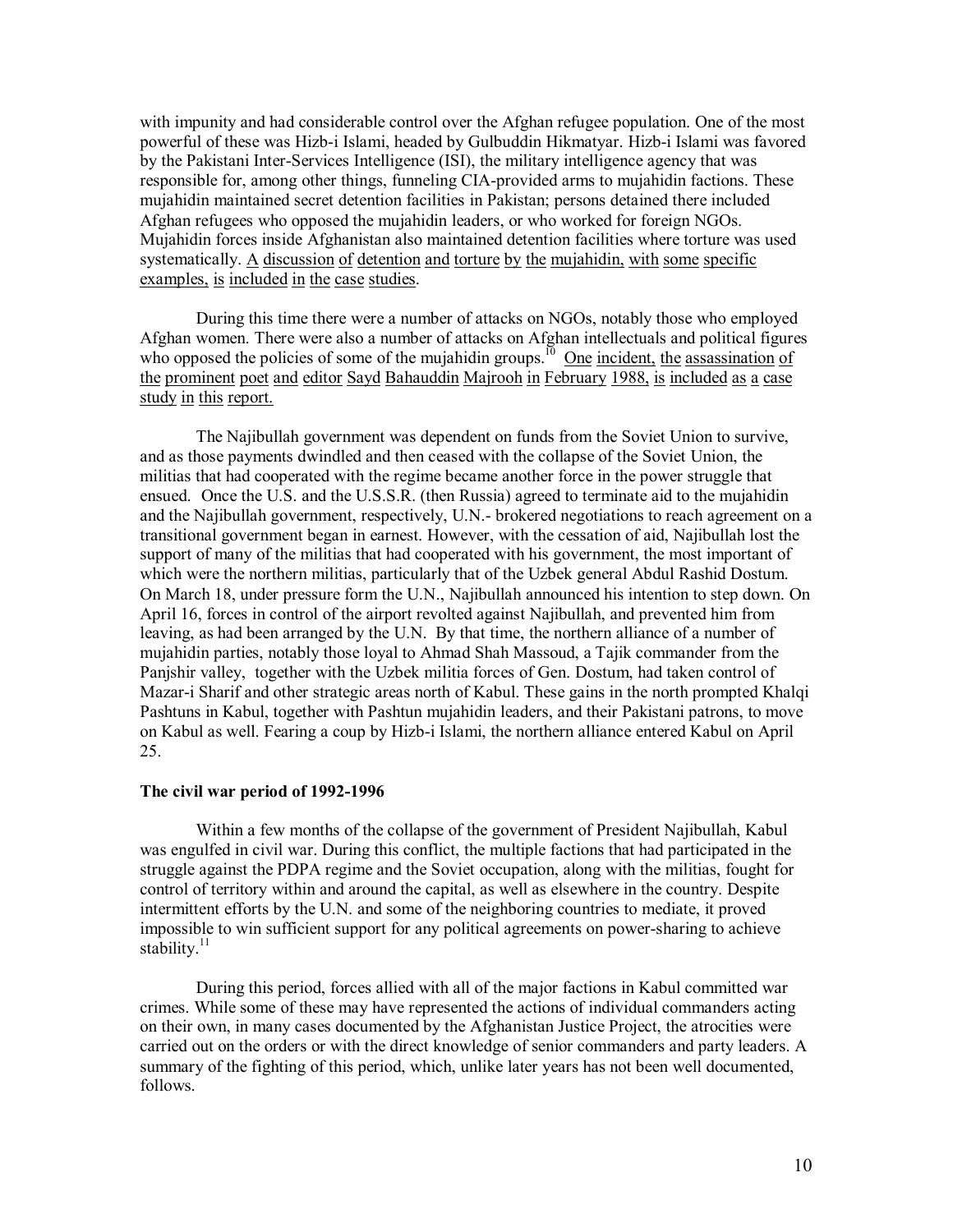with impunity and had considerable control over the Afghan refugee population. One of the most powerful of these was Hizb-i Islami, headed by Gulbuddin Hikmatyar. Hizb-i Islami was favored by the Pakistani Inter-Services Intelligence (ISI), the military intelligence agency that was responsible for, among other things, funneling CIA-provided arms to mujahidin factions. These mujahidin maintained secret detention facilities in Pakistan; persons detained there included Afghan refugees who opposed the mujahidin leaders, or who worked for foreign NGOs. Mujahidin forces inside Afghanistan also maintained detention facilities where torture was used systematically. A discussion of detention and torture by the mujahidin, with some specific examples, is included in the case studies.

During this time there were a number of attacks on NGOs, notably those who employed Afghan women. There were also a number of attacks on Afghan intellectuals and political figures who opposed the policies of some of the mujahidin groups.[10] One incident, the assassination of the prominent poet and editor Sayd Bahauddin Majrooh in February 1988, is included as a case study in this report.

The Najibullah government was dependent on funds from the Soviet Union to survive, and as those payments dwindled and then ceased with the collapse of the Soviet Union, the militias that had cooperated with the regime became another force in the power struggle that ensued. Once the U.S. and the U.S.S.R. (then Russia) agreed to terminate aid to the mujahidin and the Najibullah government, respectively, U.N.- brokered negotiations to reach agreement on a transitional government began in earnest. However, with the cessation of aid, Najibullah lost the support of many of the militias that had cooperated with his government, the most important of which were the northern militias, particularly that of the Uzbek general Abdul Rashid Dostum. On March 18, under pressure form the U.N., Najibullah announced his intention to step down. On April 16, forces in control of the airport revolted against Najibullah, and prevented him from leaving, as had been arranged by the U.N. By that time, the northern alliance of a number of mujahidin parties, notably those loyal to Ahmad Shah Massoud, a Tajik commander from the Panjshir valley, together with the Uzbek militia forces of Gen. Dostum, had taken control of Mazar-i Sharif and other strategic areas north of Kabul. These gains in the north prompted Khalqi Pashtuns in Kabul, together with Pashtun mujahidin leaders, and their Pakistani patrons, to move on Kabul as well. Fearing a coup by Hizb-i Islami, the northern alliance entered Kabul on April 25.

**The civil war period of 1992-1996**

Within a few months of the collapse of the government of President Najibullah, Kabul was engulfed in civil war. During this conflict, the multiple factions that had participated in the struggle against the PDPA regime and the Soviet occupation, along with the militias, fought for control of territory within and around the capital, as well as elsewhere in the country. Despite intermittent efforts by the U.N. and some of the neighboring countries to mediate, it proved impossible to win sufficient support for any political agreements on power-sharing to achieve stability.[11]

During this period, forces allied with all of the major factions in Kabul committed war crimes. While some of these may have represented the actions of individual commanders acting on their own, in many cases documented by the Afghanistan Justice Project, the atrocities were carried out on the orders or with the direct knowledge of senior commanders and party leaders. A summary of the fighting of this period, which, unlike later years has not been well documented, follows.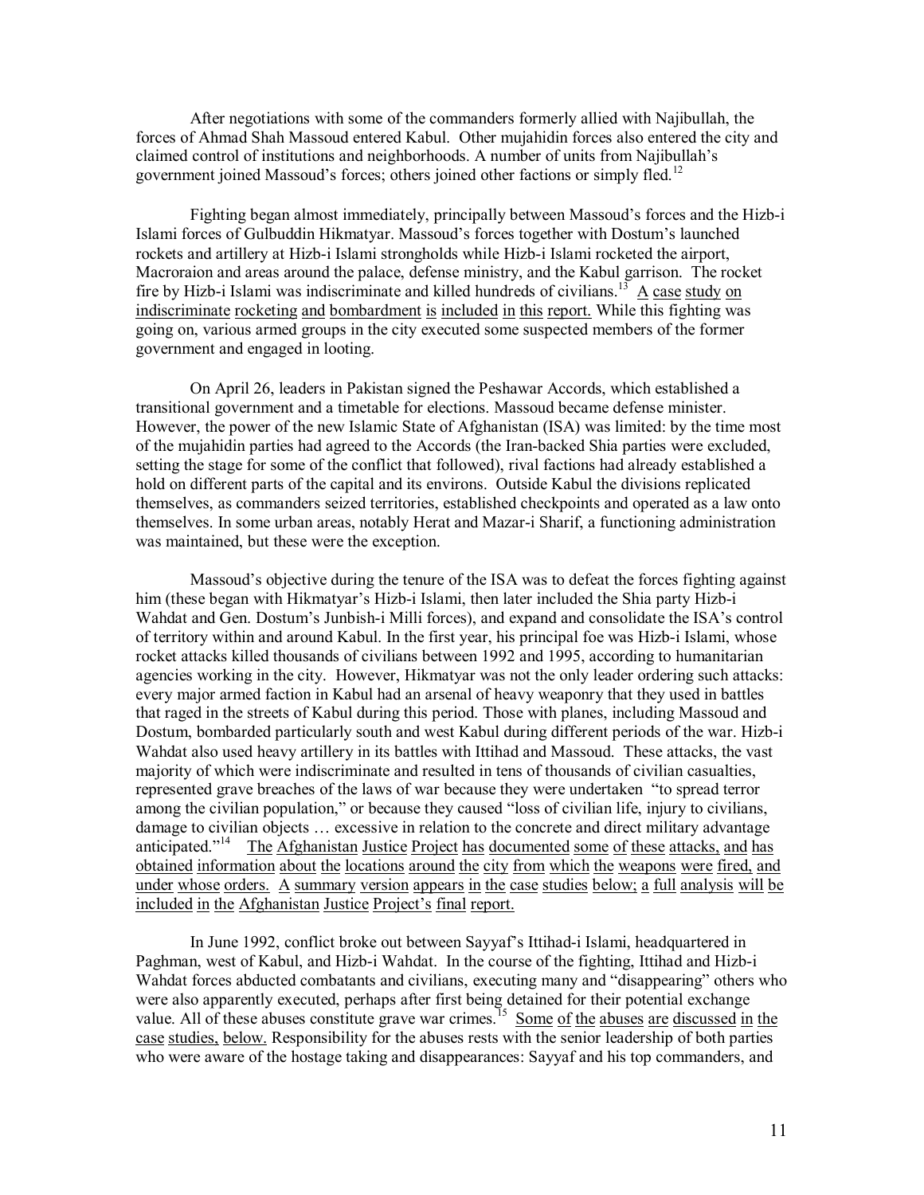After negotiations with some of the commanders formerly allied with Najibullah, the forces of Ahmad Shah Massoud entered Kabul. Other mujahidin forces also entered the city and claimed control of institutions and neighborhoods. A number of units from Najibullah's government joined Massoud's forces; others joined other factions or simply fled.[12]

Fighting began almost immediately, principally between Massoud's forces and the Hizb-i Islami forces of Gulbuddin Hikmatyar. Massoud's forces together with Dostum's launched rockets and artillery at Hizb-i Islami strongholds while Hizb-i Islami rocketed the airport, Macroraion and areas around the palace, defense ministry, and the Kabul garrison. The rocket fire by Hizb-i Islami was indiscriminate and killed hundreds of civilians.[13] A case study on indiscriminate rocketing and bombardment is included in this report. While this fighting was going on, various armed groups in the city executed some suspected members of the former government and engaged in looting.

On April 26, leaders in Pakistan signed the Peshawar Accords, which established a transitional government and a timetable for elections. Massoud became defense minister. However, the power of the new Islamic State of Afghanistan (ISA) was limited: by the time most of the mujahidin parties had agreed to the Accords (the Iran-backed Shia parties were excluded, setting the stage for some of the conflict that followed), rival factions had already established a hold on different parts of the capital and its environs. Outside Kabul the divisions replicated themselves, as commanders seized territories, established checkpoints and operated as a law onto themselves. In some urban areas, notably Herat and Mazar-i Sharif, a functioning administration was maintained, but these were the exception.

Massoud's objective during the tenure of the ISA was to defeat the forces fighting against him (these began with Hikmatyar's Hizb-i Islami, then later included the Shia party Hizb-i Wahdat and Gen. Dostum's Junbish-i Milli forces), and expand and consolidate the ISA's control of territory within and around Kabul. In the first year, his principal foe was Hizb-i Islami, whose rocket attacks killed thousands of civilians between 1992 and 1995, according to humanitarian agencies working in the city. However, Hikmatyar was not the only leader ordering such attacks: every major armed faction in Kabul had an arsenal of heavy weaponry that they used in battles that raged in the streets of Kabul during this period. Those with planes, including Massoud and Dostum, bombarded particularly south and west Kabul during different periods of the war. Hizb-i Wahdat also used heavy artillery in its battles with Ittihad and Massoud. These attacks, the vast majority of which were indiscriminate and resulted in tens of thousands of civilian casualties, represented grave breaches of the laws of war because they were undertaken "to spread terror among the civilian population," or because they caused "loss of civilian life, injury to civilians, damage to civilian objects … excessive in relation to the concrete and direct military advantage anticipated."[14] The Afghanistan Justice Project has documented some of these attacks, and has obtained information about the locations around the city from which the weapons were fired, and under whose orders. A summary version appears in the case studies below; a full analysis will be included in the Afghanistan Justice Project's final report.

In June 1992, conflict broke out between Sayyaf's Ittihad-i Islami, headquartered in Paghman, west of Kabul, and Hizb-i Wahdat. In the course of the fighting, Ittihad and Hizb-i Wahdat forces abducted combatants and civilians, executing many and "disappearing" others who were also apparently executed, perhaps after first being detained for their potential exchange value. All of these abuses constitute grave war crimes.[15] Some of the abuses are discussed in the case studies, below. Responsibility for the abuses rests with the senior leadership of both parties who were aware of the hostage taking and disappearances: Sayyaf and his top commanders, and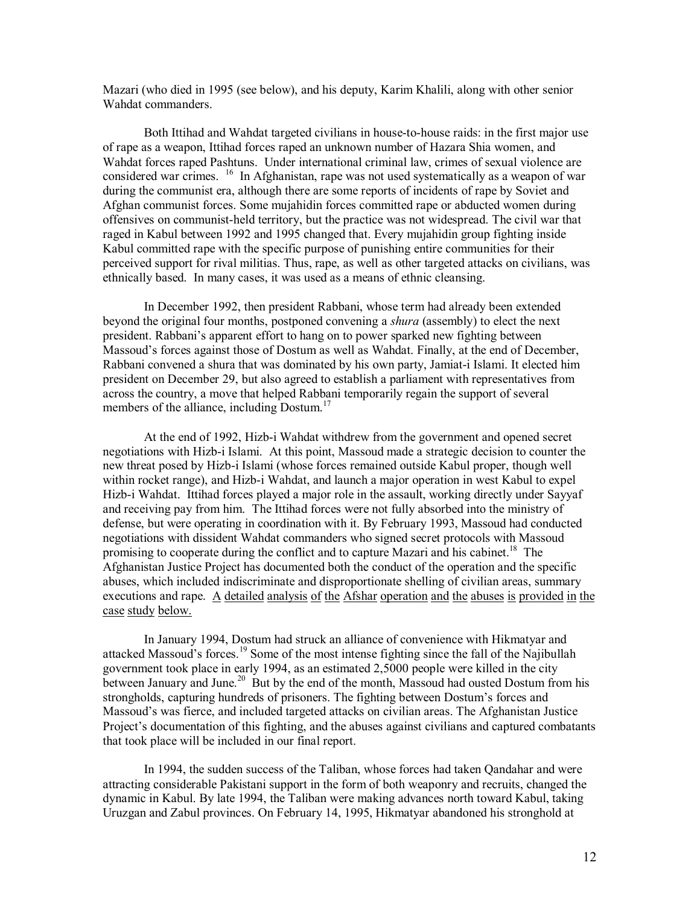Mazari (who died in 1995 (see below), and his deputy, Karim Khalili, along with other senior Wahdat commanders.

Both Ittihad and Wahdat targeted civilians in house-to-house raids: in the first major use of rape as a weapon, Ittihad forces raped an unknown number of Hazara Shia women, and Wahdat forces raped Pashtuns. Under international criminal law, crimes of sexual violence are considered war crimes. [16] In Afghanistan, rape was not used systematically as a weapon of war during the communist era, although there are some reports of incidents of rape by Soviet and Afghan communist forces. Some mujahidin forces committed rape or abducted women during offensives on communist-held territory, but the practice was not widespread. The civil war that raged in Kabul between 1992 and 1995 changed that. Every mujahidin group fighting inside Kabul committed rape with the specific purpose of punishing entire communities for their perceived support for rival militias. Thus, rape, as well as other targeted attacks on civilians, was ethnically based. In many cases, it was used as a means of ethnic cleansing.

In December 1992, then president Rabbani, whose term had already been extended beyond the original four months, postponed convening a *shura* (assembly) to elect the next president. Rabbani's apparent effort to hang on to power sparked new fighting between Massoud's forces against those of Dostum as well as Wahdat. Finally, at the end of December, Rabbani convened a shura that was dominated by his own party, Jamiat-i Islami. It elected him president on December 29, but also agreed to establish a parliament with representatives from across the country, a move that helped Rabbani temporarily regain the support of several members of the alliance, including Dostum.[17]

At the end of 1992, Hizb-i Wahdat withdrew from the government and opened secret negotiations with Hizb-i Islami. At this point, Massoud made a strategic decision to counter the new threat posed by Hizb-i Islami (whose forces remained outside Kabul proper, though well within rocket range), and Hizb-i Wahdat, and launch a major operation in west Kabul to expel Hizb-i Wahdat. Ittihad forces played a major role in the assault, working directly under Sayyaf and receiving pay from him. The Ittihad forces were not fully absorbed into the ministry of defense, but were operating in coordination with it. By February 1993, Massoud had conducted negotiations with dissident Wahdat commanders who signed secret protocols with Massoud promising to cooperate during the conflict and to capture Mazari and his cabinet.[18] The Afghanistan Justice Project has documented both the conduct of the operation and the specific abuses, which included indiscriminate and disproportionate shelling of civilian areas, summary executions and rape. A detailed analysis of the Afshar operation and the abuses is provided in the case study below.

In January 1994, Dostum had struck an alliance of convenience with Hikmatyar and attacked Massoud's forces.[19] Some of the most intense fighting since the fall of the Najibullah government took place in early 1994, as an estimated 2,5000 people were killed in the city between January and June.[20] But by the end of the month, Massoud had ousted Dostum from his strongholds, capturing hundreds of prisoners. The fighting between Dostum's forces and Massoud's was fierce, and included targeted attacks on civilian areas. The Afghanistan Justice Project's documentation of this fighting, and the abuses against civilians and captured combatants that took place will be included in our final report.

In 1994, the sudden success of the Taliban, whose forces had taken Qandahar and were attracting considerable Pakistani support in the form of both weaponry and recruits, changed the dynamic in Kabul. By late 1994, the Taliban were making advances north toward Kabul, taking Uruzgan and Zabul provinces. On February 14, 1995, Hikmatyar abandoned his stronghold at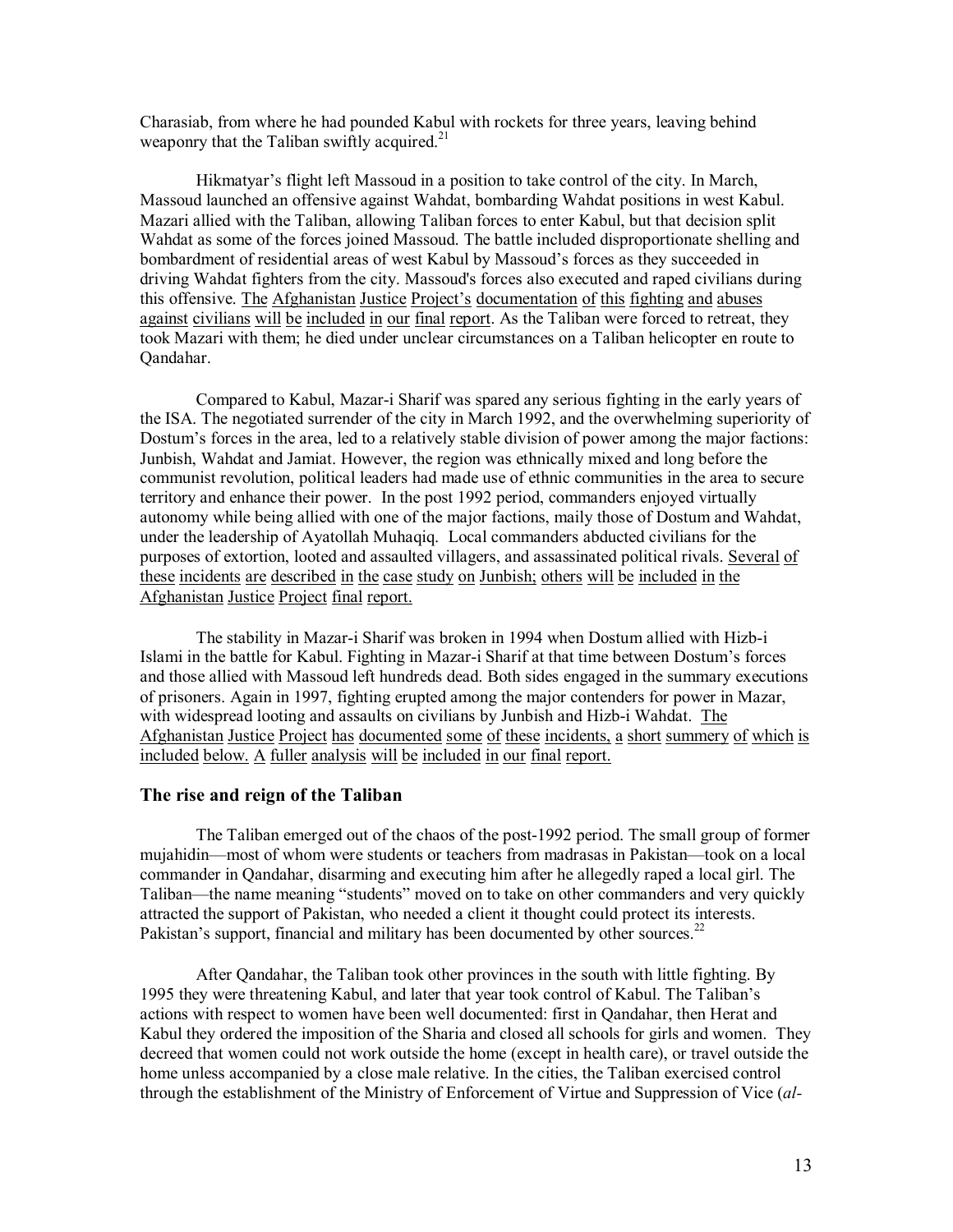Charasiab, from where he had pounded Kabul with rockets for three years, leaving behind weaponry that the Taliban swiftly acquired.[21]

Hikmatyar's flight left Massoud in a position to take control of the city. In March, Massoud launched an offensive against Wahdat, bombarding Wahdat positions in west Kabul. Mazari allied with the Taliban, allowing Taliban forces to enter Kabul, but that decision split Wahdat as some of the forces joined Massoud. The battle included disproportionate shelling and bombardment of residential areas of west Kabul by Massoud's forces as they succeeded in driving Wahdat fighters from the city. Massoud's forces also executed and raped civilians during this offensive. The Afghanistan Justice Project's documentation of this fighting and abuses against civilians will be included in our final report. As the Taliban were forced to retreat, they took Mazari with them; he died under unclear circumstances on a Taliban helicopter en route to Qandahar.

Compared to Kabul, Mazar-i Sharif was spared any serious fighting in the early years of the ISA. The negotiated surrender of the city in March 1992, and the overwhelming superiority of Dostum's forces in the area, led to a relatively stable division of power among the major factions: Junbish, Wahdat and Jamiat. However, the region was ethnically mixed and long before the communist revolution, political leaders had made use of ethnic communities in the area to secure territory and enhance their power. In the post 1992 period, commanders enjoyed virtually autonomy while being allied with one of the major factions, maily those of Dostum and Wahdat, under the leadership of Ayatollah Muhaqiq. Local commanders abducted civilians for the purposes of extortion, looted and assaulted villagers, and assassinated political rivals. Several of these incidents are described in the case study on Junbish; others will be included in the Afghanistan Justice Project final report.

The stability in Mazar-i Sharif was broken in 1994 when Dostum allied with Hizb-i Islami in the battle for Kabul. Fighting in Mazar-i Sharif at that time between Dostum's forces and those allied with Massoud left hundreds dead. Both sides engaged in the summary executions of prisoners. Again in 1997, fighting erupted among the major contenders for power in Mazar, with widespread looting and assaults on civilians by Junbish and Hizb-i Wahdat. The Afghanistan Justice Project has documented some of these incidents, a short summery of which is included below. A fuller analysis will be included in our final report.

## The rise and reign of the Taliban

The Taliban emerged out of the chaos of the post-1992 period. The small group of former mujahidin—most of whom were students or teachers from madrasas in Pakistan—took on a local commander in Qandahar, disarming and executing him after he allegedly raped a local girl. The Taliban—the name meaning "students" moved on to take on other commanders and very quickly attracted the support of Pakistan, who needed a client it thought could protect its interests. Pakistan's support, financial and military has been documented by other sources.[22]

After Qandahar, the Taliban took other provinces in the south with little fighting. By 1995 they were threatening Kabul, and later that year took control of Kabul. The Taliban's actions with respect to women have been well documented: first in Qandahar, then Herat and Kabul they ordered the imposition of the Sharia and closed all schools for girls and women. They decreed that women could not work outside the home (except in health care), or travel outside the home unless accompanied by a close male relative. In the cities, the Taliban exercised control through the establishment of the Ministry of Enforcement of Virtue and Suppression of Vice (*al-*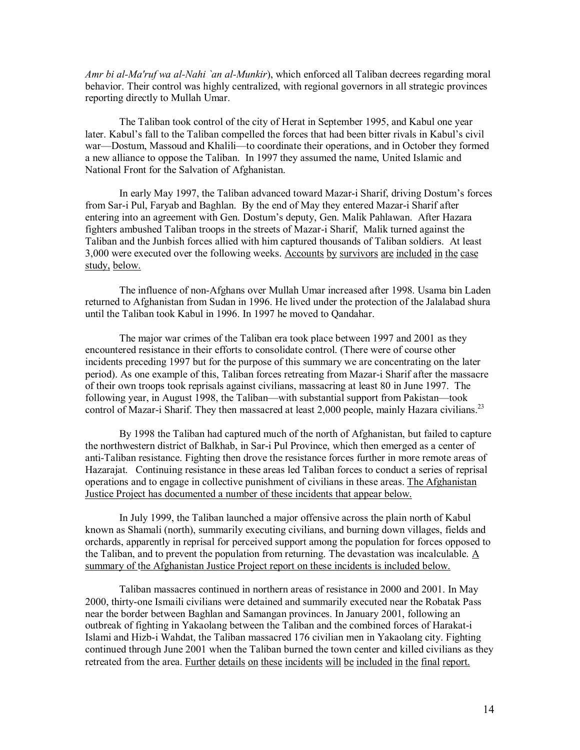*Amr bi al-Ma'ruf wa al-Nahi `an al-Munkir*), which enforced all Taliban decrees regarding moral behavior. Their control was highly centralized, with regional governors in all strategic provinces reporting directly to Mullah Umar.

The Taliban took control of the city of Herat in September 1995, and Kabul one year later. Kabul's fall to the Taliban compelled the forces that had been bitter rivals in Kabul's civil war—Dostum, Massoud and Khalili—to coordinate their operations, and in October they formed a new alliance to oppose the Taliban. In 1997 they assumed the name, United Islamic and National Front for the Salvation of Afghanistan.

In early May 1997, the Taliban advanced toward Mazar-i Sharif, driving Dostum's forces from Sar-i Pul, Faryab and Baghlan. By the end of May they entered Mazar-i Sharif after entering into an agreement with Gen. Dostum's deputy, Gen. Malik Pahlawan. After Hazara fighters ambushed Taliban troops in the streets of Mazar-i Sharif, Malik turned against the Taliban and the Junbish forces allied with him captured thousands of Taliban soldiers. At least 3,000 were executed over the following weeks. Accounts by survivors are included in the case study, below.

The influence of non-Afghans over Mullah Umar increased after 1998. Usama bin Laden returned to Afghanistan from Sudan in 1996. He lived under the protection of the Jalalabad shura until the Taliban took Kabul in 1996. In 1997 he moved to Qandahar.

The major war crimes of the Taliban era took place between 1997 and 2001 as they encountered resistance in their efforts to consolidate control. (There were of course other incidents preceding 1997 but for the purpose of this summary we are concentrating on the later period). As one example of this, Taliban forces retreating from Mazar-i Sharif after the massacre of their own troops took reprisals against civilians, massacring at least 80 in June 1997. The following year, in August 1998, the Taliban—with substantial support from Pakistan—took control of Mazar-i Sharif. They then massacred at least 2,000 people, mainly Hazara civilians.[23]

By 1998 the Taliban had captured much of the north of Afghanistan, but failed to capture the northwestern district of Balkhab, in Sar-i Pul Province, which then emerged as a center of anti-Taliban resistance. Fighting then drove the resistance forces further in more remote areas of Hazarajat. Continuing resistance in these areas led Taliban forces to conduct a series of reprisal operations and to engage in collective punishment of civilians in these areas. The Afghanistan Justice Project has documented a number of these incidents that appear below.

In July 1999, the Taliban launched a major offensive across the plain north of Kabul known as Shamali (north), summarily executing civilians, and burning down villages, fields and orchards, apparently in reprisal for perceived support among the population for forces opposed to the Taliban, and to prevent the population from returning. The devastation was incalculable. A summary of the Afghanistan Justice Project report on these incidents is included below.

Taliban massacres continued in northern areas of resistance in 2000 and 2001. In May 2000, thirty-one Ismaili civilians were detained and summarily executed near the Robatak Pass near the border between Baghlan and Samangan provinces. In January 2001, following an outbreak of fighting in Yakaolang between the Taliban and the combined forces of Harakat-i Islami and Hizb-i Wahdat, the Taliban massacred 176 civilian men in Yakaolang city. Fighting continued through June 2001 when the Taliban burned the town center and killed civilians as they retreated from the area. Further details on these incidents will be included in the final report.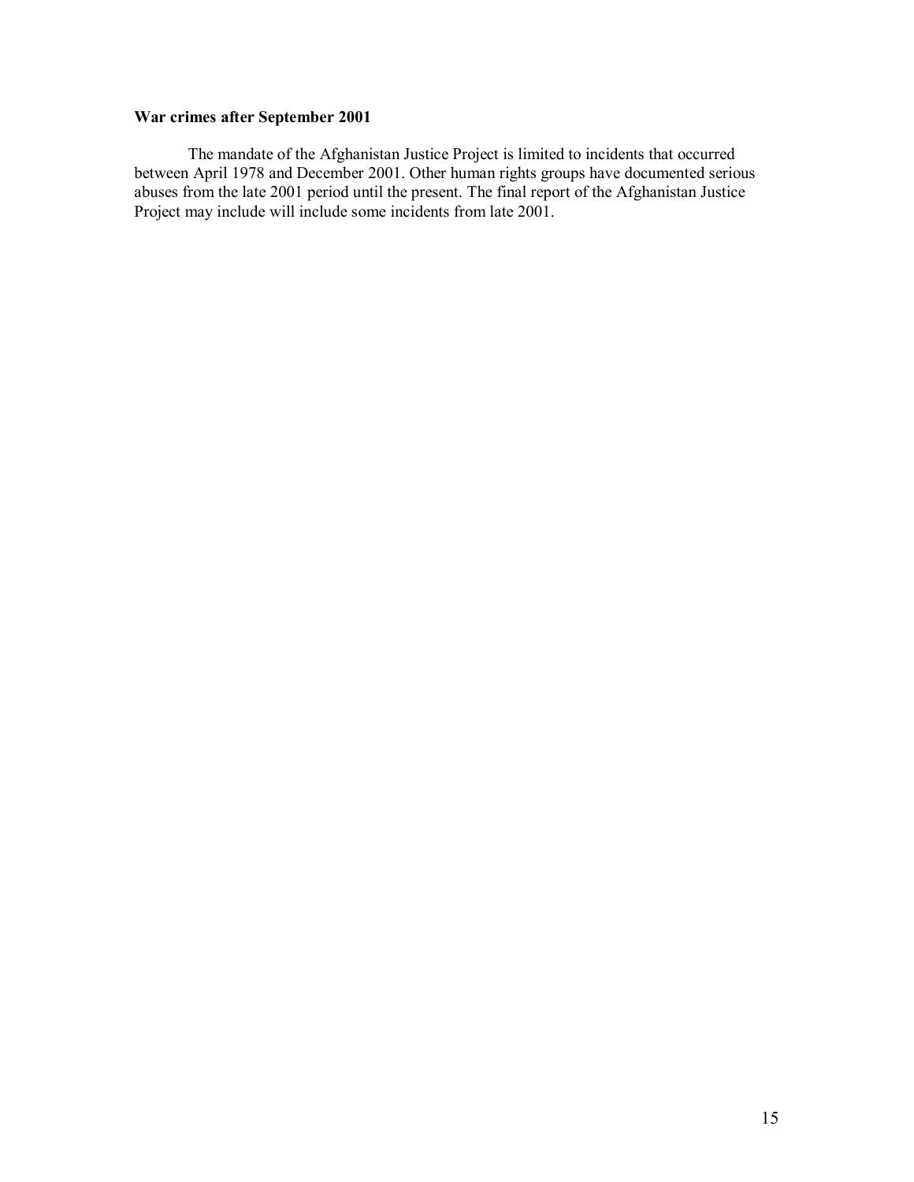**War crimes after September 2001**

The mandate of the Afghanistan Justice Project is limited to incidents that occurred between April 1978 and December 2001. Other human rights groups have documented serious abuses from the late 2001 period until the present. The final report of the Afghanistan Justice Project may include will include some incidents from late 2001.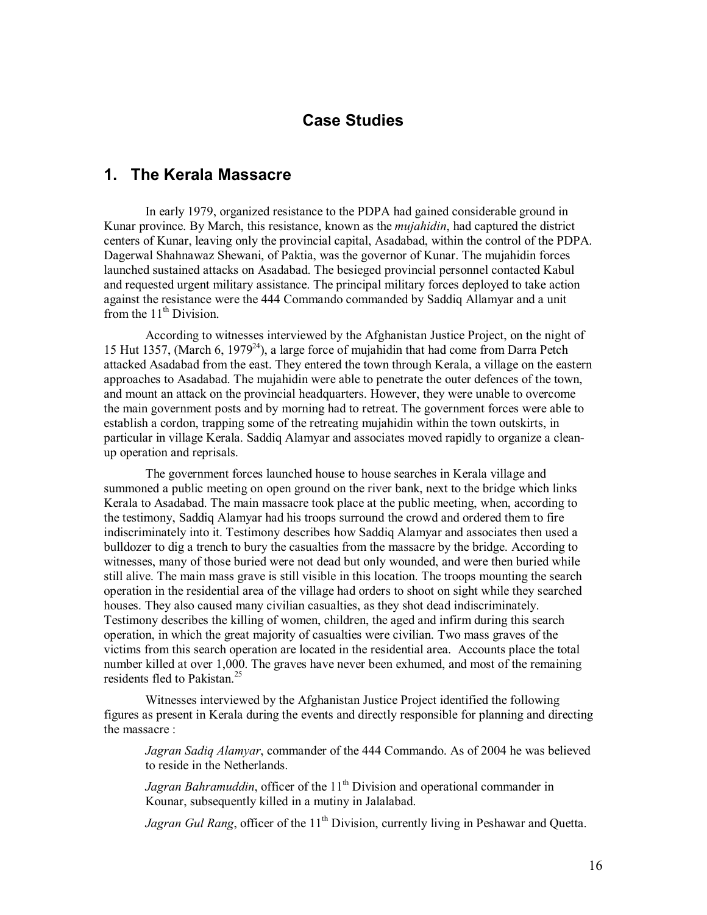# Case Studies

## 1. The Kerala Massacre

In early 1979, organized resistance to the PDPA had gained considerable ground in Kunar province. By March, this resistance, known as the *mujahidin*, had captured the district centers of Kunar, leaving only the provincial capital, Asadabad, within the control of the PDPA. Dagerwal Shahnawaz Shewani, of Paktia, was the governor of Kunar. The mujahidin forces launched sustained attacks on Asadabad. The besieged provincial personnel contacted Kabul and requested urgent military assistance. The principal military forces deployed to take action against the resistance were the 444 Commando commanded by Saddiq Allamyar and a unit from the 11th Division.

According to witnesses interviewed by the Afghanistan Justice Project, on the night of 15 Hut 1357, (March 6, 1979[24]), a large force of mujahidin that had come from Darra Petch attacked Asadabad from the east. They entered the town through Kerala, a village on the eastern approaches to Asadabad. The mujahidin were able to penetrate the outer defences of the town, and mount an attack on the provincial headquarters. However, they were unable to overcome the main government posts and by morning had to retreat. The government forces were able to establish a cordon, trapping some of the retreating mujahidin within the town outskirts, in particular in village Kerala. Saddiq Alamyar and associates moved rapidly to organize a clean-up operation and reprisals.

The government forces launched house to house searches in Kerala village and summoned a public meeting on open ground on the river bank, next to the bridge which links Kerala to Asadabad. The main massacre took place at the public meeting, when, according to the testimony, Saddiq Alamyar had his troops surround the crowd and ordered them to fire indiscriminately into it. Testimony describes how Saddiq Alamyar and associates then used a bulldozer to dig a trench to bury the casualties from the massacre by the bridge. According to witnesses, many of those buried were not dead but only wounded, and were then buried while still alive. The main mass grave is still visible in this location. The troops mounting the search operation in the residential area of the village had orders to shoot on sight while they searched houses. They also caused many civilian casualties, as they shot dead indiscriminately. Testimony describes the killing of women, children, the aged and infirm during this search operation, in which the great majority of casualties were civilian. Two mass graves of the victims from this search operation are located in the residential area. Accounts place the total number killed at over 1,000. The graves have never been exhumed, and most of the remaining residents fled to Pakistan.[25]

Witnesses interviewed by the Afghanistan Justice Project identified the following figures as present in Kerala during the events and directly responsible for planning and directing the massacre :

> *Jagran Sadiq Alamyar*, commander of the 444 Commando. As of 2004 he was believed to reside in the Netherlands.
>
> *Jagran Bahramuddin*, officer of the 11th Division and operational commander in Kounar, subsequently killed in a mutiny in Jalalabad.
>
> *Jagran Gul Rang*, officer of the 11th Division, currently living in Peshawar and Quetta.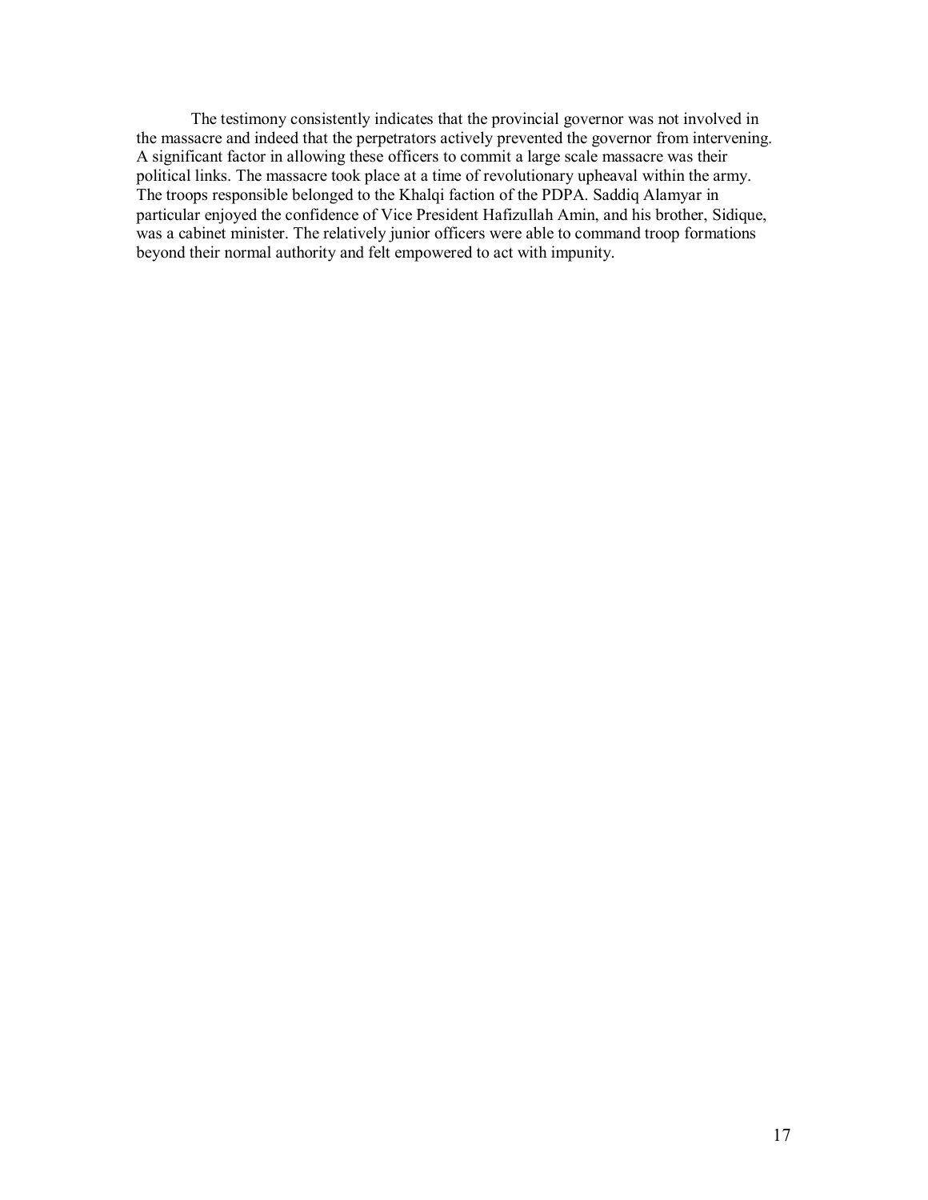The testimony consistently indicates that the provincial governor was not involved in the massacre and indeed that the perpetrators actively prevented the governor from intervening. A significant factor in allowing these officers to commit a large scale massacre was their political links. The massacre took place at a time of revolutionary upheaval within the army. The troops responsible belonged to the Khalqi faction of the PDPA. Saddiq Alamyar in particular enjoyed the confidence of Vice President Hafizullah Amin, and his brother, Sidique, was a cabinet minister. The relatively junior officers were able to command troop formations beyond their normal authority and felt empowered to act with impunity.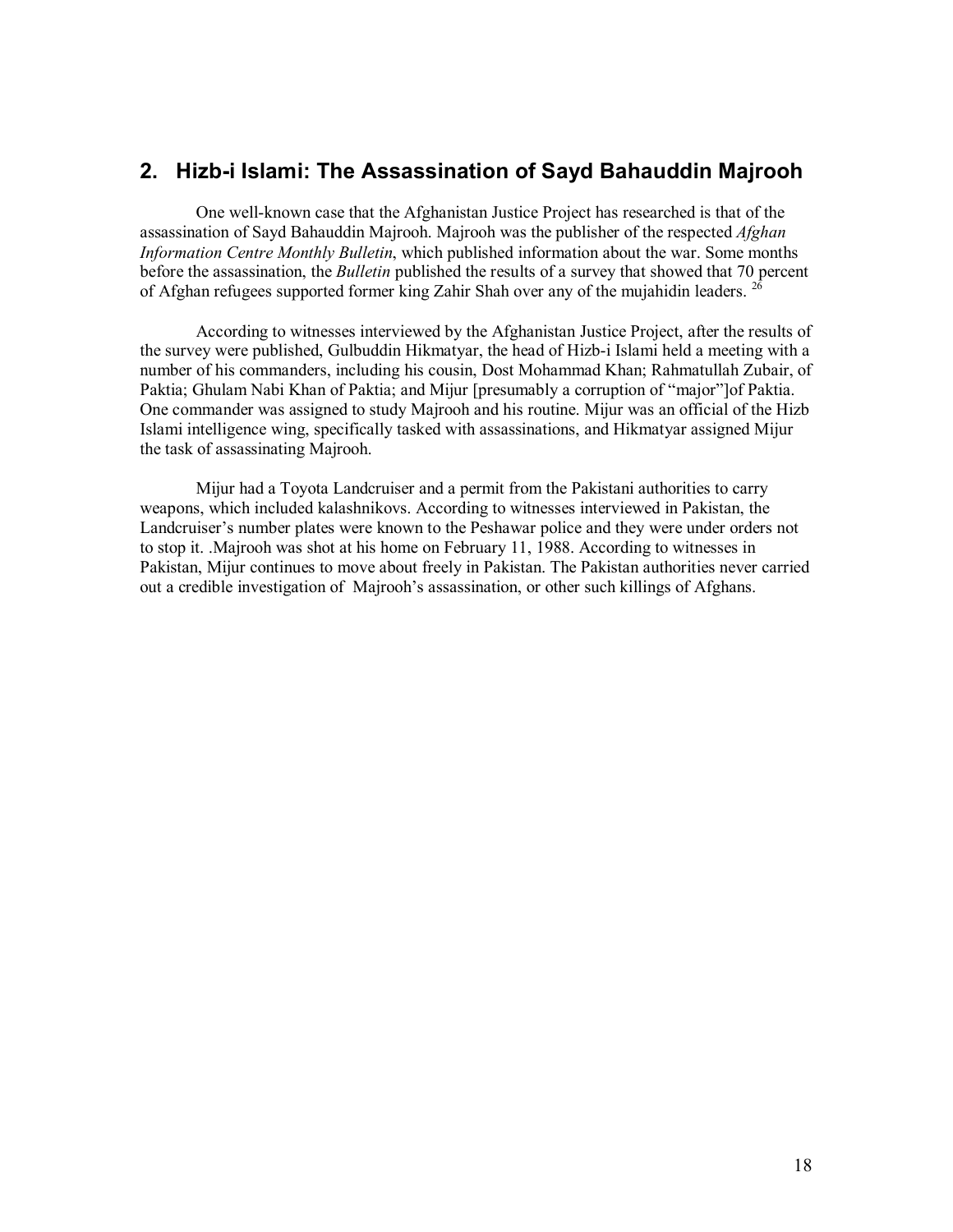## 2. Hizb-i Islami: The Assassination of Sayd Bahauddin Majrooh

One well-known case that the Afghanistan Justice Project has researched is that of the assassination of Sayd Bahauddin Majrooh. Majrooh was the publisher of the respected *Afghan Information Centre Monthly Bulletin*, which published information about the war. Some months before the assassination, the *Bulletin* published the results of a survey that showed that 70 percent of Afghan refugees supported former king Zahir Shah over any of the mujahidin leaders. [26]

According to witnesses interviewed by the Afghanistan Justice Project, after the results of the survey were published, Gulbuddin Hikmatyar, the head of Hizb-i Islami held a meeting with a number of his commanders, including his cousin, Dost Mohammad Khan; Rahmatullah Zubair, of Paktia; Ghulam Nabi Khan of Paktia; and Mijur [presumably a corruption of "major"]of Paktia. One commander was assigned to study Majrooh and his routine. Mijur was an official of the Hizb Islami intelligence wing, specifically tasked with assassinations, and Hikmatyar assigned Mijur the task of assassinating Majrooh.

Mijur had a Toyota Landcruiser and a permit from the Pakistani authorities to carry weapons, which included kalashnikovs. According to witnesses interviewed in Pakistan, the Landcruiser's number plates were known to the Peshawar police and they were under orders not to stop it. .Majrooh was shot at his home on February 11, 1988. According to witnesses in Pakistan, Mijur continues to move about freely in Pakistan. The Pakistan authorities never carried out a credible investigation of Majrooh's assassination, or other such killings of Afghans.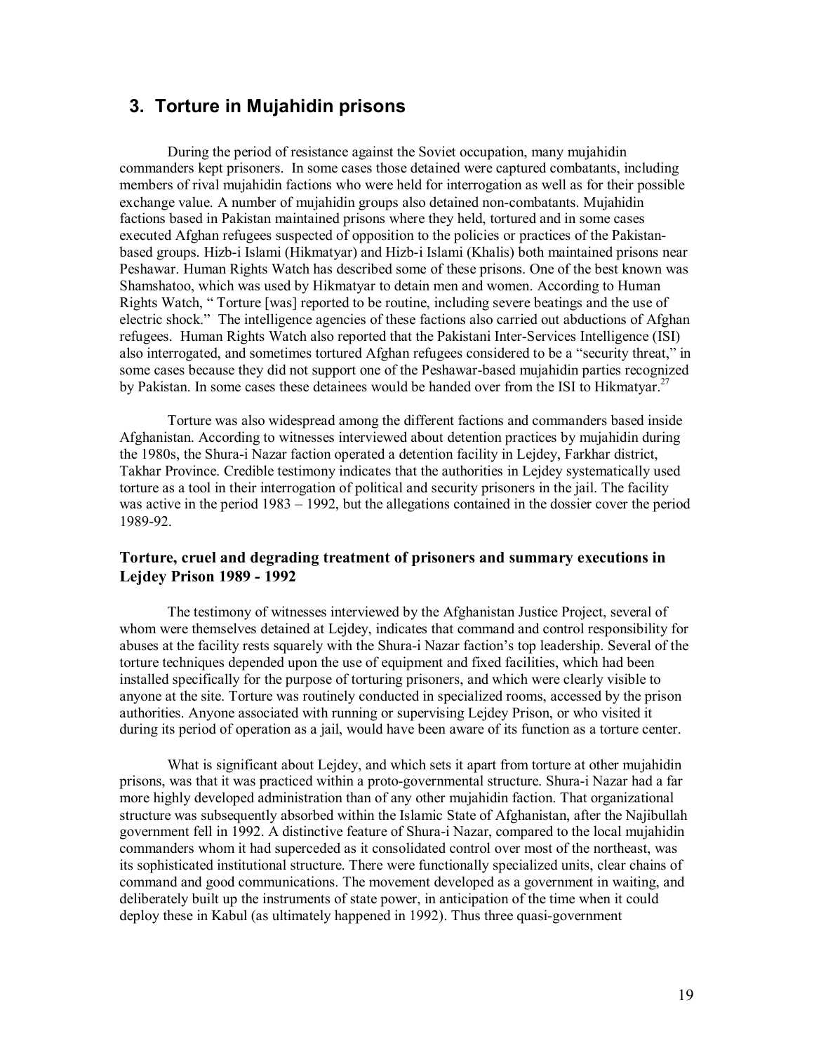## 3. Torture in Mujahidin prisons

During the period of resistance against the Soviet occupation, many mujahidin commanders kept prisoners. In some cases those detained were captured combatants, including members of rival mujahidin factions who were held for interrogation as well as for their possible exchange value. A number of mujahidin groups also detained non-combatants. Mujahidin factions based in Pakistan maintained prisons where they held, tortured and in some cases executed Afghan refugees suspected of opposition to the policies or practices of the Pakistan-based groups. Hizb-i Islami (Hikmatyar) and Hizb-i Islami (Khalis) both maintained prisons near Peshawar. Human Rights Watch has described some of these prisons. One of the best known was Shamshatoo, which was used by Hikmatyar to detain men and women. According to Human Rights Watch, " Torture [was] reported to be routine, including severe beatings and the use of electric shock." The intelligence agencies of these factions also carried out abductions of Afghan refugees. Human Rights Watch also reported that the Pakistani Inter-Services Intelligence (ISI) also interrogated, and sometimes tortured Afghan refugees considered to be a "security threat," in some cases because they did not support one of the Peshawar-based mujahidin parties recognized by Pakistan. In some cases these detainees would be handed over from the ISI to Hikmatyar.[27]

Torture was also widespread among the different factions and commanders based inside Afghanistan. According to witnesses interviewed about detention practices by mujahidin during the 1980s, the Shura-i Nazar faction operated a detention facility in Lejdey, Farkhar district, Takhar Province. Credible testimony indicates that the authorities in Lejdey systematically used torture as a tool in their interrogation of political and security prisoners in the jail. The facility was active in the period 1983 – 1992, but the allegations contained in the dossier cover the period 1989-92.

### Torture, cruel and degrading treatment of prisoners and summary executions in Lejdey Prison 1989 - 1992

The testimony of witnesses interviewed by the Afghanistan Justice Project, several of whom were themselves detained at Lejdey, indicates that command and control responsibility for abuses at the facility rests squarely with the Shura-i Nazar faction's top leadership. Several of the torture techniques depended upon the use of equipment and fixed facilities, which had been installed specifically for the purpose of torturing prisoners, and which were clearly visible to anyone at the site. Torture was routinely conducted in specialized rooms, accessed by the prison authorities. Anyone associated with running or supervising Lejdey Prison, or who visited it during its period of operation as a jail, would have been aware of its function as a torture center.

What is significant about Lejdey, and which sets it apart from torture at other mujahidin prisons, was that it was practiced within a proto-governmental structure. Shura-i Nazar had a far more highly developed administration than of any other mujahidin faction. That organizational structure was subsequently absorbed within the Islamic State of Afghanistan, after the Najibullah government fell in 1992. A distinctive feature of Shura-i Nazar, compared to the local mujahidin commanders whom it had superceded as it consolidated control over most of the northeast, was its sophisticated institutional structure. There were functionally specialized units, clear chains of command and good communications. The movement developed as a government in waiting, and deliberately built up the instruments of state power, in anticipation of the time when it could deploy these in Kabul (as ultimately happened in 1992). Thus three quasi-government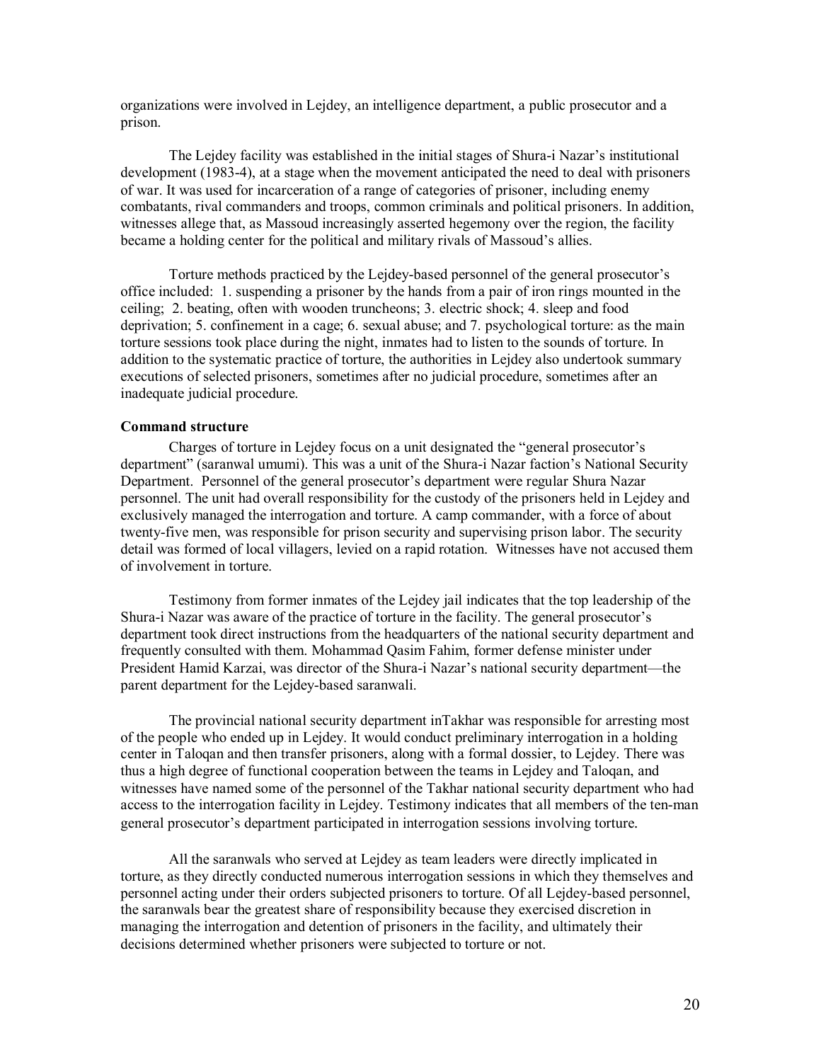organizations were involved in Lejdey, an intelligence department, a public prosecutor and a prison.

The Lejdey facility was established in the initial stages of Shura-i Nazar's institutional development (1983-4), at a stage when the movement anticipated the need to deal with prisoners of war. It was used for incarceration of a range of categories of prisoner, including enemy combatants, rival commanders and troops, common criminals and political prisoners. In addition, witnesses allege that, as Massoud increasingly asserted hegemony over the region, the facility became a holding center for the political and military rivals of Massoud's allies.

Torture methods practiced by the Lejdey-based personnel of the general prosecutor's office included: 1. suspending a prisoner by the hands from a pair of iron rings mounted in the ceiling; 2. beating, often with wooden truncheons; 3. electric shock; 4. sleep and food deprivation; 5. confinement in a cage; 6. sexual abuse; and 7. psychological torture: as the main torture sessions took place during the night, inmates had to listen to the sounds of torture. In addition to the systematic practice of torture, the authorities in Lejdey also undertook summary executions of selected prisoners, sometimes after no judicial procedure, sometimes after an inadequate judicial procedure.

**Command structure**

Charges of torture in Lejdey focus on a unit designated the "general prosecutor's department" (saranwal umumi). This was a unit of the Shura-i Nazar faction's National Security Department. Personnel of the general prosecutor's department were regular Shura Nazar personnel. The unit had overall responsibility for the custody of the prisoners held in Lejdey and exclusively managed the interrogation and torture. A camp commander, with a force of about twenty-five men, was responsible for prison security and supervising prison labor. The security detail was formed of local villagers, levied on a rapid rotation. Witnesses have not accused them of involvement in torture.

Testimony from former inmates of the Lejdey jail indicates that the top leadership of the Shura-i Nazar was aware of the practice of torture in the facility. The general prosecutor's department took direct instructions from the headquarters of the national security department and frequently consulted with them. Mohammad Qasim Fahim, former defense minister under President Hamid Karzai, was director of the Shura-i Nazar's national security department—the parent department for the Lejdey-based saranwali.

The provincial national security department inTakhar was responsible for arresting most of the people who ended up in Lejdey. It would conduct preliminary interrogation in a holding center in Taloqan and then transfer prisoners, along with a formal dossier, to Lejdey. There was thus a high degree of functional cooperation between the teams in Lejdey and Taloqan, and witnesses have named some of the personnel of the Takhar national security department who had access to the interrogation facility in Lejdey. Testimony indicates that all members of the ten-man general prosecutor's department participated in interrogation sessions involving torture.

All the saranwals who served at Lejdey as team leaders were directly implicated in torture, as they directly conducted numerous interrogation sessions in which they themselves and personnel acting under their orders subjected prisoners to torture. Of all Lejdey-based personnel, the saranwals bear the greatest share of responsibility because they exercised discretion in managing the interrogation and detention of prisoners in the facility, and ultimately their decisions determined whether prisoners were subjected to torture or not.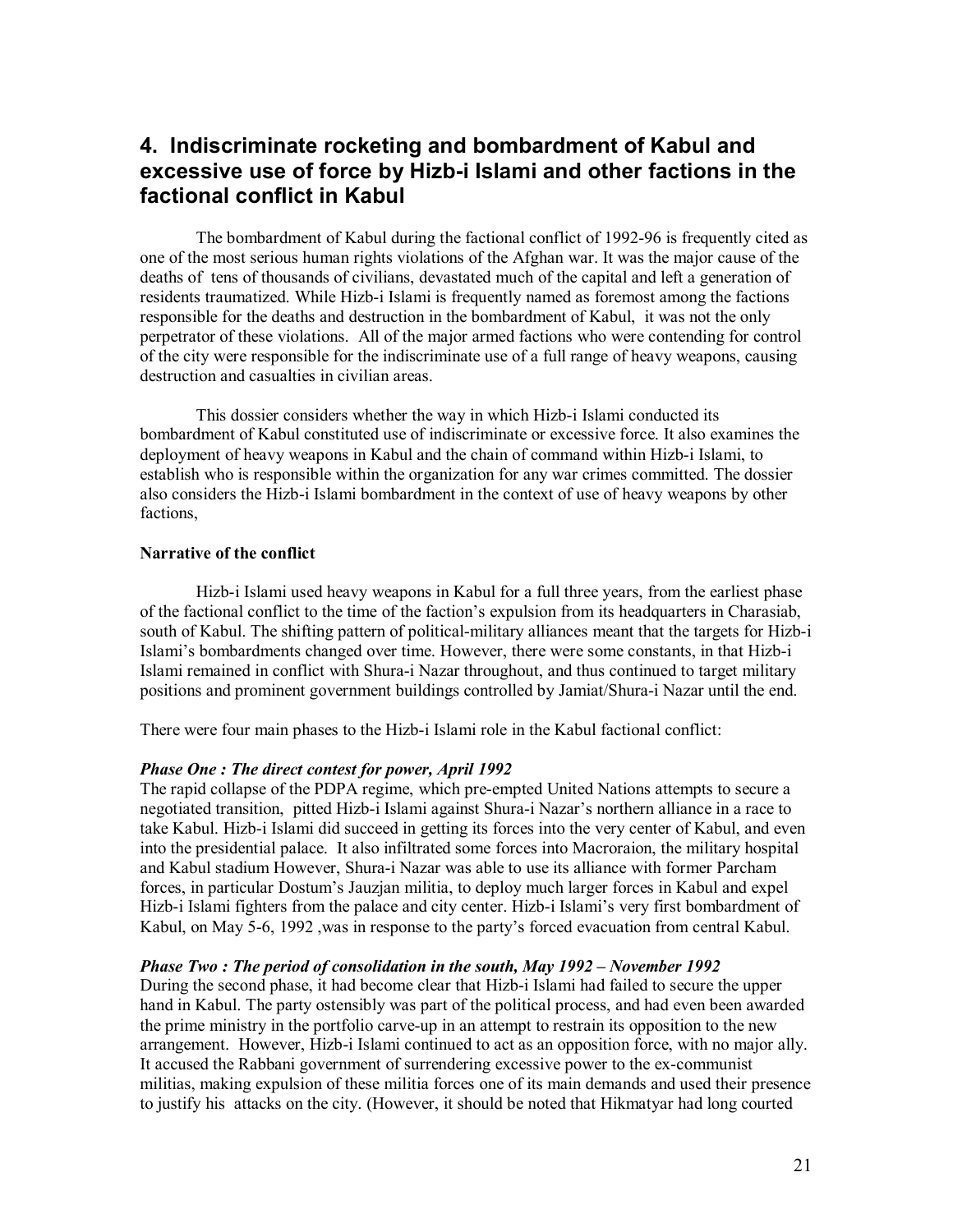## 4. Indiscriminate rocketing and bombardment of Kabul and excessive use of force by Hizb-i Islami and other factions in the factional conflict in Kabul

The bombardment of Kabul during the factional conflict of 1992-96 is frequently cited as one of the most serious human rights violations of the Afghan war. It was the major cause of the deaths of tens of thousands of civilians, devastated much of the capital and left a generation of residents traumatized. While Hizb-i Islami is frequently named as foremost among the factions responsible for the deaths and destruction in the bombardment of Kabul, it was not the only perpetrator of these violations. All of the major armed factions who were contending for control of the city were responsible for the indiscriminate use of a full range of heavy weapons, causing destruction and casualties in civilian areas.

This dossier considers whether the way in which Hizb-i Islami conducted its bombardment of Kabul constituted use of indiscriminate or excessive force. It also examines the deployment of heavy weapons in Kabul and the chain of command within Hizb-i Islami, to establish who is responsible within the organization for any war crimes committed. The dossier also considers the Hizb-i Islami bombardment in the context of use of heavy weapons by other factions,

**Narrative of the conflict**

Hizb-i Islami used heavy weapons in Kabul for a full three years, from the earliest phase of the factional conflict to the time of the faction's expulsion from its headquarters in Charasiab, south of Kabul. The shifting pattern of political-military alliances meant that the targets for Hizb-i Islami's bombardments changed over time. However, there were some constants, in that Hizb-i Islami remained in conflict with Shura-i Nazar throughout, and thus continued to target military positions and prominent government buildings controlled by Jamiat/Shura-i Nazar until the end.

There were four main phases to the Hizb-i Islami role in the Kabul factional conflict:

***Phase One : The direct contest for power, April 1992***

The rapid collapse of the PDPA regime, which pre-empted United Nations attempts to secure a negotiated transition, pitted Hizb-i Islami against Shura-i Nazar's northern alliance in a race to take Kabul. Hizb-i Islami did succeed in getting its forces into the very center of Kabul, and even into the presidential palace. It also infiltrated some forces into Macroraion, the military hospital and Kabul stadium However, Shura-i Nazar was able to use its alliance with former Parcham forces, in particular Dostum's Jauzjan militia, to deploy much larger forces in Kabul and expel Hizb-i Islami fighters from the palace and city center. Hizb-i Islami's very first bombardment of Kabul, on May 5-6, 1992 ,was in response to the party's forced evacuation from central Kabul.

***Phase Two : The period of consolidation in the south, May 1992 – November 1992***

During the second phase, it had become clear that Hizb-i Islami had failed to secure the upper hand in Kabul. The party ostensibly was part of the political process, and had even been awarded the prime ministry in the portfolio carve-up in an attempt to restrain its opposition to the new arrangement. However, Hizb-i Islami continued to act as an opposition force, with no major ally. It accused the Rabbani government of surrendering excessive power to the ex-communist militias, making expulsion of these militia forces one of its main demands and used their presence to justify his attacks on the city. (However, it should be noted that Hikmatyar had long courted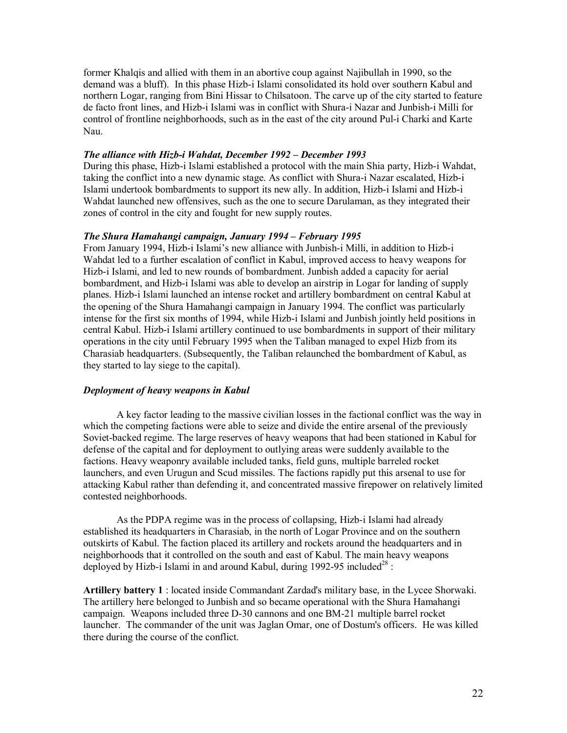former Khalqis and allied with them in an abortive coup against Najibullah in 1990, so the demand was a bluff). In this phase Hizb-i Islami consolidated its hold over southern Kabul and northern Logar, ranging from Bini Hissar to Chilsatoon. The carve up of the city started to feature de facto front lines, and Hizb-i Islami was in conflict with Shura-i Nazar and Junbish-i Milli for control of frontline neighborhoods, such as in the east of the city around Pul-i Charki and Karte Nau.

***The alliance with Hizb-i Wahdat, December 1992 – December 1993***

During this phase, Hizb-i Islami established a protocol with the main Shia party, Hizb-i Wahdat, taking the conflict into a new dynamic stage. As conflict with Shura-i Nazar escalated, Hizb-i Islami undertook bombardments to support its new ally. In addition, Hizb-i Islami and Hizb-i Wahdat launched new offensives, such as the one to secure Darulaman, as they integrated their zones of control in the city and fought for new supply routes.

***The Shura Hamahangi campaign, January 1994 – February 1995***

From January 1994, Hizb-i Islami's new alliance with Junbish-i Milli, in addition to Hizb-i Wahdat led to a further escalation of conflict in Kabul, improved access to heavy weapons for Hizb-i Islami, and led to new rounds of bombardment. Junbish added a capacity for aerial bombardment, and Hizb-i Islami was able to develop an airstrip in Logar for landing of supply planes. Hizb-i Islami launched an intense rocket and artillery bombardment on central Kabul at the opening of the Shura Hamahangi campaign in January 1994. The conflict was particularly intense for the first six months of 1994, while Hizb-i Islami and Junbish jointly held positions in central Kabul. Hizb-i Islami artillery continued to use bombardments in support of their military operations in the city until February 1995 when the Taliban managed to expel Hizb from its Charasiab headquarters. (Subsequently, the Taliban relaunched the bombardment of Kabul, as they started to lay siege to the capital).

***Deployment of heavy weapons in Kabul***

A key factor leading to the massive civilian losses in the factional conflict was the way in which the competing factions were able to seize and divide the entire arsenal of the previously Soviet-backed regime. The large reserves of heavy weapons that had been stationed in Kabul for defense of the capital and for deployment to outlying areas were suddenly available to the factions. Heavy weaponry available included tanks, field guns, multiple barreled rocket launchers, and even Urugun and Scud missiles. The factions rapidly put this arsenal to use for attacking Kabul rather than defending it, and concentrated massive firepower on relatively limited contested neighborhoods.

As the PDPA regime was in the process of collapsing, Hizb-i Islami had already established its headquarters in Charasiab, in the north of Logar Province and on the southern outskirts of Kabul. The faction placed its artillery and rockets around the headquarters and in neighborhoods that it controlled on the south and east of Kabul. The main heavy weapons deployed by Hizb-i Islami in and around Kabul, during 1992-95 included[28] :

**Artillery battery 1** : located inside Commandant Zardad's military base, in the Lycee Shorwaki. The artillery here belonged to Junbish and so became operational with the Shura Hamahangi campaign. Weapons included three D-30 cannons and one BM-21 multiple barrel rocket launcher. The commander of the unit was Jaglan Omar, one of Dostum's officers. He was killed there during the course of the conflict.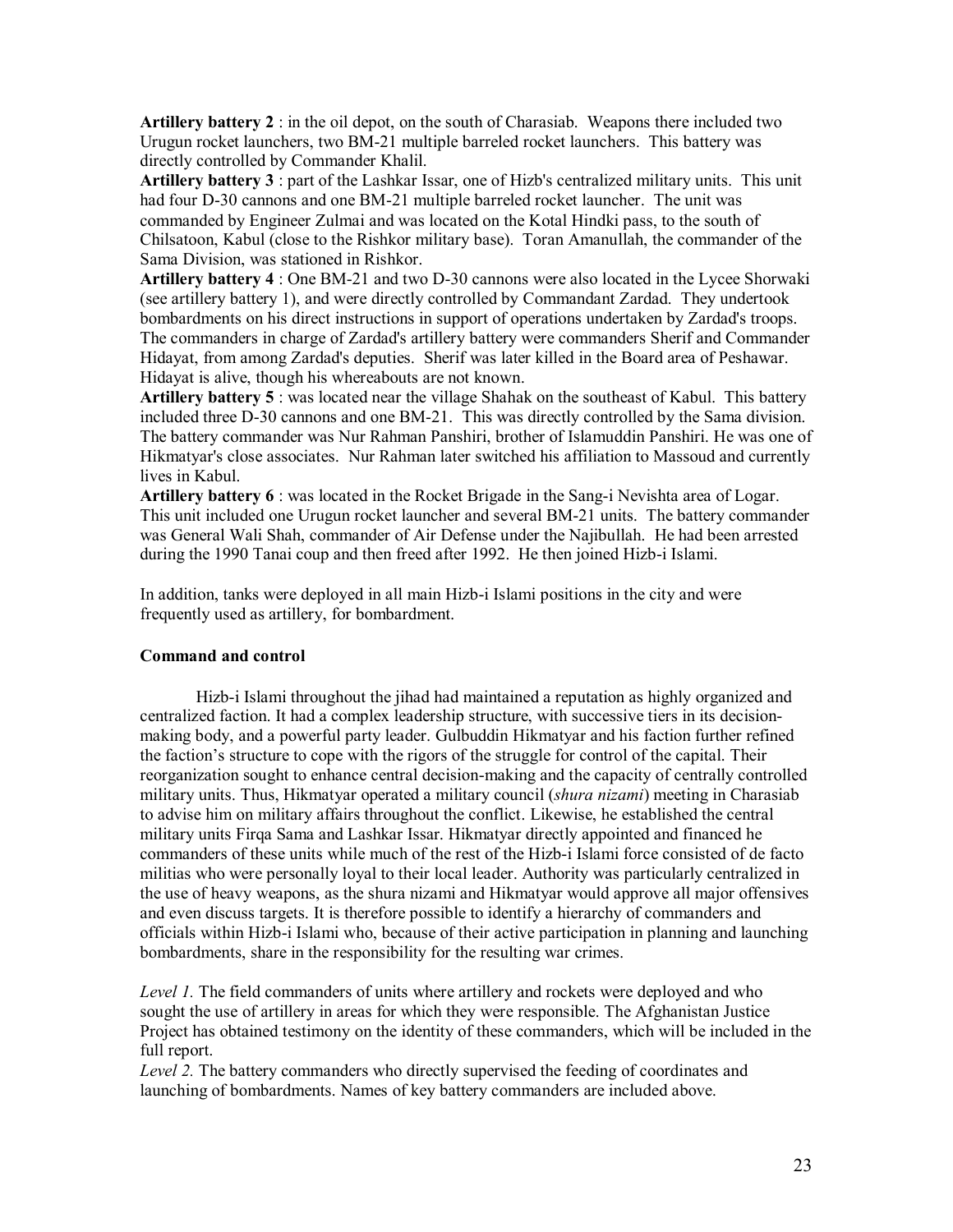**Artillery battery 2** : in the oil depot, on the south of Charasiab. Weapons there included two Urugun rocket launchers, two BM-21 multiple barreled rocket launchers. This battery was directly controlled by Commander Khalil.

**Artillery battery 3** : part of the Lashkar Issar, one of Hizb's centralized military units. This unit had four D-30 cannons and one BM-21 multiple barreled rocket launcher. The unit was commanded by Engineer Zulmai and was located on the Kotal Hindki pass, to the south of Chilsatoon, Kabul (close to the Rishkor military base). Toran Amanullah, the commander of the Sama Division, was stationed in Rishkor.

**Artillery battery 4** : One BM-21 and two D-30 cannons were also located in the Lycee Shorwaki (see artillery battery 1), and were directly controlled by Commandant Zardad. They undertook bombardments on his direct instructions in support of operations undertaken by Zardad's troops. The commanders in charge of Zardad's artillery battery were commanders Sherif and Commander Hidayat, from among Zardad's deputies. Sherif was later killed in the Board area of Peshawar. Hidayat is alive, though his whereabouts are not known.

**Artillery battery 5** : was located near the village Shahak on the southeast of Kabul. This battery included three D-30 cannons and one BM-21. This was directly controlled by the Sama division. The battery commander was Nur Rahman Panshiri, brother of Islamuddin Panshiri. He was one of Hikmatyar's close associates. Nur Rahman later switched his affiliation to Massoud and currently lives in Kabul.

**Artillery battery 6** : was located in the Rocket Brigade in the Sang-i Nevishta area of Logar. This unit included one Urugun rocket launcher and several BM-21 units. The battery commander was General Wali Shah, commander of Air Defense under the Najibullah. He had been arrested during the 1990 Tanai coup and then freed after 1992. He then joined Hizb-i Islami.

In addition, tanks were deployed in all main Hizb-i Islami positions in the city and were frequently used as artillery, for bombardment.

**Command and control**

Hizb-i Islami throughout the jihad had maintained a reputation as highly organized and centralized faction. It had a complex leadership structure, with successive tiers in its decision-making body, and a powerful party leader. Gulbuddin Hikmatyar and his faction further refined the faction's structure to cope with the rigors of the struggle for control of the capital. Their reorganization sought to enhance central decision-making and the capacity of centrally controlled military units. Thus, Hikmatyar operated a military council (*shura nizami*) meeting in Charasiab to advise him on military affairs throughout the conflict. Likewise, he established the central military units Firqa Sama and Lashkar Issar. Hikmatyar directly appointed and financed he commanders of these units while much of the rest of the Hizb-i Islami force consisted of de facto militias who were personally loyal to their local leader. Authority was particularly centralized in the use of heavy weapons, as the shura nizami and Hikmatyar would approve all major offensives and even discuss targets. It is therefore possible to identify a hierarchy of commanders and officials within Hizb-i Islami who, because of their active participation in planning and launching bombardments, share in the responsibility for the resulting war crimes.

*Level 1.* The field commanders of units where artillery and rockets were deployed and who sought the use of artillery in areas for which they were responsible. The Afghanistan Justice Project has obtained testimony on the identity of these commanders, which will be included in the full report.

*Level 2.* The battery commanders who directly supervised the feeding of coordinates and launching of bombardments. Names of key battery commanders are included above.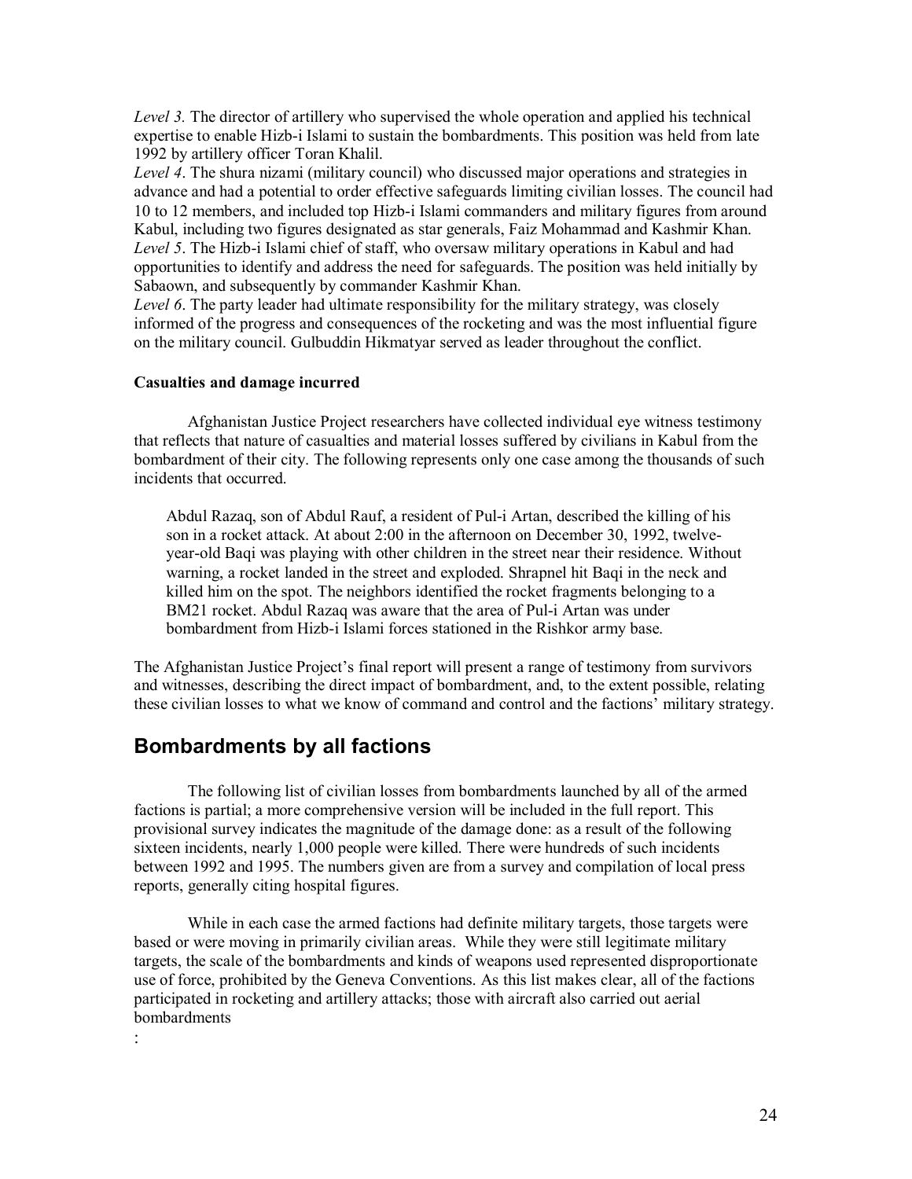*Level 3.* The director of artillery who supervised the whole operation and applied his technical expertise to enable Hizb-i Islami to sustain the bombardments. This position was held from late 1992 by artillery officer Toran Khalil.
*Level 4*. The shura nizami (military council) who discussed major operations and strategies in advance and had a potential to order effective safeguards limiting civilian losses. The council had 10 to 12 members, and included top Hizb-i Islami commanders and military figures from around Kabul, including two figures designated as star generals, Faiz Mohammad and Kashmir Khan.
*Level 5*. The Hizb-i Islami chief of staff, who oversaw military operations in Kabul and had opportunities to identify and address the need for safeguards. The position was held initially by Sabaown, and subsequently by commander Kashmir Khan.
*Level 6*. The party leader had ultimate responsibility for the military strategy, was closely informed of the progress and consequences of the rocketing and was the most influential figure on the military council. Gulbuddin Hikmatyar served as leader throughout the conflict.

**Casualties and damage incurred**

Afghanistan Justice Project researchers have collected individual eye witness testimony that reflects that nature of casualties and material losses suffered by civilians in Kabul from the bombardment of their city. The following represents only one case among the thousands of such incidents that occurred.

> Abdul Razaq, son of Abdul Rauf, a resident of Pul-i Artan, described the killing of his son in a rocket attack. At about 2:00 in the afternoon on December 30, 1992, twelve-year-old Baqi was playing with other children in the street near their residence. Without warning, a rocket landed in the street and exploded. Shrapnel hit Baqi in the neck and killed him on the spot. The neighbors identified the rocket fragments belonging to a BM21 rocket. Abdul Razaq was aware that the area of Pul-i Artan was under bombardment from Hizb-i Islami forces stationed in the Rishkor army base.

The Afghanistan Justice Project's final report will present a range of testimony from survivors and witnesses, describing the direct impact of bombardment, and, to the extent possible, relating these civilian losses to what we know of command and control and the factions' military strategy.

## Bombardments by all factions

The following list of civilian losses from bombardments launched by all of the armed factions is partial; a more comprehensive version will be included in the full report. This provisional survey indicates the magnitude of the damage done: as a result of the following sixteen incidents, nearly 1,000 people were killed. There were hundreds of such incidents between 1992 and 1995. The numbers given are from a survey and compilation of local press reports, generally citing hospital figures.

While in each case the armed factions had definite military targets, those targets were based or were moving in primarily civilian areas. While they were still legitimate military targets, the scale of the bombardments and kinds of weapons used represented disproportionate use of force, prohibited by the Geneva Conventions. As this list makes clear, all of the factions participated in rocketing and artillery attacks; those with aircraft also carried out aerial bombardments

: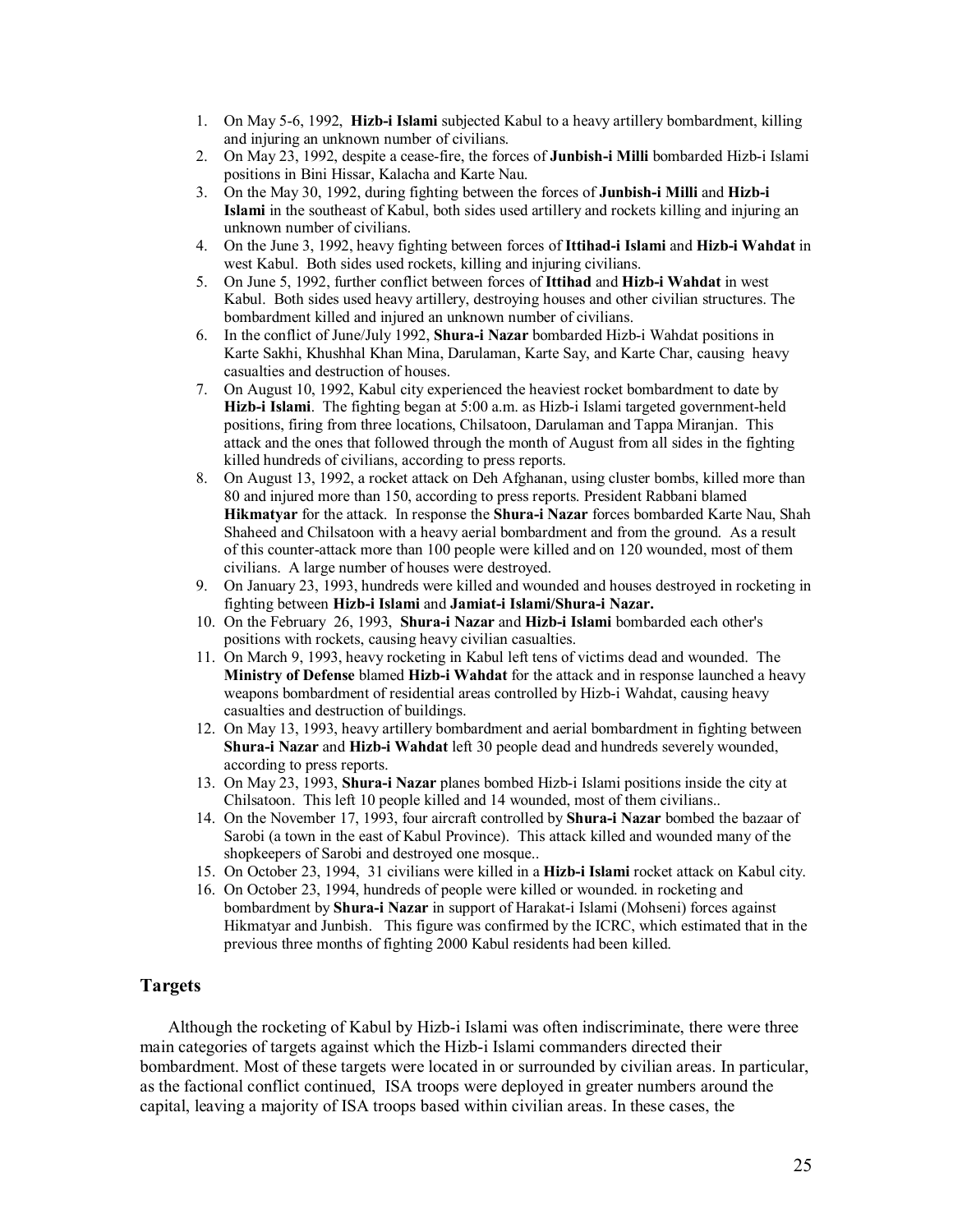1. On May 5-6, 1992, **Hizb-i Islami** subjected Kabul to a heavy artillery bombardment, killing and injuring an unknown number of civilians.
2. On May 23, 1992, despite a cease-fire, the forces of **Junbish-i Milli** bombarded Hizb-i Islami positions in Bini Hissar, Kalacha and Karte Nau.
3. On the May 30, 1992, during fighting between the forces of **Junbish-i Milli** and **Hizb-i Islami** in the southeast of Kabul, both sides used artillery and rockets killing and injuring an unknown number of civilians.
4. On the June 3, 1992, heavy fighting between forces of **Ittihad-i Islami** and **Hizb-i Wahdat** in west Kabul. Both sides used rockets, killing and injuring civilians.
5. On June 5, 1992, further conflict between forces of **Ittihad** and **Hizb-i Wahdat** in west Kabul. Both sides used heavy artillery, destroying houses and other civilian structures. The bombardment killed and injured an unknown number of civilians.
6. In the conflict of June/July 1992, **Shura-i Nazar** bombarded Hizb-i Wahdat positions in Karte Sakhi, Khushhal Khan Mina, Darulaman, Karte Say, and Karte Char, causing heavy casualties and destruction of houses.
7. On August 10, 1992, Kabul city experienced the heaviest rocket bombardment to date by **Hizb-i Islami**. The fighting began at 5:00 a.m. as Hizb-i Islami targeted government-held positions, firing from three locations, Chilsatoon, Darulaman and Tappa Miranjan. This attack and the ones that followed through the month of August from all sides in the fighting killed hundreds of civilians, according to press reports.
8. On August 13, 1992, a rocket attack on Deh Afghanan, using cluster bombs, killed more than 80 and injured more than 150, according to press reports. President Rabbani blamed **Hikmatyar** for the attack. In response the **Shura-i Nazar** forces bombarded Karte Nau, Shah Shaheed and Chilsatoon with a heavy aerial bombardment and from the ground. As a result of this counter-attack more than 100 people were killed and on 120 wounded, most of them civilians. A large number of houses were destroyed.
9. On January 23, 1993, hundreds were killed and wounded and houses destroyed in rocketing in fighting between **Hizb-i Islami** and **Jamiat-i Islami/Shura-i Nazar.**
10. On the February 26, 1993, **Shura-i Nazar** and **Hizb-i Islami** bombarded each other's positions with rockets, causing heavy civilian casualties.
11. On March 9, 1993, heavy rocketing in Kabul left tens of victims dead and wounded. The **Ministry of Defense** blamed **Hizb-i Wahdat** for the attack and in response launched a heavy weapons bombardment of residential areas controlled by Hizb-i Wahdat, causing heavy casualties and destruction of buildings.
12. On May 13, 1993, heavy artillery bombardment and aerial bombardment in fighting between **Shura-i Nazar** and **Hizb-i Wahdat** left 30 people dead and hundreds severely wounded, according to press reports.
13. On May 23, 1993, **Shura-i Nazar** planes bombed Hizb-i Islami positions inside the city at Chilsatoon. This left 10 people killed and 14 wounded, most of them civilians..
14. On the November 17, 1993, four aircraft controlled by **Shura-i Nazar** bombed the bazaar of Sarobi (a town in the east of Kabul Province). This attack killed and wounded many of the shopkeepers of Sarobi and destroyed one mosque..
15. On October 23, 1994, 31 civilians were killed in a **Hizb-i Islami** rocket attack on Kabul city.
16. On October 23, 1994, hundreds of people were killed or wounded. in rocketing and bombardment by **Shura-i Nazar** in support of Harakat-i Islami (Mohseni) forces against Hikmatyar and Junbish. This figure was confirmed by the ICRC, which estimated that in the previous three months of fighting 2000 Kabul residents had been killed.

### Targets

Although the rocketing of Kabul by Hizb-i Islami was often indiscriminate, there were three main categories of targets against which the Hizb-i Islami commanders directed their bombardment. Most of these targets were located in or surrounded by civilian areas. In particular, as the factional conflict continued, ISA troops were deployed in greater numbers around the capital, leaving a majority of ISA troops based within civilian areas. In these cases, the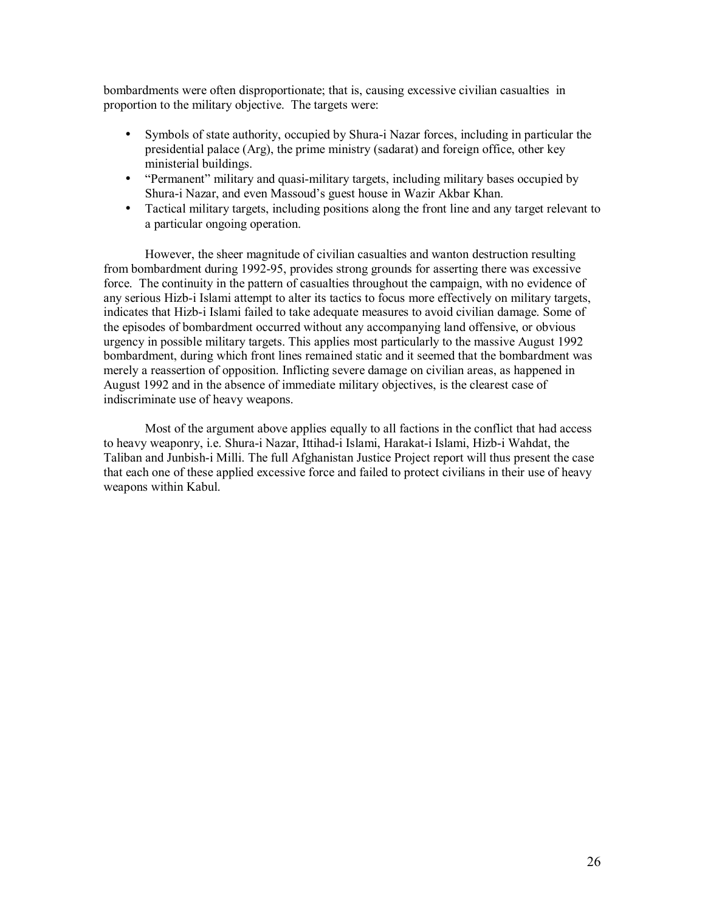bombardments were often disproportionate; that is, causing excessive civilian casualties in proportion to the military objective. The targets were:

- Symbols of state authority, occupied by Shura-i Nazar forces, including in particular the presidential palace (Arg), the prime ministry (sadarat) and foreign office, other key ministerial buildings.
- "Permanent" military and quasi-military targets, including military bases occupied by Shura-i Nazar, and even Massoud's guest house in Wazir Akbar Khan.
- Tactical military targets, including positions along the front line and any target relevant to a particular ongoing operation.

However, the sheer magnitude of civilian casualties and wanton destruction resulting from bombardment during 1992-95, provides strong grounds for asserting there was excessive force. The continuity in the pattern of casualties throughout the campaign, with no evidence of any serious Hizb-i Islami attempt to alter its tactics to focus more effectively on military targets, indicates that Hizb-i Islami failed to take adequate measures to avoid civilian damage. Some of the episodes of bombardment occurred without any accompanying land offensive, or obvious urgency in possible military targets. This applies most particularly to the massive August 1992 bombardment, during which front lines remained static and it seemed that the bombardment was merely a reassertion of opposition. Inflicting severe damage on civilian areas, as happened in August 1992 and in the absence of immediate military objectives, is the clearest case of indiscriminate use of heavy weapons.

Most of the argument above applies equally to all factions in the conflict that had access to heavy weaponry, i.e. Shura-i Nazar, Ittihad-i Islami, Harakat-i Islami, Hizb-i Wahdat, the Taliban and Junbish-i Milli. The full Afghanistan Justice Project report will thus present the case that each one of these applied excessive force and failed to protect civilians in their use of heavy weapons within Kabul.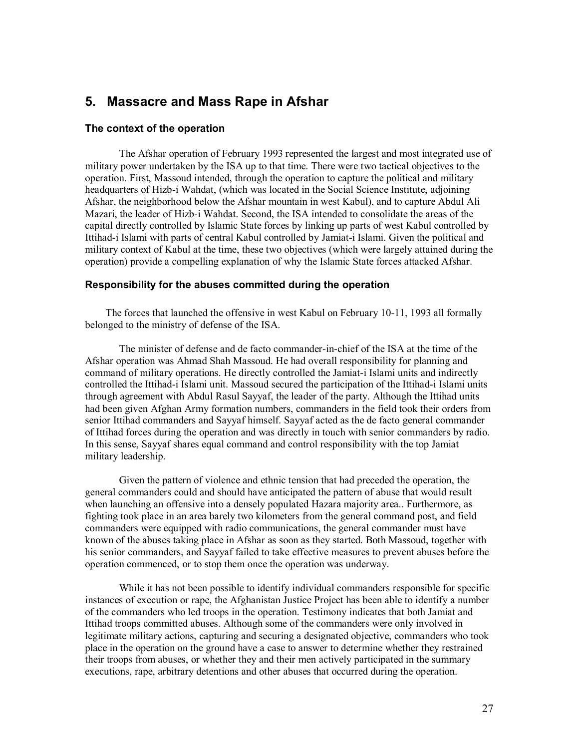## 5. Massacre and Mass Rape in Afshar

### The context of the operation

The Afshar operation of February 1993 represented the largest and most integrated use of military power undertaken by the ISA up to that time. There were two tactical objectives to the operation. First, Massoud intended, through the operation to capture the political and military headquarters of Hizb-i Wahdat, (which was located in the Social Science Institute, adjoining Afshar, the neighborhood below the Afshar mountain in west Kabul), and to capture Abdul Ali Mazari, the leader of Hizb-i Wahdat. Second, the ISA intended to consolidate the areas of the capital directly controlled by Islamic State forces by linking up parts of west Kabul controlled by Ittihad-i Islami with parts of central Kabul controlled by Jamiat-i Islami. Given the political and military context of Kabul at the time, these two objectives (which were largely attained during the operation) provide a compelling explanation of why the Islamic State forces attacked Afshar.

### Responsibility for the abuses committed during the operation

The forces that launched the offensive in west Kabul on February 10-11, 1993 all formally belonged to the ministry of defense of the ISA.

The minister of defense and de facto commander-in-chief of the ISA at the time of the Afshar operation was Ahmad Shah Massoud. He had overall responsibility for planning and command of military operations. He directly controlled the Jamiat-i Islami units and indirectly controlled the Ittihad-i Islami unit. Massoud secured the participation of the Ittihad-i Islami units through agreement with Abdul Rasul Sayyaf, the leader of the party. Although the Ittihad units had been given Afghan Army formation numbers, commanders in the field took their orders from senior Ittihad commanders and Sayyaf himself. Sayyaf acted as the de facto general commander of Ittihad forces during the operation and was directly in touch with senior commanders by radio. In this sense, Sayyaf shares equal command and control responsibility with the top Jamiat military leadership.

Given the pattern of violence and ethnic tension that had preceded the operation, the general commanders could and should have anticipated the pattern of abuse that would result when launching an offensive into a densely populated Hazara majority area.. Furthermore, as fighting took place in an area barely two kilometers from the general command post, and field commanders were equipped with radio communications, the general commander must have known of the abuses taking place in Afshar as soon as they started. Both Massoud, together with his senior commanders, and Sayyaf failed to take effective measures to prevent abuses before the operation commenced, or to stop them once the operation was underway.

While it has not been possible to identify individual commanders responsible for specific instances of execution or rape, the Afghanistan Justice Project has been able to identify a number of the commanders who led troops in the operation. Testimony indicates that both Jamiat and Ittihad troops committed abuses. Although some of the commanders were only involved in legitimate military actions, capturing and securing a designated objective, commanders who took place in the operation on the ground have a case to answer to determine whether they restrained their troops from abuses, or whether they and their men actively participated in the summary executions, rape, arbitrary detentions and other abuses that occurred during the operation.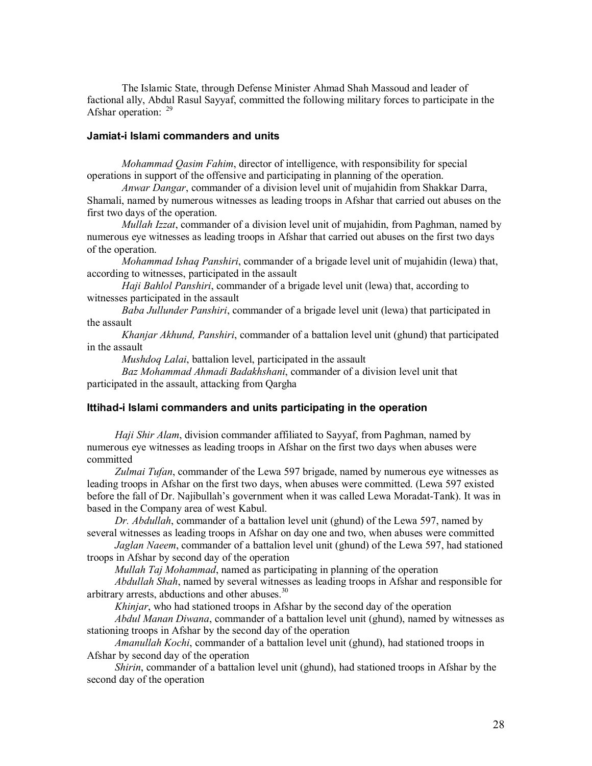The Islamic State, through Defense Minister Ahmad Shah Massoud and leader of factional ally, Abdul Rasul Sayyaf, committed the following military forces to participate in the Afshar operation: [29]

### Jamiat-i Islami commanders and units

*Mohammad Qasim Fahim*, director of intelligence, with responsibility for special operations in support of the offensive and participating in planning of the operation.

*Anwar Dangar*, commander of a division level unit of mujahidin from Shakkar Darra, Shamali, named by numerous witnesses as leading troops in Afshar that carried out abuses on the first two days of the operation.

*Mullah Izzat*, commander of a division level unit of mujahidin, from Paghman, named by numerous eye witnesses as leading troops in Afshar that carried out abuses on the first two days of the operation.

*Mohammad Ishaq Panshiri*, commander of a brigade level unit of mujahidin (lewa) that, according to witnesses, participated in the assault

*Haji Bahlol Panshiri*, commander of a brigade level unit (lewa) that, according to witnesses participated in the assault

*Baba Jullunder Panshiri*, commander of a brigade level unit (lewa) that participated in the assault

*Khanjar Akhund, Panshiri*, commander of a battalion level unit (ghund) that participated in the assault

*Mushdoq Lalai*, battalion level, participated in the assault

*Baz Mohammad Ahmadi Badakhshani*, commander of a division level unit that participated in the assault, attacking from Qargha

### Ittihad-i Islami commanders and units participating in the operation

*Haji Shir Alam*, division commander affiliated to Sayyaf, from Paghman, named by numerous eye witnesses as leading troops in Afshar on the first two days when abuses were committed

*Zulmai Tufan*, commander of the Lewa 597 brigade, named by numerous eye witnesses as leading troops in Afshar on the first two days, when abuses were committed. (Lewa 597 existed before the fall of Dr. Najibullah's government when it was called Lewa Moradat-Tank). It was in based in the Company area of west Kabul.

*Dr. Abdullah*, commander of a battalion level unit (ghund) of the Lewa 597, named by several witnesses as leading troops in Afshar on day one and two, when abuses were committed

*Jaglan Naeem*, commander of a battalion level unit (ghund) of the Lewa 597, had stationed troops in Afshar by second day of the operation

*Mullah Taj Mohammad*, named as participating in planning of the operation

*Abdullah Shah*, named by several witnesses as leading troops in Afshar and responsible for arbitrary arrests, abductions and other abuses.[30]

*Khinjar*, who had stationed troops in Afshar by the second day of the operation

*Abdul Manan Diwana*, commander of a battalion level unit (ghund), named by witnesses as stationing troops in Afshar by the second day of the operation

*Amanullah Kochi*, commander of a battalion level unit (ghund), had stationed troops in Afshar by second day of the operation

*Shirin*, commander of a battalion level unit (ghund), had stationed troops in Afshar by the second day of the operation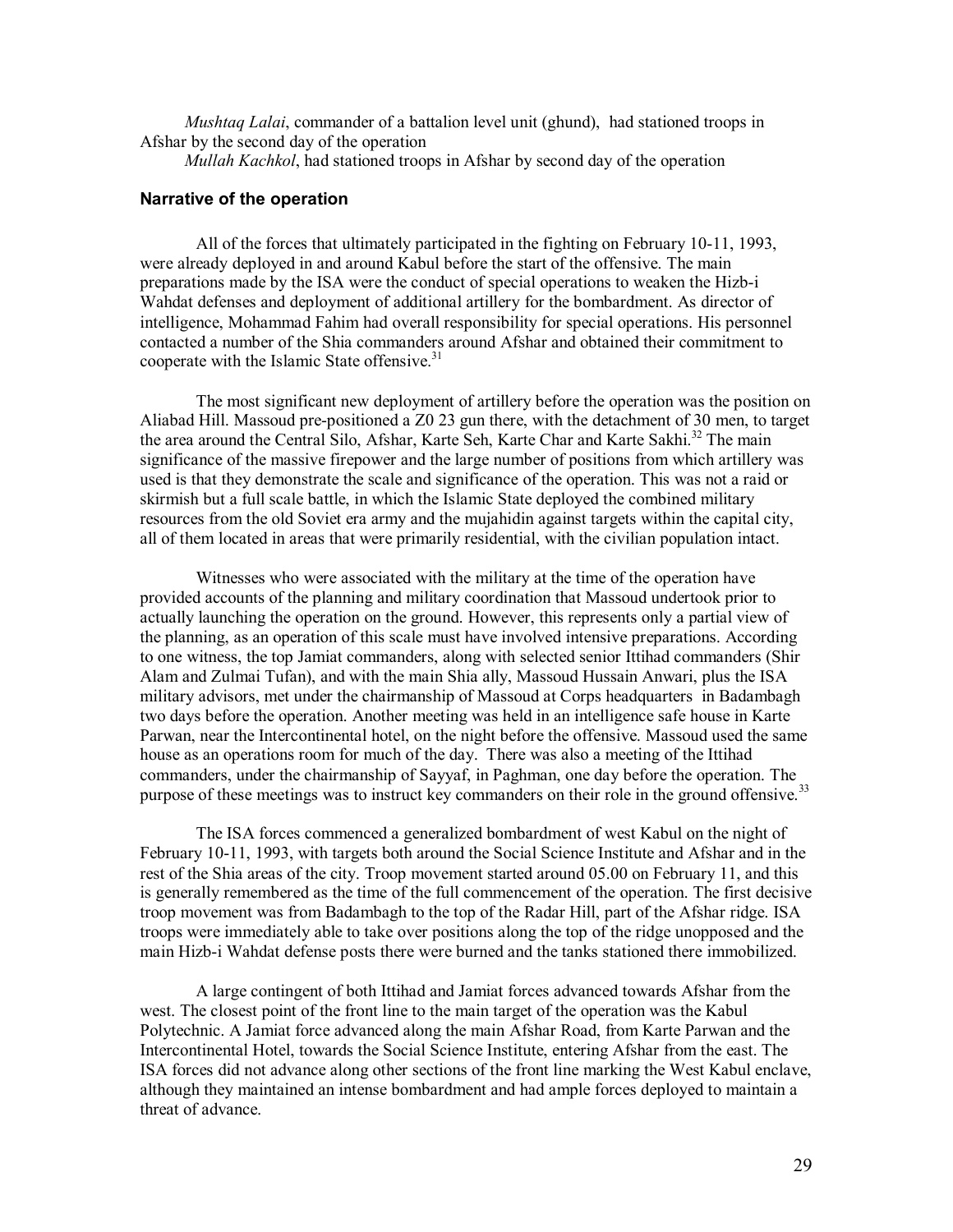*Mushtaq Lalai*, commander of a battalion level unit (ghund), had stationed troops in Afshar by the second day of the operation

*Mullah Kachkol*, had stationed troops in Afshar by second day of the operation

### Narrative of the operation

All of the forces that ultimately participated in the fighting on February 10-11, 1993, were already deployed in and around Kabul before the start of the offensive. The main preparations made by the ISA were the conduct of special operations to weaken the Hizb-i Wahdat defenses and deployment of additional artillery for the bombardment. As director of intelligence, Mohammad Fahim had overall responsibility for special operations. His personnel contacted a number of the Shia commanders around Afshar and obtained their commitment to cooperate with the Islamic State offensive.[31]

The most significant new deployment of artillery before the operation was the position on Aliabad Hill. Massoud pre-positioned a Z0 23 gun there, with the detachment of 30 men, to target the area around the Central Silo, Afshar, Karte Seh, Karte Char and Karte Sakhi.[32] The main significance of the massive firepower and the large number of positions from which artillery was used is that they demonstrate the scale and significance of the operation. This was not a raid or skirmish but a full scale battle, in which the Islamic State deployed the combined military resources from the old Soviet era army and the mujahidin against targets within the capital city, all of them located in areas that were primarily residential, with the civilian population intact.

Witnesses who were associated with the military at the time of the operation have provided accounts of the planning and military coordination that Massoud undertook prior to actually launching the operation on the ground. However, this represents only a partial view of the planning, as an operation of this scale must have involved intensive preparations. According to one witness, the top Jamiat commanders, along with selected senior Ittihad commanders (Shir Alam and Zulmai Tufan), and with the main Shia ally, Massoud Hussain Anwari, plus the ISA military advisors, met under the chairmanship of Massoud at Corps headquarters in Badambagh two days before the operation. Another meeting was held in an intelligence safe house in Karte Parwan, near the Intercontinental hotel, on the night before the offensive. Massoud used the same house as an operations room for much of the day. There was also a meeting of the Ittihad commanders, under the chairmanship of Sayyaf, in Paghman, one day before the operation. The purpose of these meetings was to instruct key commanders on their role in the ground offensive.[33]

The ISA forces commenced a generalized bombardment of west Kabul on the night of February 10-11, 1993, with targets both around the Social Science Institute and Afshar and in the rest of the Shia areas of the city. Troop movement started around 05.00 on February 11, and this is generally remembered as the time of the full commencement of the operation. The first decisive troop movement was from Badambagh to the top of the Radar Hill, part of the Afshar ridge. ISA troops were immediately able to take over positions along the top of the ridge unopposed and the main Hizb-i Wahdat defense posts there were burned and the tanks stationed there immobilized.

A large contingent of both Ittihad and Jamiat forces advanced towards Afshar from the west. The closest point of the front line to the main target of the operation was the Kabul Polytechnic. A Jamiat force advanced along the main Afshar Road, from Karte Parwan and the Intercontinental Hotel, towards the Social Science Institute, entering Afshar from the east. The ISA forces did not advance along other sections of the front line marking the West Kabul enclave, although they maintained an intense bombardment and had ample forces deployed to maintain a threat of advance.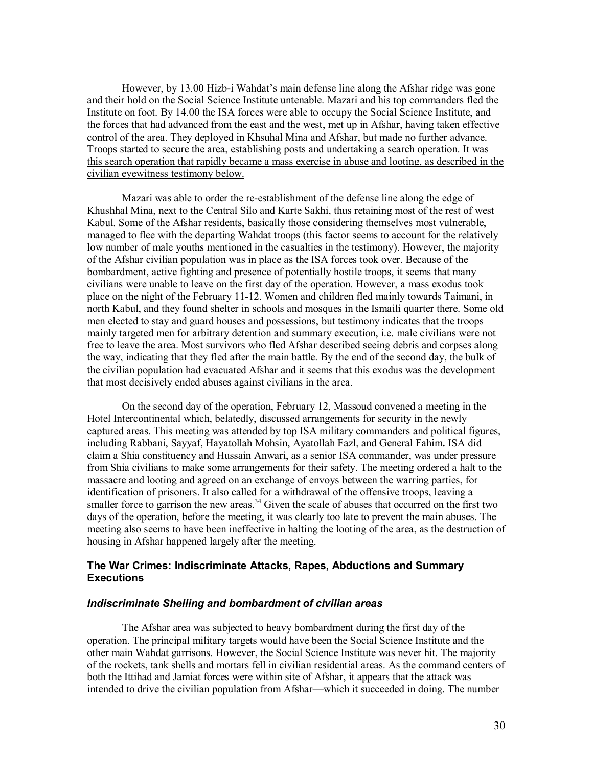However, by 13.00 Hizb-i Wahdat's main defense line along the Afshar ridge was gone and their hold on the Social Science Institute untenable. Mazari and his top commanders fled the Institute on foot. By 14.00 the ISA forces were able to occupy the Social Science Institute, and the forces that had advanced from the east and the west, met up in Afshar, having taken effective control of the area. They deployed in Khsuhal Mina and Afshar, but made no further advance. Troops started to secure the area, establishing posts and undertaking a search operation. <u>It was this search operation that rapidly became a mass exercise in abuse and looting, as described in the civilian eyewitness testimony below.</u>

Mazari was able to order the re-establishment of the defense line along the edge of Khushhal Mina, next to the Central Silo and Karte Sakhi, thus retaining most of the rest of west Kabul. Some of the Afshar residents, basically those considering themselves most vulnerable, managed to flee with the departing Wahdat troops (this factor seems to account for the relatively low number of male youths mentioned in the casualties in the testimony). However, the majority of the Afshar civilian population was in place as the ISA forces took over. Because of the bombardment, active fighting and presence of potentially hostile troops, it seems that many civilians were unable to leave on the first day of the operation. However, a mass exodus took place on the night of the February 11-12. Women and children fled mainly towards Taimani, in north Kabul, and they found shelter in schools and mosques in the Ismaili quarter there. Some old men elected to stay and guard houses and possessions, but testimony indicates that the troops mainly targeted men for arbitrary detention and summary execution, i.e. male civilians were not free to leave the area. Most survivors who fled Afshar described seeing debris and corpses along the way, indicating that they fled after the main battle. By the end of the second day, the bulk of the civilian population had evacuated Afshar and it seems that this exodus was the development that most decisively ended abuses against civilians in the area.

On the second day of the operation, February 12, Massoud convened a meeting in the Hotel Intercontinental which, belatedly, discussed arrangements for security in the newly captured areas. This meeting was attended by top ISA military commanders and political figures, including Rabbani, Sayyaf, Hayatollah Mohsin, Ayatollah Fazl, and General Fahim**.** ISA did claim a Shia constituency and Hussain Anwari, as a senior ISA commander, was under pressure from Shia civilians to make some arrangements for their safety. The meeting ordered a halt to the massacre and looting and agreed on an exchange of envoys between the warring parties, for identification of prisoners. It also called for a withdrawal of the offensive troops, leaving a smaller force to garrison the new areas.[34] Given the scale of abuses that occurred on the first two days of the operation, before the meeting, it was clearly too late to prevent the main abuses. The meeting also seems to have been ineffective in halting the looting of the area, as the destruction of housing in Afshar happened largely after the meeting.

### The War Crimes: Indiscriminate Attacks, Rapes, Abductions and Summary Executions

#### *Indiscriminate Shelling and bombardment of civilian areas*

The Afshar area was subjected to heavy bombardment during the first day of the operation. The principal military targets would have been the Social Science Institute and the other main Wahdat garrisons. However, the Social Science Institute was never hit. The majority of the rockets, tank shells and mortars fell in civilian residential areas. As the command centers of both the Ittihad and Jamiat forces were within site of Afshar, it appears that the attack was intended to drive the civilian population from Afshar—which it succeeded in doing. The number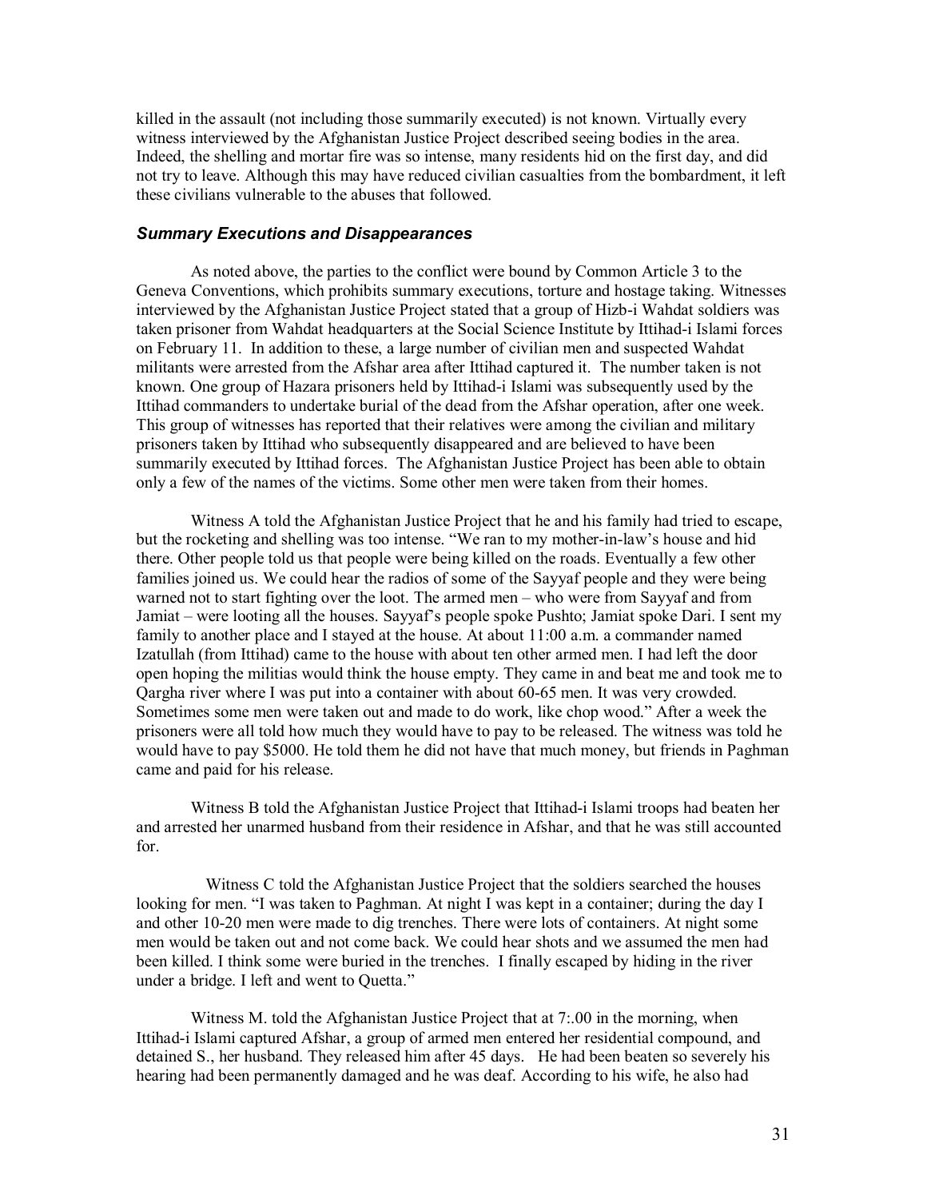killed in the assault (not including those summarily executed) is not known. Virtually every witness interviewed by the Afghanistan Justice Project described seeing bodies in the area. Indeed, the shelling and mortar fire was so intense, many residents hid on the first day, and did not try to leave. Although this may have reduced civilian casualties from the bombardment, it left these civilians vulnerable to the abuses that followed.

### *Summary Executions and Disappearances*

As noted above, the parties to the conflict were bound by Common Article 3 to the Geneva Conventions, which prohibits summary executions, torture and hostage taking. Witnesses interviewed by the Afghanistan Justice Project stated that a group of Hizb-i Wahdat soldiers was taken prisoner from Wahdat headquarters at the Social Science Institute by Ittihad-i Islami forces on February 11. In addition to these, a large number of civilian men and suspected Wahdat militants were arrested from the Afshar area after Ittihad captured it. The number taken is not known. One group of Hazara prisoners held by Ittihad-i Islami was subsequently used by the Ittihad commanders to undertake burial of the dead from the Afshar operation, after one week. This group of witnesses has reported that their relatives were among the civilian and military prisoners taken by Ittihad who subsequently disappeared and are believed to have been summarily executed by Ittihad forces. The Afghanistan Justice Project has been able to obtain only a few of the names of the victims. Some other men were taken from their homes.

Witness A told the Afghanistan Justice Project that he and his family had tried to escape, but the rocketing and shelling was too intense. "We ran to my mother-in-law's house and hid there. Other people told us that people were being killed on the roads. Eventually a few other families joined us. We could hear the radios of some of the Sayyaf people and they were being warned not to start fighting over the loot. The armed men – who were from Sayyaf and from Jamiat – were looting all the houses. Sayyaf's people spoke Pushto; Jamiat spoke Dari. I sent my family to another place and I stayed at the house. At about 11:00 a.m. a commander named Izatullah (from Ittihad) came to the house with about ten other armed men. I had left the door open hoping the militias would think the house empty. They came in and beat me and took me to Qargha river where I was put into a container with about 60-65 men. It was very crowded. Sometimes some men were taken out and made to do work, like chop wood." After a week the prisoners were all told how much they would have to pay to be released. The witness was told he would have to pay $5000. He told them he did not have that much money, but friends in Paghman came and paid for his release.

Witness B told the Afghanistan Justice Project that Ittihad-i Islami troops had beaten her and arrested her unarmed husband from their residence in Afshar, and that he was still accounted for.

Witness C told the Afghanistan Justice Project that the soldiers searched the houses looking for men. "I was taken to Paghman. At night I was kept in a container; during the day I and other 10-20 men were made to dig trenches. There were lots of containers. At night some men would be taken out and not come back. We could hear shots and we assumed the men had been killed. I think some were buried in the trenches. I finally escaped by hiding in the river under a bridge. I left and went to Quetta."

Witness M. told the Afghanistan Justice Project that at 7:.00 in the morning, when Ittihad-i Islami captured Afshar, a group of armed men entered her residential compound, and detained S., her husband. They released him after 45 days. He had been beaten so severely his hearing had been permanently damaged and he was deaf. According to his wife, he also had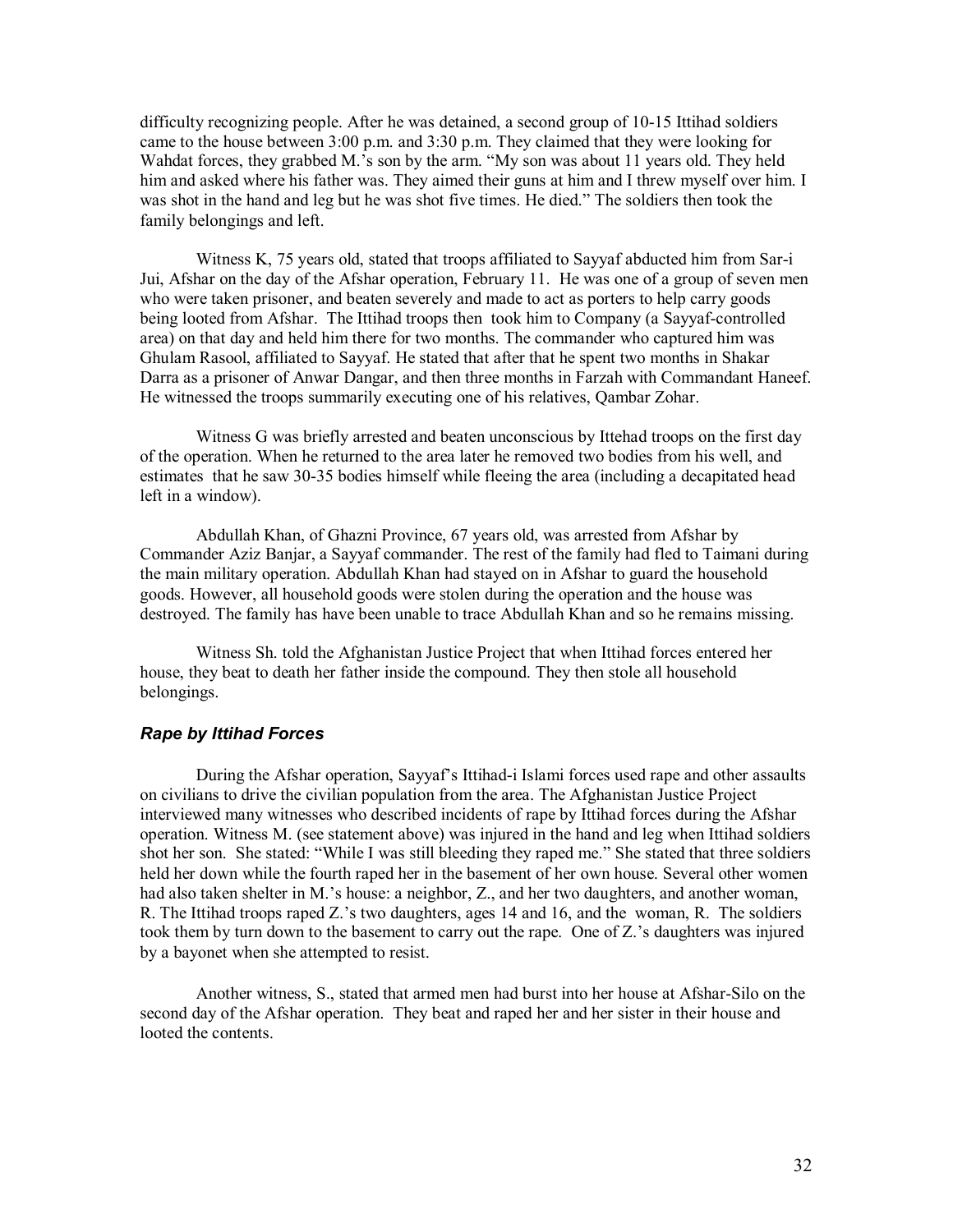difficulty recognizing people. After he was detained, a second group of 10-15 Ittihad soldiers came to the house between 3:00 p.m. and 3:30 p.m. They claimed that they were looking for Wahdat forces, they grabbed M.'s son by the arm. "My son was about 11 years old. They held him and asked where his father was. They aimed their guns at him and I threw myself over him. I was shot in the hand and leg but he was shot five times. He died." The soldiers then took the family belongings and left.

Witness K, 75 years old, stated that troops affiliated to Sayyaf abducted him from Sar-i Jui, Afshar on the day of the Afshar operation, February 11. He was one of a group of seven men who were taken prisoner, and beaten severely and made to act as porters to help carry goods being looted from Afshar. The Ittihad troops then took him to Company (a Sayyaf-controlled area) on that day and held him there for two months. The commander who captured him was Ghulam Rasool, affiliated to Sayyaf. He stated that after that he spent two months in Shakar Darra as a prisoner of Anwar Dangar, and then three months in Farzah with Commandant Haneef. He witnessed the troops summarily executing one of his relatives, Qambar Zohar.

Witness G was briefly arrested and beaten unconscious by Ittehad troops on the first day of the operation. When he returned to the area later he removed two bodies from his well, and estimates that he saw 30-35 bodies himself while fleeing the area (including a decapitated head left in a window).

Abdullah Khan, of Ghazni Province, 67 years old, was arrested from Afshar by Commander Aziz Banjar, a Sayyaf commander. The rest of the family had fled to Taimani during the main military operation. Abdullah Khan had stayed on in Afshar to guard the household goods. However, all household goods were stolen during the operation and the house was destroyed. The family has have been unable to trace Abdullah Khan and so he remains missing.

Witness Sh. told the Afghanistan Justice Project that when Ittihad forces entered her house, they beat to death her father inside the compound. They then stole all household belongings.

### *Rape by Ittihad Forces*

During the Afshar operation, Sayyaf's Ittihad-i Islami forces used rape and other assaults on civilians to drive the civilian population from the area. The Afghanistan Justice Project interviewed many witnesses who described incidents of rape by Ittihad forces during the Afshar operation. Witness M. (see statement above) was injured in the hand and leg when Ittihad soldiers shot her son. She stated: "While I was still bleeding they raped me." She stated that three soldiers held her down while the fourth raped her in the basement of her own house. Several other women had also taken shelter in M.'s house: a neighbor, Z., and her two daughters, and another woman, R. The Ittihad troops raped Z.'s two daughters, ages 14 and 16, and the woman, R. The soldiers took them by turn down to the basement to carry out the rape. One of Z.'s daughters was injured by a bayonet when she attempted to resist.

Another witness, S., stated that armed men had burst into her house at Afshar-Silo on the second day of the Afshar operation. They beat and raped her and her sister in their house and looted the contents.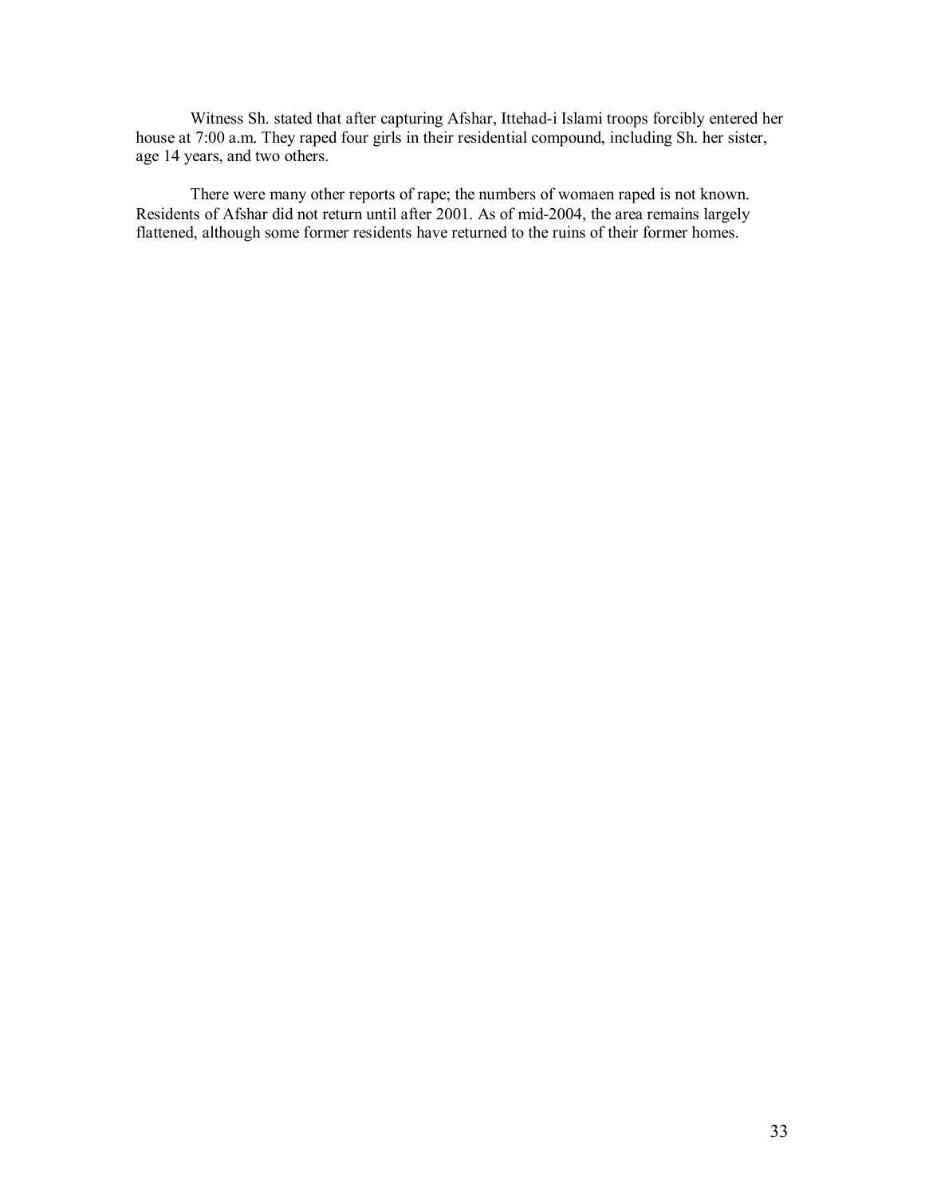Witness Sh. stated that after capturing Afshar, Ittehad-i Islami troops forcibly entered her house at 7:00 a.m. They raped four girls in their residential compound, including Sh. her sister, age 14 years, and two others.

There were many other reports of rape; the numbers of womaen raped is not known. Residents of Afshar did not return until after 2001. As of mid-2004, the area remains largely flattened, although some former residents have returned to the ruins of their former homes.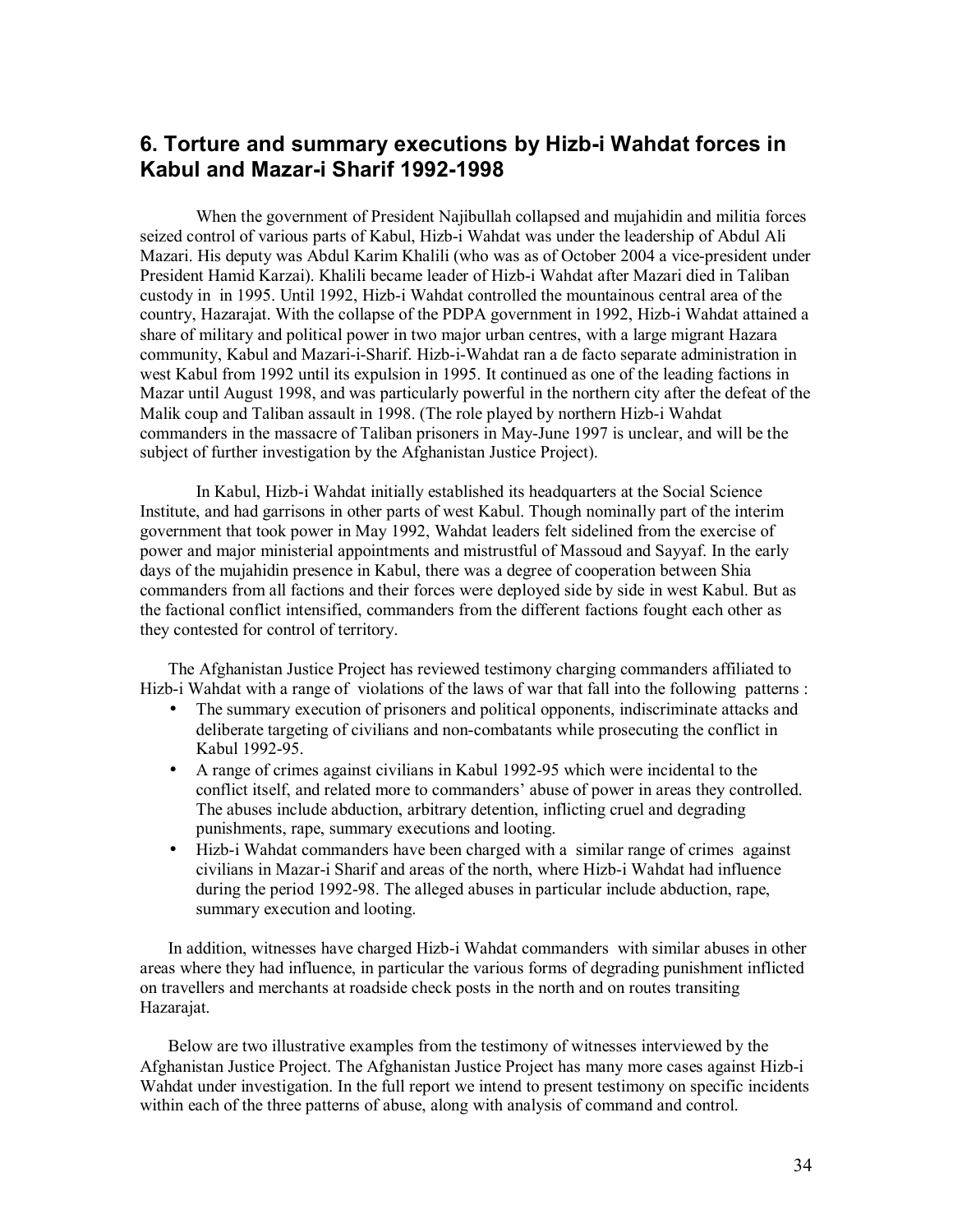## 6. Torture and summary executions by Hizb-i Wahdat forces in Kabul and Mazar-i Sharif 1992-1998

When the government of President Najibullah collapsed and mujahidin and militia forces seized control of various parts of Kabul, Hizb-i Wahdat was under the leadership of Abdul Ali Mazari. His deputy was Abdul Karim Khalili (who was as of October 2004 a vice-president under President Hamid Karzai). Khalili became leader of Hizb-i Wahdat after Mazari died in Taliban custody in in 1995. Until 1992, Hizb-i Wahdat controlled the mountainous central area of the country, Hazarajat. With the collapse of the PDPA government in 1992, Hizb-i Wahdat attained a share of military and political power in two major urban centres, with a large migrant Hazara community, Kabul and Mazari-i-Sharif. Hizb-i-Wahdat ran a de facto separate administration in west Kabul from 1992 until its expulsion in 1995. It continued as one of the leading factions in Mazar until August 1998, and was particularly powerful in the northern city after the defeat of the Malik coup and Taliban assault in 1998. (The role played by northern Hizb-i Wahdat commanders in the massacre of Taliban prisoners in May-June 1997 is unclear, and will be the subject of further investigation by the Afghanistan Justice Project).

In Kabul, Hizb-i Wahdat initially established its headquarters at the Social Science Institute, and had garrisons in other parts of west Kabul. Though nominally part of the interim government that took power in May 1992, Wahdat leaders felt sidelined from the exercise of power and major ministerial appointments and mistrustful of Massoud and Sayyaf. In the early days of the mujahidin presence in Kabul, there was a degree of cooperation between Shia commanders from all factions and their forces were deployed side by side in west Kabul. But as the factional conflict intensified, commanders from the different factions fought each other as they contested for control of territory.

The Afghanistan Justice Project has reviewed testimony charging commanders affiliated to Hizb-i Wahdat with a range of violations of the laws of war that fall into the following patterns :

- The summary execution of prisoners and political opponents, indiscriminate attacks and deliberate targeting of civilians and non-combatants while prosecuting the conflict in Kabul 1992-95.
- A range of crimes against civilians in Kabul 1992-95 which were incidental to the conflict itself, and related more to commanders' abuse of power in areas they controlled. The abuses include abduction, arbitrary detention, inflicting cruel and degrading punishments, rape, summary executions and looting.
- Hizb-i Wahdat commanders have been charged with a similar range of crimes against civilians in Mazar-i Sharif and areas of the north, where Hizb-i Wahdat had influence during the period 1992-98. The alleged abuses in particular include abduction, rape, summary execution and looting.

In addition, witnesses have charged Hizb-i Wahdat commanders with similar abuses in other areas where they had influence, in particular the various forms of degrading punishment inflicted on travellers and merchants at roadside check posts in the north and on routes transiting Hazarajat.

Below are two illustrative examples from the testimony of witnesses interviewed by the Afghanistan Justice Project. The Afghanistan Justice Project has many more cases against Hizb-i Wahdat under investigation. In the full report we intend to present testimony on specific incidents within each of the three patterns of abuse, along with analysis of command and control.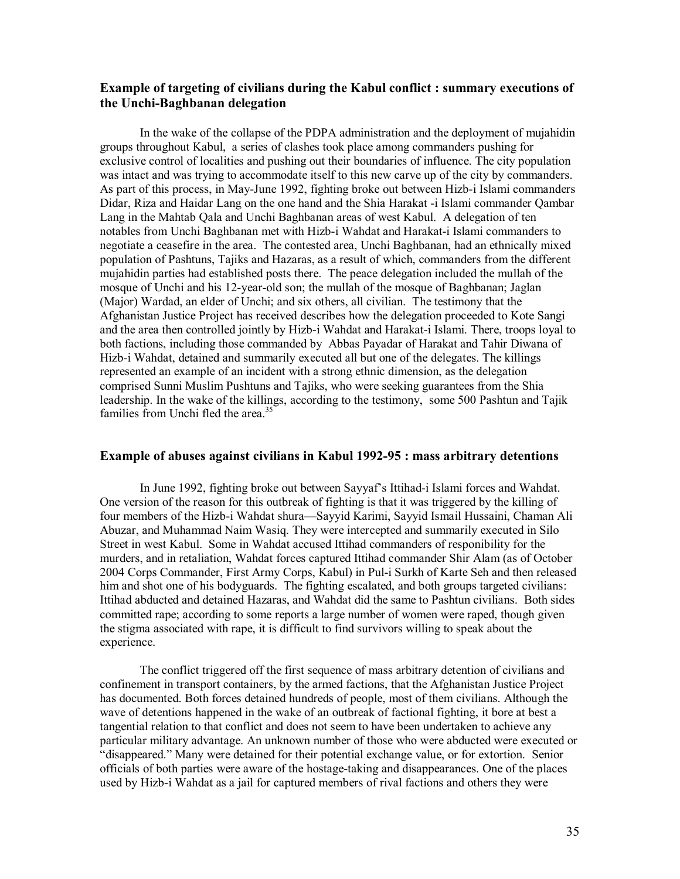### Example of targeting of civilians during the Kabul conflict : summary executions of the Unchi-Baghbanan delegation

In the wake of the collapse of the PDPA administration and the deployment of mujahidin groups throughout Kabul, a series of clashes took place among commanders pushing for exclusive control of localities and pushing out their boundaries of influence. The city population was intact and was trying to accommodate itself to this new carve up of the city by commanders. As part of this process, in May-June 1992, fighting broke out between Hizb-i Islami commanders Didar, Riza and Haidar Lang on the one hand and the Shia Harakat -i Islami commander Qambar Lang in the Mahtab Qala and Unchi Baghbanan areas of west Kabul. A delegation of ten notables from Unchi Baghbanan met with Hizb-i Wahdat and Harakat-i Islami commanders to negotiate a ceasefire in the area. The contested area, Unchi Baghbanan, had an ethnically mixed population of Pashtuns, Tajiks and Hazaras, as a result of which, commanders from the different mujahidin parties had established posts there. The peace delegation included the mullah of the mosque of Unchi and his 12-year-old son; the mullah of the mosque of Baghbanan; Jaglan (Major) Wardad, an elder of Unchi; and six others, all civilian. The testimony that the Afghanistan Justice Project has received describes how the delegation proceeded to Kote Sangi and the area then controlled jointly by Hizb-i Wahdat and Harakat-i Islami. There, troops loyal to both factions, including those commanded by Abbas Payadar of Harakat and Tahir Diwana of Hizb-i Wahdat, detained and summarily executed all but one of the delegates. The killings represented an example of an incident with a strong ethnic dimension, as the delegation comprised Sunni Muslim Pushtuns and Tajiks, who were seeking guarantees from the Shia leadership. In the wake of the killings, according to the testimony, some 500 Pashtun and Tajik families from Unchi fled the area.[35]

### Example of abuses against civilians in Kabul 1992-95 : mass arbitrary detentions

In June 1992, fighting broke out between Sayyaf's Ittihad-i Islami forces and Wahdat. One version of the reason for this outbreak of fighting is that it was triggered by the killing of four members of the Hizb-i Wahdat shura—Sayyid Karimi, Sayyid Ismail Hussaini, Chaman Ali Abuzar, and Muhammad Naim Wasiq. They were intercepted and summarily executed in Silo Street in west Kabul. Some in Wahdat accused Ittihad commanders of responibility for the murders, and in retaliation, Wahdat forces captured Ittihad commander Shir Alam (as of October 2004 Corps Commander, First Army Corps, Kabul) in Pul-i Surkh of Karte Seh and then released him and shot one of his bodyguards. The fighting escalated, and both groups targeted civilians: Ittihad abducted and detained Hazaras, and Wahdat did the same to Pashtun civilians. Both sides committed rape; according to some reports a large number of women were raped, though given the stigma associated with rape, it is difficult to find survivors willing to speak about the experience.

The conflict triggered off the first sequence of mass arbitrary detention of civilians and confinement in transport containers, by the armed factions, that the Afghanistan Justice Project has documented. Both forces detained hundreds of people, most of them civilians. Although the wave of detentions happened in the wake of an outbreak of factional fighting, it bore at best a tangential relation to that conflict and does not seem to have been undertaken to achieve any particular military advantage. An unknown number of those who were abducted were executed or "disappeared." Many were detained for their potential exchange value, or for extortion. Senior officials of both parties were aware of the hostage-taking and disappearances. One of the places used by Hizb-i Wahdat as a jail for captured members of rival factions and others they were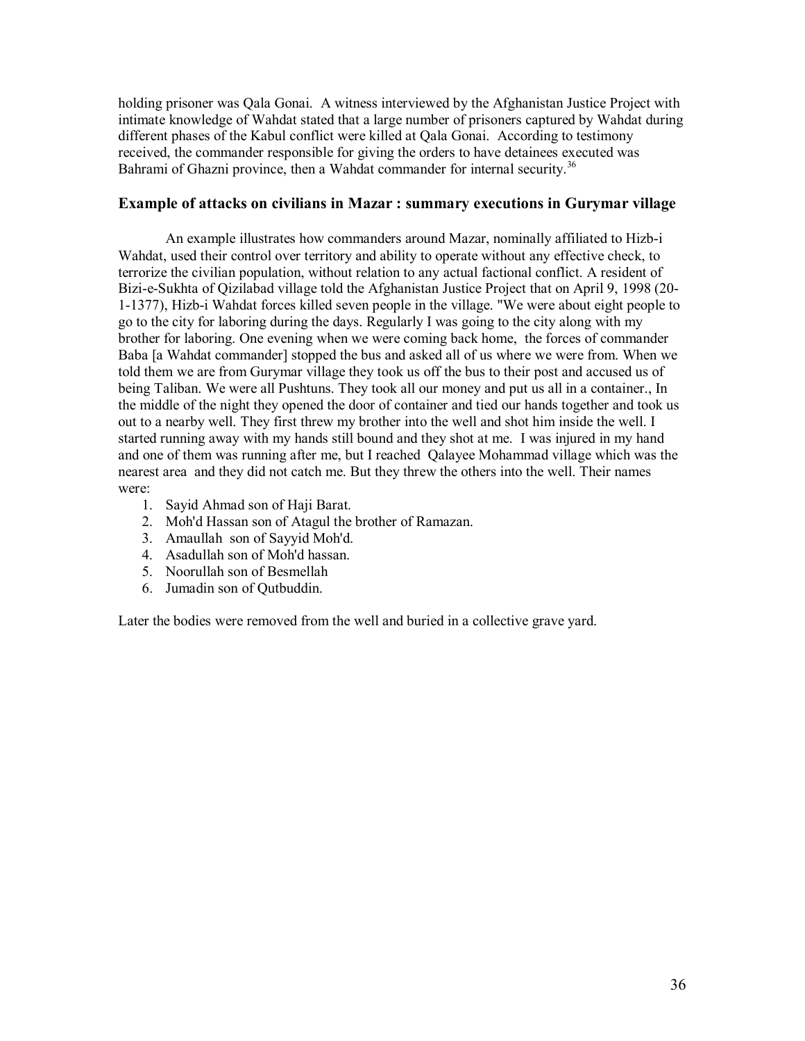holding prisoner was Qala Gonai. A witness interviewed by the Afghanistan Justice Project with intimate knowledge of Wahdat stated that a large number of prisoners captured by Wahdat during different phases of the Kabul conflict were killed at Qala Gonai. According to testimony received, the commander responsible for giving the orders to have detainees executed was Bahrami of Ghazni province, then a Wahdat commander for internal security.[36]

### Example of attacks on civilians in Mazar : summary executions in Gurymar village

An example illustrates how commanders around Mazar, nominally affiliated to Hizb-i Wahdat, used their control over territory and ability to operate without any effective check, to terrorize the civilian population, without relation to any actual factional conflict. A resident of Bizi-e-Sukhta of Qizilabad village told the Afghanistan Justice Project that on April 9, 1998 (20-1-1377), Hizb-i Wahdat forces killed seven people in the village. "We were about eight people to go to the city for laboring during the days. Regularly I was going to the city along with my brother for laboring. One evening when we were coming back home, the forces of commander Baba [a Wahdat commander] stopped the bus and asked all of us where we were from. When we told them we are from Gurymar village they took us off the bus to their post and accused us of being Taliban. We were all Pushtuns. They took all our money and put us all in a container., In the middle of the night they opened the door of container and tied our hands together and took us out to a nearby well. They first threw my brother into the well and shot him inside the well. I started running away with my hands still bound and they shot at me. I was injured in my hand and one of them was running after me, but I reached Qalayee Mohammad village which was the nearest area and they did not catch me. But they threw the others into the well. Their names were:

1. Sayid Ahmad son of Haji Barat.
2. Moh'd Hassan son of Atagul the brother of Ramazan.
3. Amaullah son of Sayyid Moh'd.
4. Asadullah son of Moh'd hassan.
5. Noorullah son of Besmellah
6. Jumadin son of Qutbuddin.

Later the bodies were removed from the well and buried in a collective grave yard.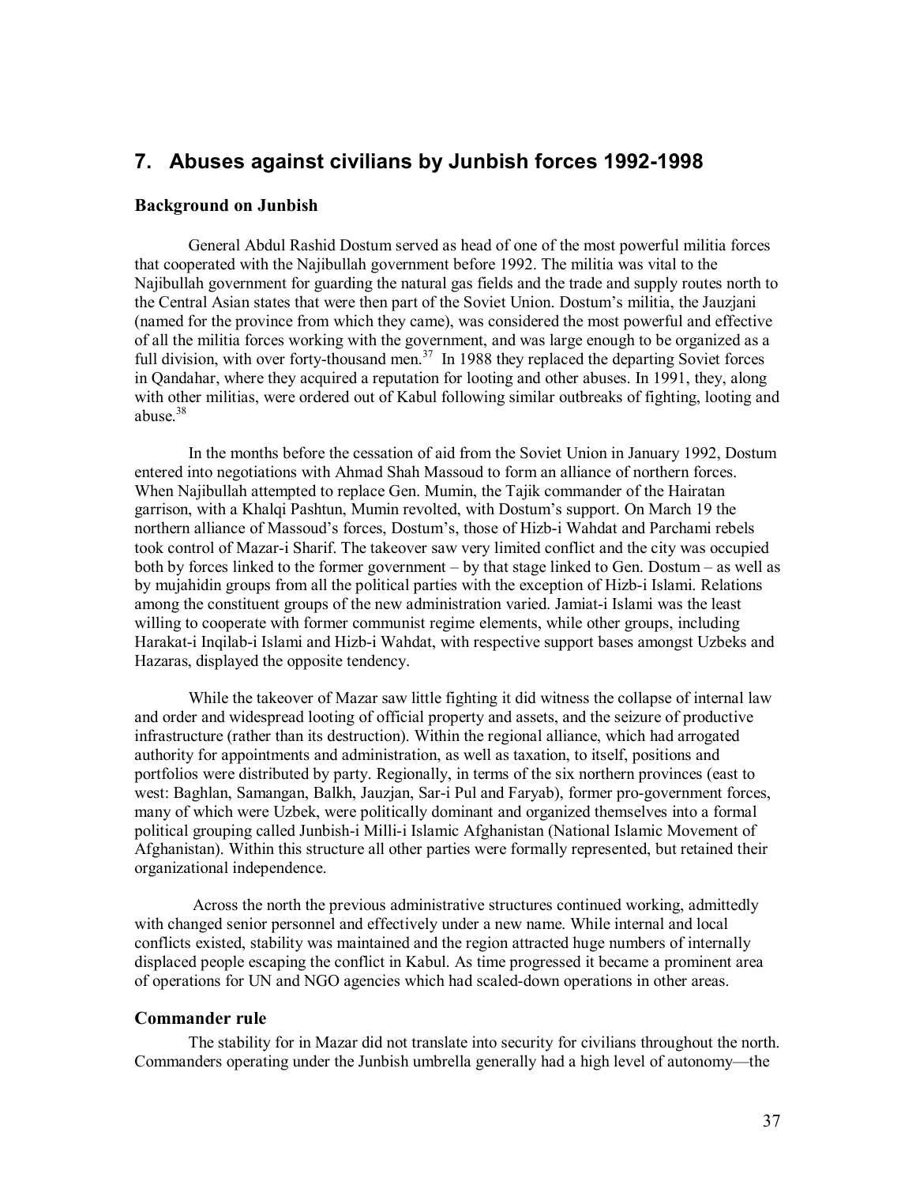## 7. Abuses against civilians by Junbish forces 1992-1998

### Background on Junbish

General Abdul Rashid Dostum served as head of one of the most powerful militia forces that cooperated with the Najibullah government before 1992. The militia was vital to the Najibullah government for guarding the natural gas fields and the trade and supply routes north to the Central Asian states that were then part of the Soviet Union. Dostum's militia, the Jauzjani (named for the province from which they came), was considered the most powerful and effective of all the militia forces working with the government, and was large enough to be organized as a full division, with over forty-thousand men.[37] In 1988 they replaced the departing Soviet forces in Qandahar, where they acquired a reputation for looting and other abuses. In 1991, they, along with other militias, were ordered out of Kabul following similar outbreaks of fighting, looting and abuse.[38]

In the months before the cessation of aid from the Soviet Union in January 1992, Dostum entered into negotiations with Ahmad Shah Massoud to form an alliance of northern forces. When Najibullah attempted to replace Gen. Mumin, the Tajik commander of the Hairatan garrison, with a Khalqi Pashtun, Mumin revolted, with Dostum's support. On March 19 the northern alliance of Massoud's forces, Dostum's, those of Hizb-i Wahdat and Parchami rebels took control of Mazar-i Sharif. The takeover saw very limited conflict and the city was occupied both by forces linked to the former government – by that stage linked to Gen. Dostum – as well as by mujahidin groups from all the political parties with the exception of Hizb-i Islami. Relations among the constituent groups of the new administration varied. Jamiat-i Islami was the least willing to cooperate with former communist regime elements, while other groups, including Harakat-i Inqilab-i Islami and Hizb-i Wahdat, with respective support bases amongst Uzbeks and Hazaras, displayed the opposite tendency.

While the takeover of Mazar saw little fighting it did witness the collapse of internal law and order and widespread looting of official property and assets, and the seizure of productive infrastructure (rather than its destruction). Within the regional alliance, which had arrogated authority for appointments and administration, as well as taxation, to itself, positions and portfolios were distributed by party. Regionally, in terms of the six northern provinces (east to west: Baghlan, Samangan, Balkh, Jauzjan, Sar-i Pul and Faryab), former pro-government forces, many of which were Uzbek, were politically dominant and organized themselves into a formal political grouping called Junbish-i Milli-i Islamic Afghanistan (National Islamic Movement of Afghanistan). Within this structure all other parties were formally represented, but retained their organizational independence.

Across the north the previous administrative structures continued working, admittedly with changed senior personnel and effectively under a new name. While internal and local conflicts existed, stability was maintained and the region attracted huge numbers of internally displaced people escaping the conflict in Kabul. As time progressed it became a prominent area of operations for UN and NGO agencies which had scaled-down operations in other areas.

### Commander rule

The stability for in Mazar did not translate into security for civilians throughout the north. Commanders operating under the Junbish umbrella generally had a high level of autonomy—the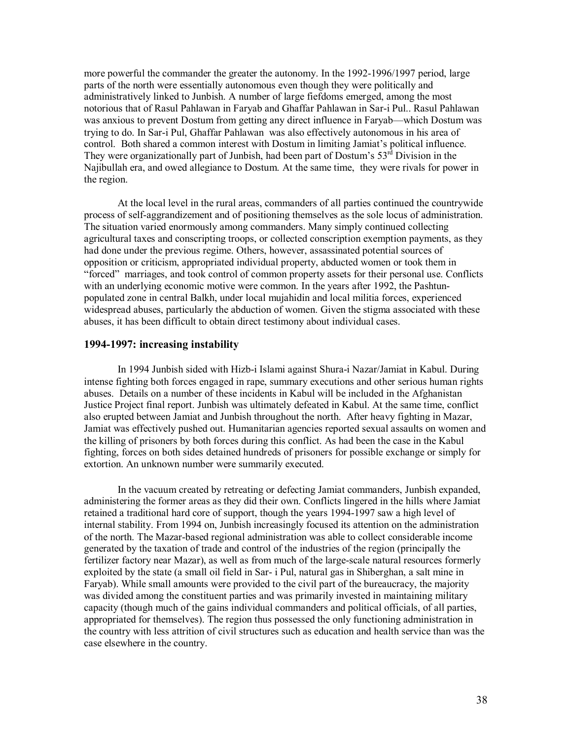more powerful the commander the greater the autonomy. In the 1992-1996/1997 period, large parts of the north were essentially autonomous even though they were politically and administratively linked to Junbish. A number of large fiefdoms emerged, among the most notorious that of Rasul Pahlawan in Faryab and Ghaffar Pahlawan in Sar-i Pul.. Rasul Pahlawan was anxious to prevent Dostum from getting any direct influence in Faryab—which Dostum was trying to do. In Sar-i Pul, Ghaffar Pahlawan was also effectively autonomous in his area of control. Both shared a common interest with Dostum in limiting Jamiat's political influence. They were organizationally part of Junbish, had been part of Dostum's 53rd Division in the Najibullah era, and owed allegiance to Dostum. At the same time, they were rivals for power in the region.

At the local level in the rural areas, commanders of all parties continued the countrywide process of self-aggrandizement and of positioning themselves as the sole locus of administration. The situation varied enormously among commanders. Many simply continued collecting agricultural taxes and conscripting troops, or collected conscription exemption payments, as they had done under the previous regime. Others, however, assassinated potential sources of opposition or criticism, appropriated individual property, abducted women or took them in "forced" marriages, and took control of common property assets for their personal use. Conflicts with an underlying economic motive were common. In the years after 1992, the Pashtun-populated zone in central Balkh, under local mujahidin and local militia forces, experienced widespread abuses, particularly the abduction of women. Given the stigma associated with these abuses, it has been difficult to obtain direct testimony about individual cases.

### 1994-1997: increasing instability

In 1994 Junbish sided with Hizb-i Islami against Shura-i Nazar/Jamiat in Kabul. During intense fighting both forces engaged in rape, summary executions and other serious human rights abuses. Details on a number of these incidents in Kabul will be included in the Afghanistan Justice Project final report. Junbish was ultimately defeated in Kabul. At the same time, conflict also erupted between Jamiat and Junbish throughout the north. After heavy fighting in Mazar, Jamiat was effectively pushed out. Humanitarian agencies reported sexual assaults on women and the killing of prisoners by both forces during this conflict. As had been the case in the Kabul fighting, forces on both sides detained hundreds of prisoners for possible exchange or simply for extortion. An unknown number were summarily executed.

In the vacuum created by retreating or defecting Jamiat commanders, Junbish expanded, administering the former areas as they did their own. Conflicts lingered in the hills where Jamiat retained a traditional hard core of support, though the years 1994-1997 saw a high level of internal stability. From 1994 on, Junbish increasingly focused its attention on the administration of the north. The Mazar-based regional administration was able to collect considerable income generated by the taxation of trade and control of the industries of the region (principally the fertilizer factory near Mazar), as well as from much of the large-scale natural resources formerly exploited by the state (a small oil field in Sar- i Pul, natural gas in Shiberghan, a salt mine in Faryab). While small amounts were provided to the civil part of the bureaucracy, the majority was divided among the constituent parties and was primarily invested in maintaining military capacity (though much of the gains individual commanders and political officials, of all parties, appropriated for themselves). The region thus possessed the only functioning administration in the country with less attrition of civil structures such as education and health service than was the case elsewhere in the country.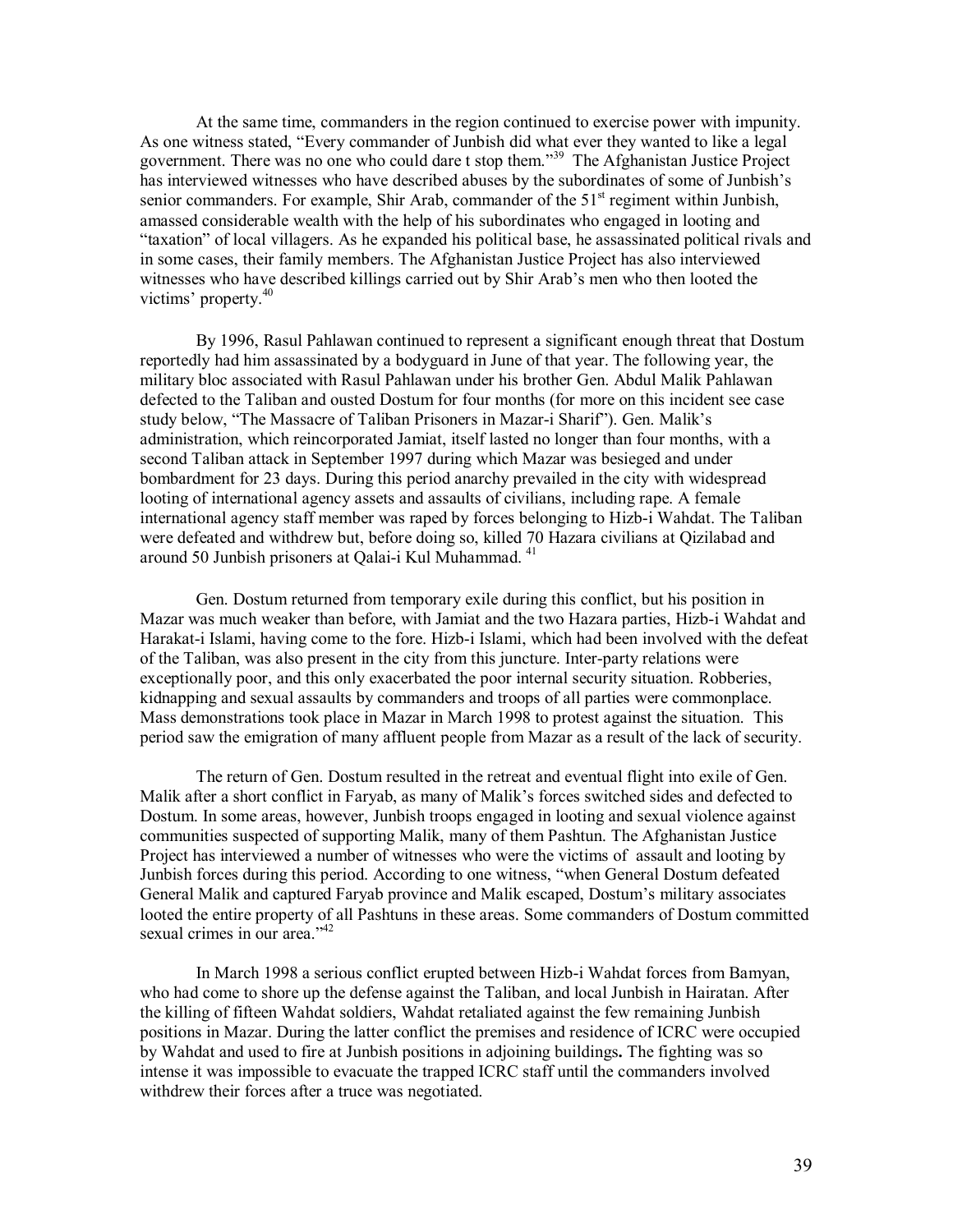At the same time, commanders in the region continued to exercise power with impunity. As one witness stated, "Every commander of Junbish did what ever they wanted to like a legal government. There was no one who could dare t stop them."[39] The Afghanistan Justice Project has interviewed witnesses who have described abuses by the subordinates of some of Junbish's senior commanders. For example, Shir Arab, commander of the 51st regiment within Junbish, amassed considerable wealth with the help of his subordinates who engaged in looting and "taxation" of local villagers. As he expanded his political base, he assassinated political rivals and in some cases, their family members. The Afghanistan Justice Project has also interviewed witnesses who have described killings carried out by Shir Arab's men who then looted the victims' property.[40]

By 1996, Rasul Pahlawan continued to represent a significant enough threat that Dostum reportedly had him assassinated by a bodyguard in June of that year. The following year, the military bloc associated with Rasul Pahlawan under his brother Gen. Abdul Malik Pahlawan defected to the Taliban and ousted Dostum for four months (for more on this incident see case study below, "The Massacre of Taliban Prisoners in Mazar-i Sharif"). Gen. Malik's administration, which reincorporated Jamiat, itself lasted no longer than four months, with a second Taliban attack in September 1997 during which Mazar was besieged and under bombardment for 23 days. During this period anarchy prevailed in the city with widespread looting of international agency assets and assaults of civilians, including rape. A female international agency staff member was raped by forces belonging to Hizb-i Wahdat. The Taliban were defeated and withdrew but, before doing so, killed 70 Hazara civilians at Qizilabad and around 50 Junbish prisoners at Qalai-i Kul Muhammad.[41]

Gen. Dostum returned from temporary exile during this conflict, but his position in Mazar was much weaker than before, with Jamiat and the two Hazara parties, Hizb-i Wahdat and Harakat-i Islami, having come to the fore. Hizb-i Islami, which had been involved with the defeat of the Taliban, was also present in the city from this juncture. Inter-party relations were exceptionally poor, and this only exacerbated the poor internal security situation. Robberies, kidnapping and sexual assaults by commanders and troops of all parties were commonplace. Mass demonstrations took place in Mazar in March 1998 to protest against the situation. This period saw the emigration of many affluent people from Mazar as a result of the lack of security.

The return of Gen. Dostum resulted in the retreat and eventual flight into exile of Gen. Malik after a short conflict in Faryab, as many of Malik's forces switched sides and defected to Dostum. In some areas, however, Junbish troops engaged in looting and sexual violence against communities suspected of supporting Malik, many of them Pashtun. The Afghanistan Justice Project has interviewed a number of witnesses who were the victims of assault and looting by Junbish forces during this period. According to one witness, "when General Dostum defeated General Malik and captured Faryab province and Malik escaped, Dostum's military associates looted the entire property of all Pashtuns in these areas. Some commanders of Dostum committed sexual crimes in our area."[42]

In March 1998 a serious conflict erupted between Hizb-i Wahdat forces from Bamyan, who had come to shore up the defense against the Taliban, and local Junbish in Hairatan. After the killing of fifteen Wahdat soldiers, Wahdat retaliated against the few remaining Junbish positions in Mazar. During the latter conflict the premises and residence of ICRC were occupied by Wahdat and used to fire at Junbish positions in adjoining buildings**.** The fighting was so intense it was impossible to evacuate the trapped ICRC staff until the commanders involved withdrew their forces after a truce was negotiated.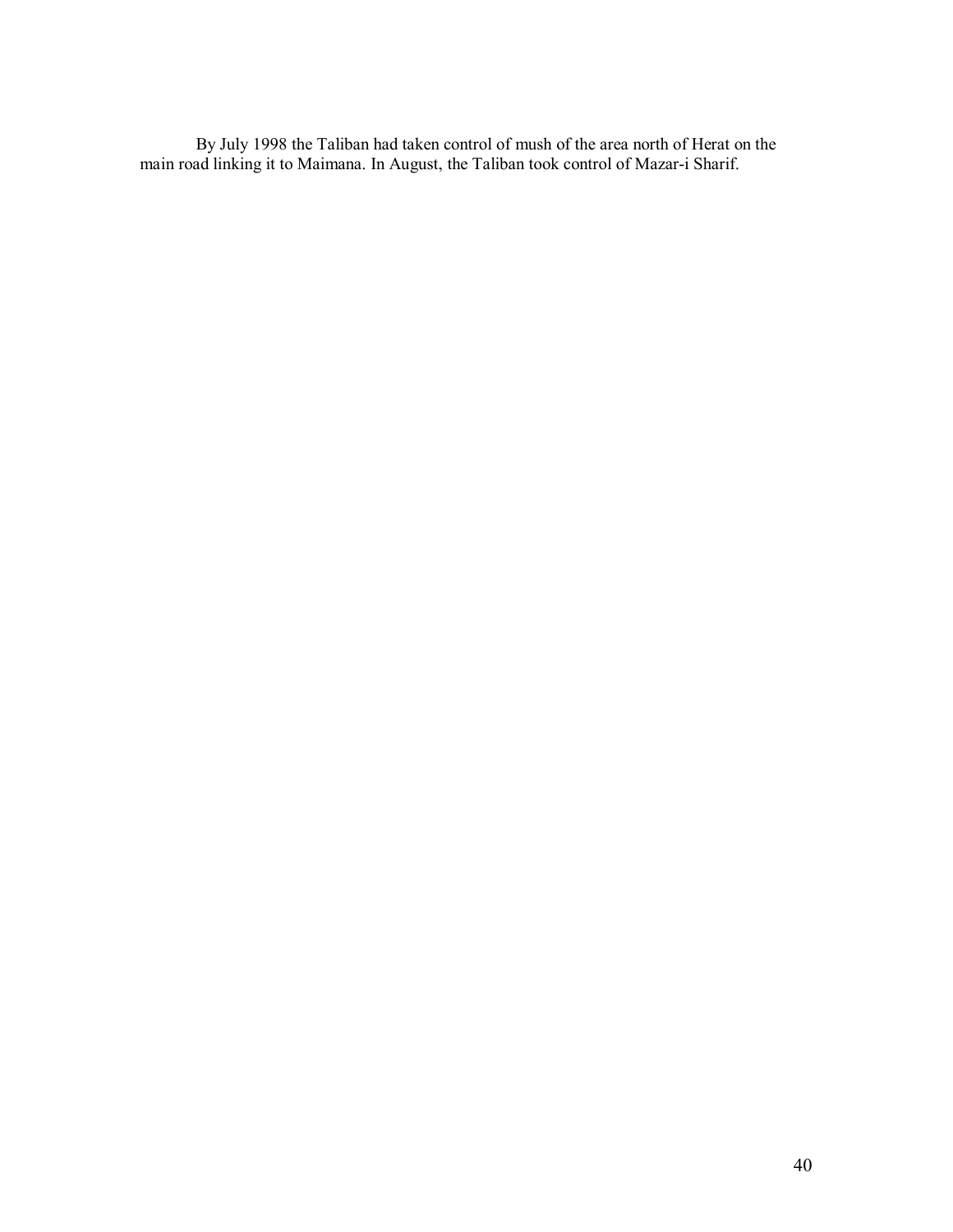By July 1998 the Taliban had taken control of mush of the area north of Herat on the main road linking it to Maimana. In August, the Taliban took control of Mazar-i Sharif.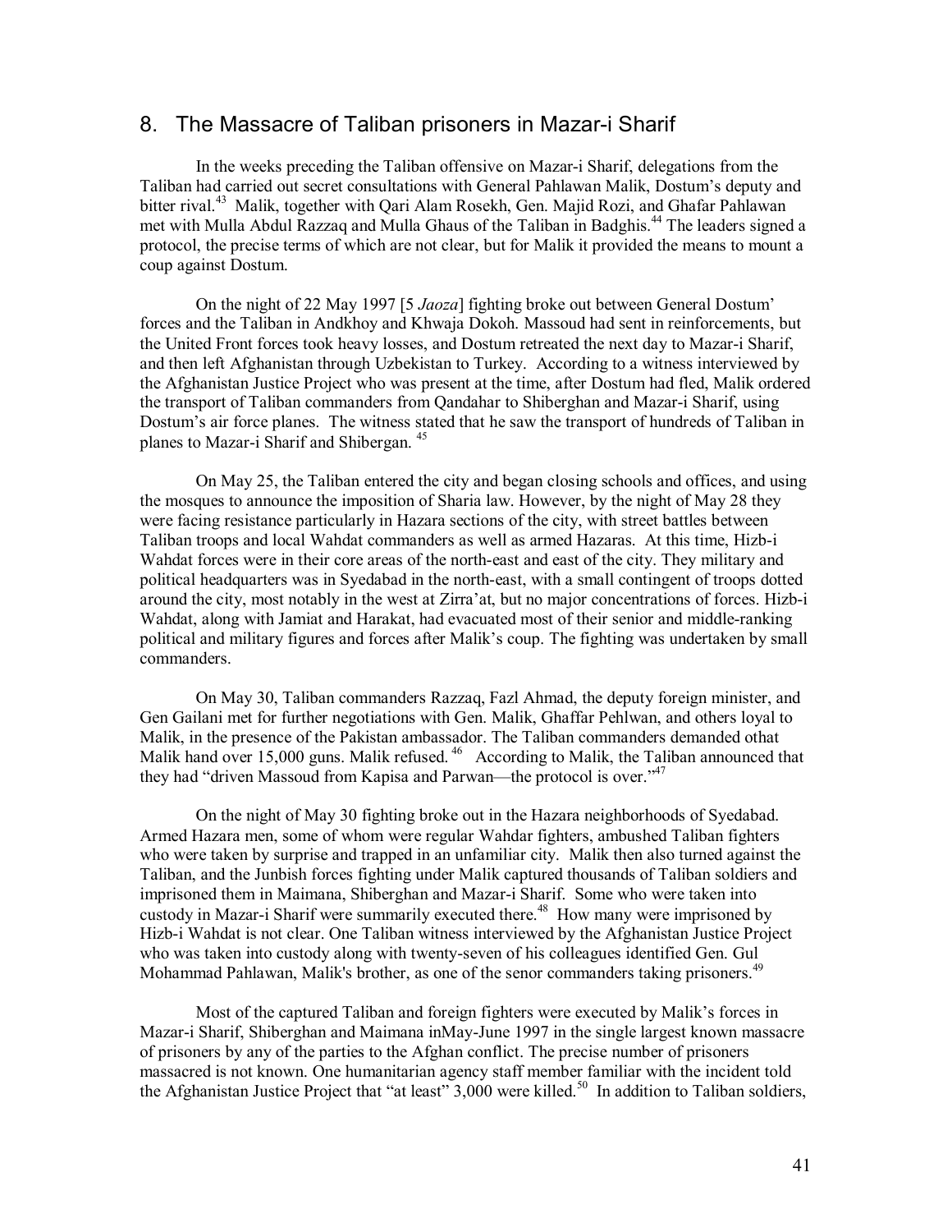## 8. The Massacre of Taliban prisoners in Mazar-i Sharif

In the weeks preceding the Taliban offensive on Mazar-i Sharif, delegations from the Taliban had carried out secret consultations with General Pahlawan Malik, Dostum's deputy and bitter rival.[43] Malik, together with Qari Alam Rosekh, Gen. Majid Rozi, and Ghafar Pahlawan met with Mulla Abdul Razzaq and Mulla Ghaus of the Taliban in Badghis.[44] The leaders signed a protocol, the precise terms of which are not clear, but for Malik it provided the means to mount a coup against Dostum.

On the night of 22 May 1997 [5 *Jaoza*] fighting broke out between General Dostum' forces and the Taliban in Andkhoy and Khwaja Dokoh. Massoud had sent in reinforcements, but the United Front forces took heavy losses, and Dostum retreated the next day to Mazar-i Sharif, and then left Afghanistan through Uzbekistan to Turkey. According to a witness interviewed by the Afghanistan Justice Project who was present at the time, after Dostum had fled, Malik ordered the transport of Taliban commanders from Qandahar to Shiberghan and Mazar-i Sharif, using Dostum's air force planes. The witness stated that he saw the transport of hundreds of Taliban in planes to Mazar-i Sharif and Shibergan.[45]

On May 25, the Taliban entered the city and began closing schools and offices, and using the mosques to announce the imposition of Sharia law. However, by the night of May 28 they were facing resistance particularly in Hazara sections of the city, with street battles between Taliban troops and local Wahdat commanders as well as armed Hazaras. At this time, Hizb-i Wahdat forces were in their core areas of the north-east and east of the city. They military and political headquarters was in Syedabad in the north-east, with a small contingent of troops dotted around the city, most notably in the west at Zirra'at, but no major concentrations of forces. Hizb-i Wahdat, along with Jamiat and Harakat, had evacuated most of their senior and middle-ranking political and military figures and forces after Malik's coup. The fighting was undertaken by small commanders.

On May 30, Taliban commanders Razzaq, Fazl Ahmad, the deputy foreign minister, and Gen Gailani met for further negotiations with Gen. Malik, Ghaffar Pehlwan, and others loyal to Malik, in the presence of the Pakistan ambassador. The Taliban commanders demanded othat Malik hand over 15,000 guns. Malik refused.[46] According to Malik, the Taliban announced that they had "driven Massoud from Kapisa and Parwan—the protocol is over."[47]

On the night of May 30 fighting broke out in the Hazara neighborhoods of Syedabad. Armed Hazara men, some of whom were regular Wahdar fighters, ambushed Taliban fighters who were taken by surprise and trapped in an unfamiliar city. Malik then also turned against the Taliban, and the Junbish forces fighting under Malik captured thousands of Taliban soldiers and imprisoned them in Maimana, Shiberghan and Mazar-i Sharif. Some who were taken into custody in Mazar-i Sharif were summarily executed there.[48] How many were imprisoned by Hizb-i Wahdat is not clear. One Taliban witness interviewed by the Afghanistan Justice Project who was taken into custody along with twenty-seven of his colleagues identified Gen. Gul Mohammad Pahlawan, Malik's brother, as one of the senor commanders taking prisoners.[49]

Most of the captured Taliban and foreign fighters were executed by Malik's forces in Mazar-i Sharif, Shiberghan and Maimana inMay-June 1997 in the single largest known massacre of prisoners by any of the parties to the Afghan conflict. The precise number of prisoners massacred is not known. One humanitarian agency staff member familiar with the incident told the Afghanistan Justice Project that "at least" 3,000 were killed.[50] In addition to Taliban soldiers,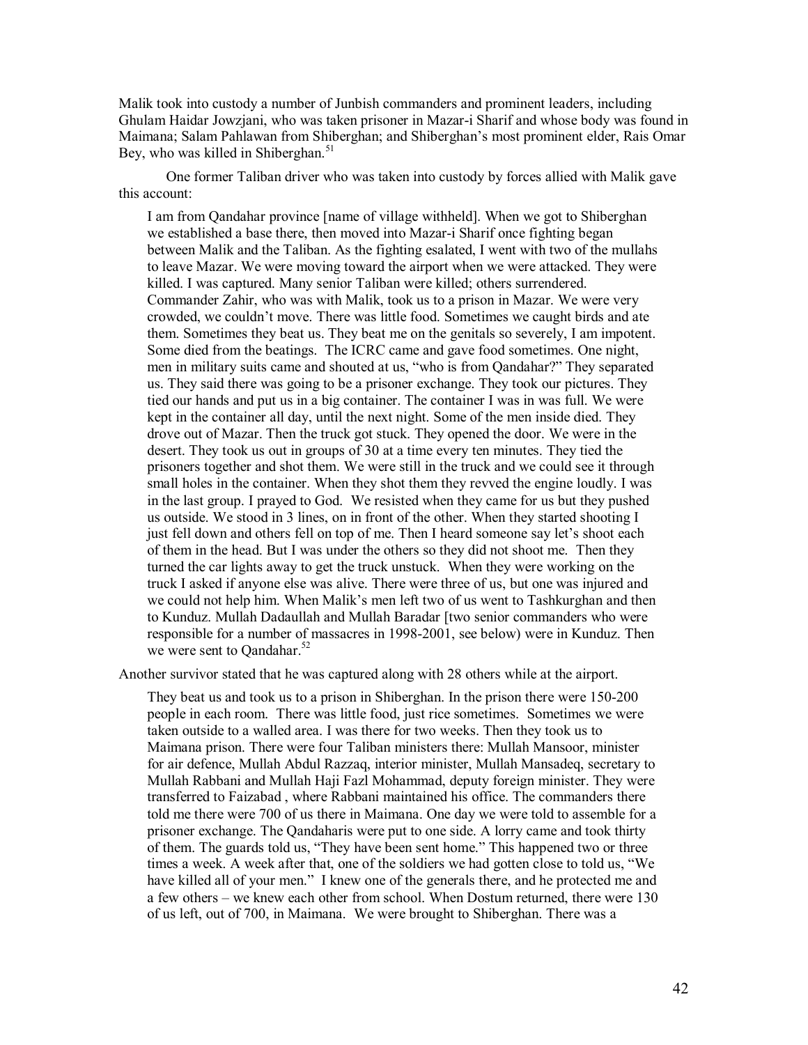Malik took into custody a number of Junbish commanders and prominent leaders, including Ghulam Haidar Jowzjani, who was taken prisoner in Mazar-i Sharif and whose body was found in Maimana; Salam Pahlawan from Shiberghan; and Shiberghan's most prominent elder, Rais Omar Bey, who was killed in Shiberghan.[51]

One former Taliban driver who was taken into custody by forces allied with Malik gave this account:

> I am from Qandahar province [name of village withheld]. When we got to Shiberghan we established a base there, then moved into Mazar-i Sharif once fighting began between Malik and the Taliban. As the fighting esalated, I went with two of the mullahs to leave Mazar. We were moving toward the airport when we were attacked. They were killed. I was captured. Many senior Taliban were killed; others surrendered. Commander Zahir, who was with Malik, took us to a prison in Mazar. We were very crowded, we couldn't move. There was little food. Sometimes we caught birds and ate them. Sometimes they beat us. They beat me on the genitals so severely, I am impotent. Some died from the beatings. The ICRC came and gave food sometimes. One night, men in military suits came and shouted at us, "who is from Qandahar?" They separated us. They said there was going to be a prisoner exchange. They took our pictures. They tied our hands and put us in a big container. The container I was in was full. We were kept in the container all day, until the next night. Some of the men inside died. They drove out of Mazar. Then the truck got stuck. They opened the door. We were in the desert. They took us out in groups of 30 at a time every ten minutes. They tied the prisoners together and shot them. We were still in the truck and we could see it through small holes in the container. When they shot them they revved the engine loudly. I was in the last group. I prayed to God. We resisted when they came for us but they pushed us outside. We stood in 3 lines, on in front of the other. When they started shooting I just fell down and others fell on top of me. Then I heard someone say let's shoot each of them in the head. But I was under the others so they did not shoot me. Then they turned the car lights away to get the truck unstuck. When they were working on the truck I asked if anyone else was alive. There were three of us, but one was injured and we could not help him. When Malik's men left two of us went to Tashkurghan and then to Kunduz. Mullah Dadaullah and Mullah Baradar [two senior commanders who were responsible for a number of massacres in 1998-2001, see below) were in Kunduz. Then we were sent to Qandahar.[52]

Another survivor stated that he was captured along with 28 others while at the airport.

> They beat us and took us to a prison in Shiberghan. In the prison there were 150-200 people in each room. There was little food, just rice sometimes. Sometimes we were taken outside to a walled area. I was there for two weeks. Then they took us to Maimana prison. There were four Taliban ministers there: Mullah Mansoor, minister for air defence, Mullah Abdul Razzaq, interior minister, Mullah Mansadeq, secretary to Mullah Rabbani and Mullah Haji Fazl Mohammad, deputy foreign minister. They were transferred to Faizabad , where Rabbani maintained his office. The commanders there told me there were 700 of us there in Maimana. One day we were told to assemble for a prisoner exchange. The Qandaharis were put to one side. A lorry came and took thirty of them. The guards told us, "They have been sent home." This happened two or three times a week. A week after that, one of the soldiers we had gotten close to told us, "We have killed all of your men." I knew one of the generals there, and he protected me and a few others – we knew each other from school. When Dostum returned, there were 130 of us left, out of 700, in Maimana. We were brought to Shiberghan. There was a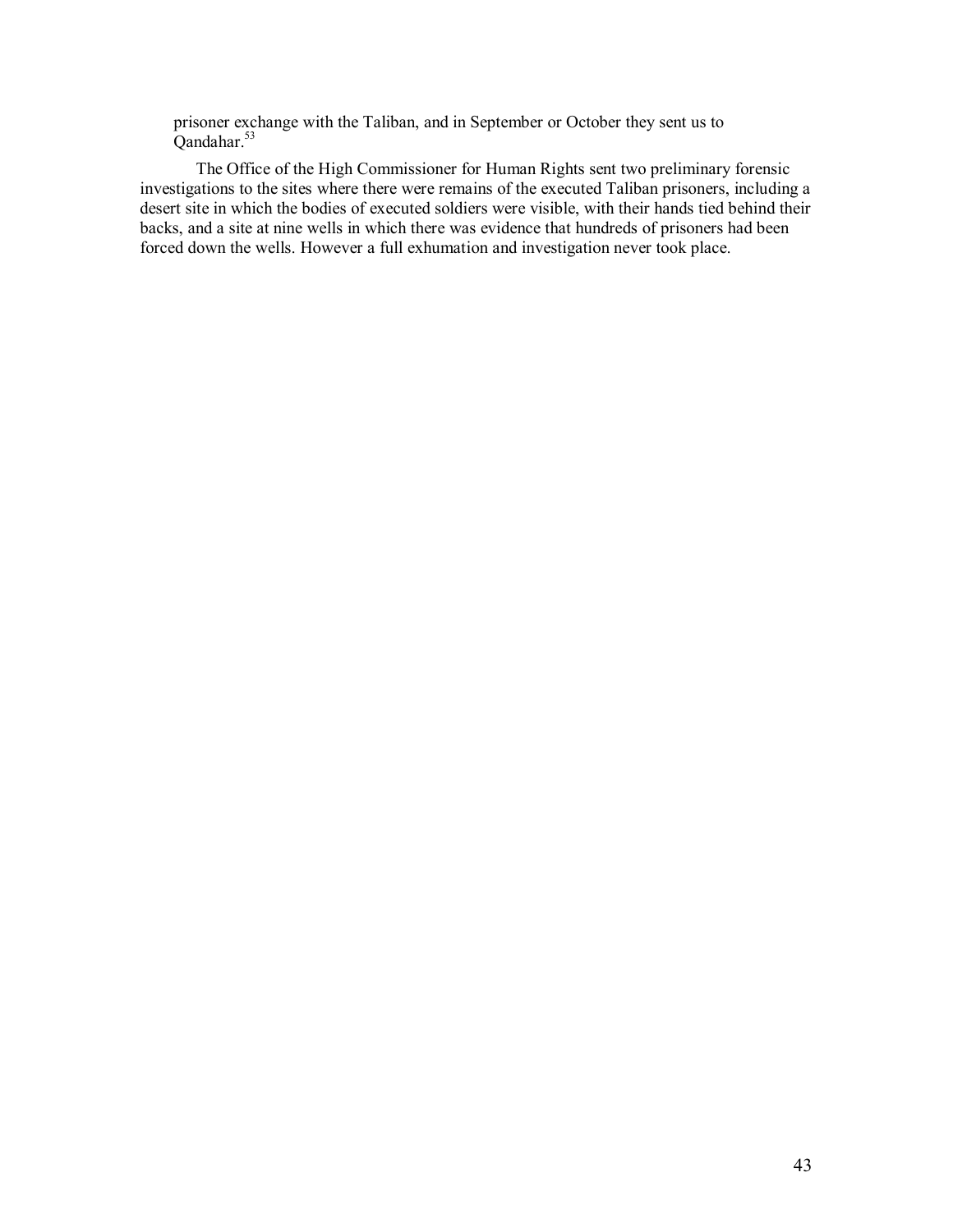> prisoner exchange with the Taliban, and in September or October they sent us to Qandahar.[53]

The Office of the High Commissioner for Human Rights sent two preliminary forensic investigations to the sites where there were remains of the executed Taliban prisoners, including a desert site in which the bodies of executed soldiers were visible, with their hands tied behind their backs, and a site at nine wells in which there was evidence that hundreds of prisoners had been forced down the wells. However a full exhumation and investigation never took place.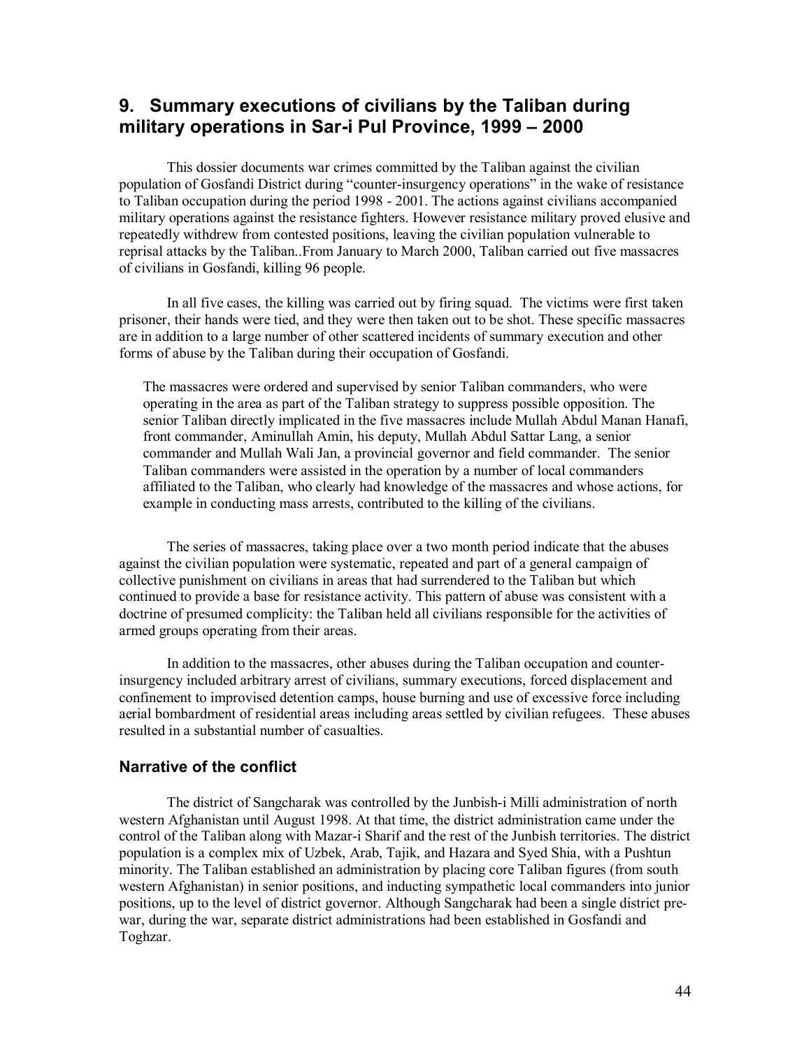## 9. Summary executions of civilians by the Taliban during military operations in Sar-i Pul Province, 1999 – 2000

This dossier documents war crimes committed by the Taliban against the civilian population of Gosfandi District during "counter-insurgency operations" in the wake of resistance to Taliban occupation during the period 1998 - 2001. The actions against civilians accompanied military operations against the resistance fighters. However resistance military proved elusive and repeatedly withdrew from contested positions, leaving the civilian population vulnerable to reprisal attacks by the Taliban..From January to March 2000, Taliban carried out five massacres of civilians in Gosfandi, killing 96 people.

In all five cases, the killing was carried out by firing squad. The victims were first taken prisoner, their hands were tied, and they were then taken out to be shot. These specific massacres are in addition to a large number of other scattered incidents of summary execution and other forms of abuse by the Taliban during their occupation of Gosfandi.

> The massacres were ordered and supervised by senior Taliban commanders, who were operating in the area as part of the Taliban strategy to suppress possible opposition. The senior Taliban directly implicated in the five massacres include Mullah Abdul Manan Hanafi, front commander, Aminullah Amin, his deputy, Mullah Abdul Sattar Lang, a senior commander and Mullah Wali Jan, a provincial governor and field commander. The senior Taliban commanders were assisted in the operation by a number of local commanders affiliated to the Taliban, who clearly had knowledge of the massacres and whose actions, for example in conducting mass arrests, contributed to the killing of the civilians.

The series of massacres, taking place over a two month period indicate that the abuses against the civilian population were systematic, repeated and part of a general campaign of collective punishment on civilians in areas that had surrendered to the Taliban but which continued to provide a base for resistance activity. This pattern of abuse was consistent with a doctrine of presumed complicity: the Taliban held all civilians responsible for the activities of armed groups operating from their areas.

In addition to the massacres, other abuses during the Taliban occupation and counter-insurgency included arbitrary arrest of civilians, summary executions, forced displacement and confinement to improvised detention camps, house burning and use of excessive force including aerial bombardment of residential areas including areas settled by civilian refugees. These abuses resulted in a substantial number of casualties.

### Narrative of the conflict

The district of Sangcharak was controlled by the Junbish-i Milli administration of north western Afghanistan until August 1998. At that time, the district administration came under the control of the Taliban along with Mazar-i Sharif and the rest of the Junbish territories. The district population is a complex mix of Uzbek, Arab, Tajik, and Hazara and Syed Shia, with a Pushtun minority. The Taliban established an administration by placing core Taliban figures (from south western Afghanistan) in senior positions, and inducting sympathetic local commanders into junior positions, up to the level of district governor. Although Sangcharak had been a single district pre-war, during the war, separate district administrations had been established in Gosfandi and Toghzar.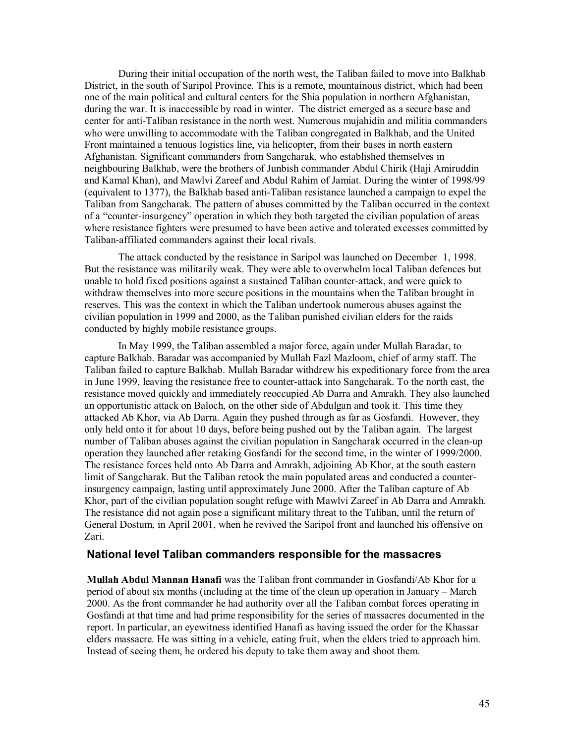During their initial occupation of the north west, the Taliban failed to move into Balkhab District, in the south of Saripol Province. This is a remote, mountainous district, which had been one of the main political and cultural centers for the Shia population in northern Afghanistan, during the war. It is inaccessible by road in winter. The district emerged as a secure base and center for anti-Taliban resistance in the north west. Numerous mujahidin and militia commanders who were unwilling to accommodate with the Taliban congregated in Balkhab, and the United Front maintained a tenuous logistics line, via helicopter, from their bases in north eastern Afghanistan. Significant commanders from Sangcharak, who established themselves in neighbouring Balkhab, were the brothers of Junbish commander Abdul Chirik (Haji Amiruddin and Kamal Khan), and Mawlvi Zareef and Abdul Rahim of Jamiat. During the winter of 1998/99 (equivalent to 1377), the Balkhab based anti-Taliban resistance launched a campaign to expel the Taliban from Sangcharak. The pattern of abuses committed by the Taliban occurred in the context of a "counter-insurgency" operation in which they both targeted the civilian population of areas where resistance fighters were presumed to have been active and tolerated excesses committed by Taliban-affiliated commanders against their local rivals.

The attack conducted by the resistance in Saripol was launched on December 1, 1998. But the resistance was militarily weak. They were able to overwhelm local Taliban defences but unable to hold fixed positions against a sustained Taliban counter-attack, and were quick to withdraw themselves into more secure positions in the mountains when the Taliban brought in reserves. This was the context in which the Taliban undertook numerous abuses against the civilian population in 1999 and 2000, as the Taliban punished civilian elders for the raids conducted by highly mobile resistance groups.

In May 1999, the Taliban assembled a major force, again under Mullah Baradar, to capture Balkhab. Baradar was accompanied by Mullah Fazl Mazloom, chief of army staff. The Taliban failed to capture Balkhab. Mullah Baradar withdrew his expeditionary force from the area in June 1999, leaving the resistance free to counter-attack into Sangcharak. To the north east, the resistance moved quickly and immediately reoccupied Ab Darra and Amrakh. They also launched an opportunistic attack on Baloch, on the other side of Abdulgan and took it. This time they attacked Ab Khor, via Ab Darra. Again they pushed through as far as Gosfandi. However, they only held onto it for about 10 days, before being pushed out by the Taliban again. The largest number of Taliban abuses against the civilian population in Sangcharak occurred in the clean-up operation they launched after retaking Gosfandi for the second time, in the winter of 1999/2000. The resistance forces held onto Ab Darra and Amrakh, adjoining Ab Khor, at the south eastern limit of Sangcharak. But the Taliban retook the main populated areas and conducted a counter-insurgency campaign, lasting until approximately June 2000. After the Taliban capture of Ab Khor, part of the civilian population sought refuge with Mawlvi Zareef in Ab Darra and Amrakh. The resistance did not again pose a significant military threat to the Taliban, until the return of General Dostum, in April 2001, when he revived the Saripol front and launched his offensive on Zari.

## National level Taliban commanders responsible for the massacres

**Mullah Abdul Mannan Hanafi** was the Taliban front commander in Gosfandi/Ab Khor for a period of about six months (including at the time of the clean up operation in January – March 2000. As the front commander he had authority over all the Taliban combat forces operating in Gosfandi at that time and had prime responsibility for the series of massacres documented in the report. In particular, an eyewitness identified Hanafi as having issued the order for the Khassar elders massacre. He was sitting in a vehicle, eating fruit, when the elders tried to approach him. Instead of seeing them, he ordered his deputy to take them away and shoot them.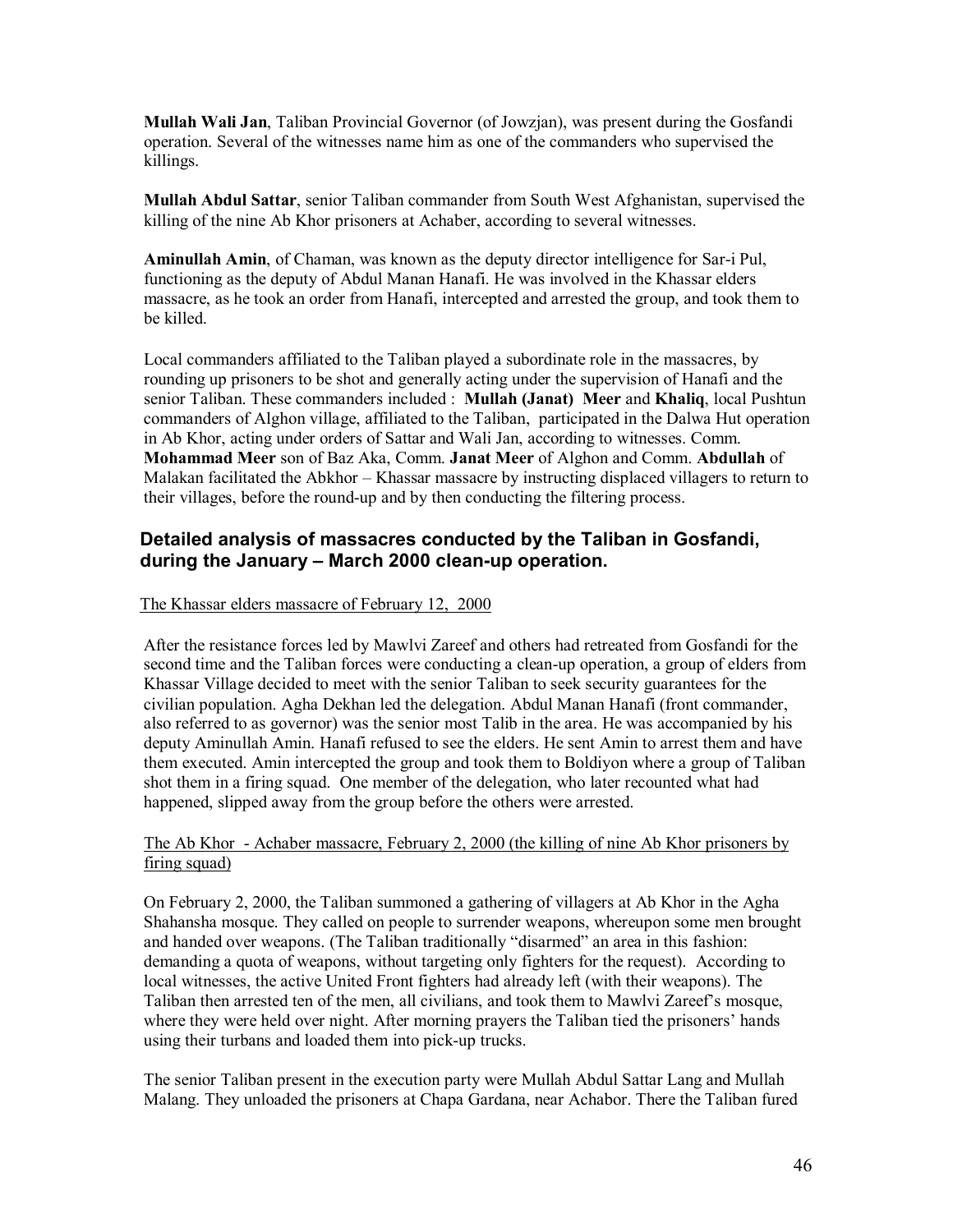**Mullah Wali Jan**, Taliban Provincial Governor (of Jowzjan), was present during the Gosfandi operation. Several of the witnesses name him as one of the commanders who supervised the killings.

**Mullah Abdul Sattar**, senior Taliban commander from South West Afghanistan, supervised the killing of the nine Ab Khor prisoners at Achaber, according to several witnesses.

**Aminullah Amin**, of Chaman, was known as the deputy director intelligence for Sar-i Pul, functioning as the deputy of Abdul Manan Hanafi. He was involved in the Khassar elders massacre, as he took an order from Hanafi, intercepted and arrested the group, and took them to be killed.

Local commanders affiliated to the Taliban played a subordinate role in the massacres, by rounding up prisoners to be shot and generally acting under the supervision of Hanafi and the senior Taliban. These commanders included : **Mullah (Janat) Meer** and **Khaliq**, local Pushtun commanders of Alghon village, affiliated to the Taliban, participated in the Dalwa Hut operation in Ab Khor, acting under orders of Sattar and Wali Jan, according to witnesses. Comm. **Mohammad Meer** son of Baz Aka, Comm. **Janat Meer** of Alghon and Comm. **Abdullah** of Malakan facilitated the Abkhor – Khassar massacre by instructing displaced villagers to return to their villages, before the round-up and by then conducting the filtering process.

## Detailed analysis of massacres conducted by the Taliban in Gosfandi, during the January – March 2000 clean-up operation.

The Khassar elders massacre of February 12, 2000

After the resistance forces led by Mawlvi Zareef and others had retreated from Gosfandi for the second time and the Taliban forces were conducting a clean-up operation, a group of elders from Khassar Village decided to meet with the senior Taliban to seek security guarantees for the civilian population. Agha Dekhan led the delegation. Abdul Manan Hanafi (front commander, also referred to as governor) was the senior most Talib in the area. He was accompanied by his deputy Aminullah Amin. Hanafi refused to see the elders. He sent Amin to arrest them and have them executed. Amin intercepted the group and took them to Boldiyon where a group of Taliban shot them in a firing squad. One member of the delegation, who later recounted what had happened, slipped away from the group before the others were arrested.

The Ab Khor - Achaber massacre, February 2, 2000 (the killing of nine Ab Khor prisoners by firing squad)

On February 2, 2000, the Taliban summoned a gathering of villagers at Ab Khor in the Agha Shahansha mosque. They called on people to surrender weapons, whereupon some men brought and handed over weapons. (The Taliban traditionally "disarmed" an area in this fashion: demanding a quota of weapons, without targeting only fighters for the request). According to local witnesses, the active United Front fighters had already left (with their weapons). The Taliban then arrested ten of the men, all civilians, and took them to Mawlvi Zareef's mosque, where they were held over night. After morning prayers the Taliban tied the prisoners' hands using their turbans and loaded them into pick-up trucks.

The senior Taliban present in the execution party were Mullah Abdul Sattar Lang and Mullah Malang. They unloaded the prisoners at Chapa Gardana, near Achabor. There the Taliban fured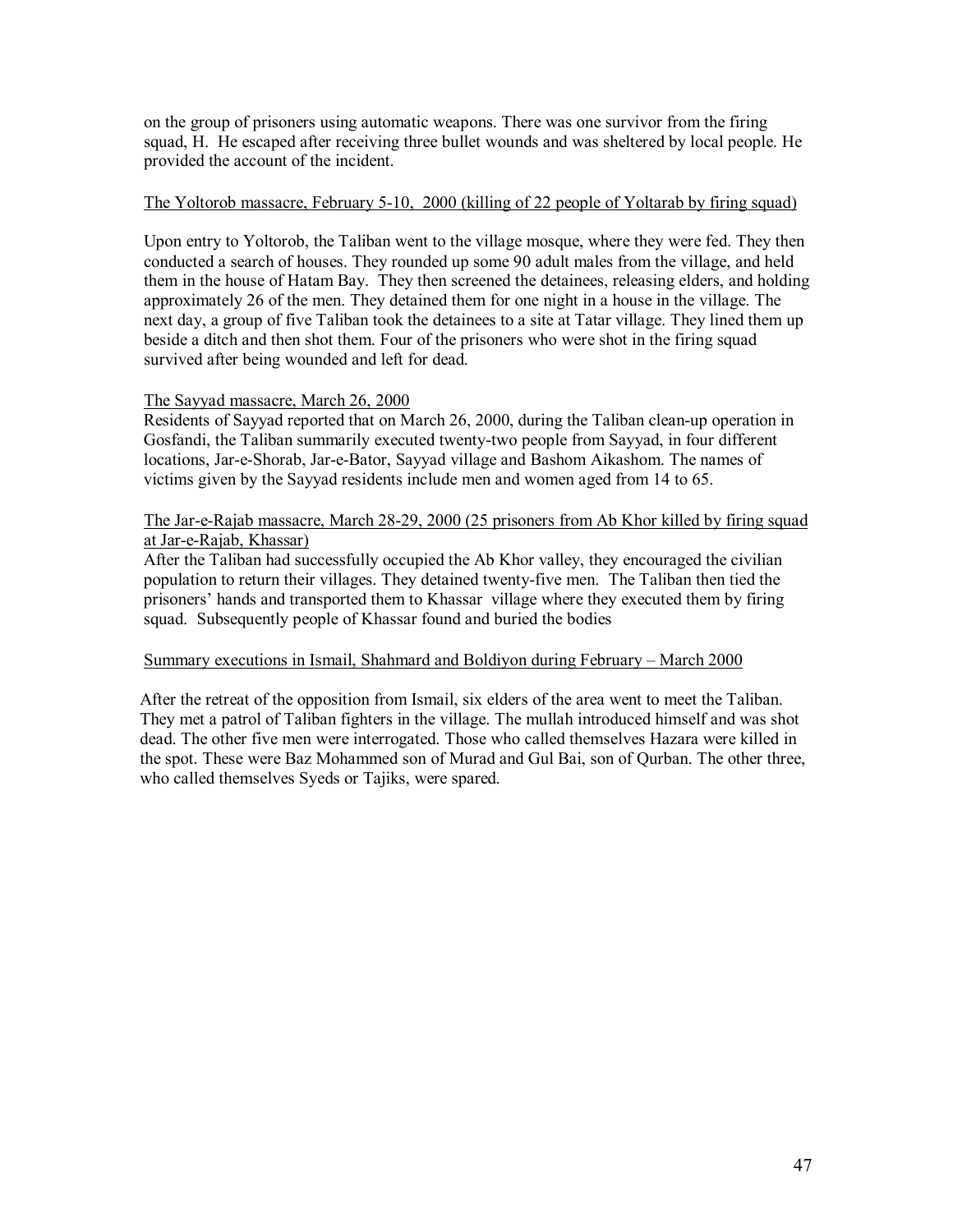on the group of prisoners using automatic weapons. There was one survivor from the firing squad, H. He escaped after receiving three bullet wounds and was sheltered by local people. He provided the account of the incident.

<u>The Yoltorob massacre, February 5-10, 2000 (killing of 22 people of Yoltarab by firing squad)</u>

Upon entry to Yoltorob, the Taliban went to the village mosque, where they were fed. They then conducted a search of houses. They rounded up some 90 adult males from the village, and held them in the house of Hatam Bay. They then screened the detainees, releasing elders, and holding approximately 26 of the men. They detained them for one night in a house in the village. The next day, a group of five Taliban took the detainees to a site at Tatar village. They lined them up beside a ditch and then shot them. Four of the prisoners who were shot in the firing squad survived after being wounded and left for dead.

<u>The Sayyad massacre, March 26, 2000</u>

Residents of Sayyad reported that on March 26, 2000, during the Taliban clean-up operation in Gosfandi, the Taliban summarily executed twenty-two people from Sayyad, in four different locations, Jar-e-Shorab, Jar-e-Bator, Sayyad village and Bashom Aikashom. The names of victims given by the Sayyad residents include men and women aged from 14 to 65.

<u>The Jar-e-Rajab massacre, March 28-29, 2000 (25 prisoners from Ab Khor killed by firing squad at Jar-e-Rajab, Khassar)</u>

After the Taliban had successfully occupied the Ab Khor valley, they encouraged the civilian population to return their villages. They detained twenty-five men. The Taliban then tied the prisoners' hands and transported them to Khassar village where they executed them by firing squad. Subsequently people of Khassar found and buried the bodies

<u>Summary executions in Ismail, Shahmard and Boldiyon during February – March 2000</u>

After the retreat of the opposition from Ismail, six elders of the area went to meet the Taliban. They met a patrol of Taliban fighters in the village. The mullah introduced himself and was shot dead. The other five men were interrogated. Those who called themselves Hazara were killed in the spot. These were Baz Mohammed son of Murad and Gul Bai, son of Qurban. The other three, who called themselves Syeds or Tajiks, were spared.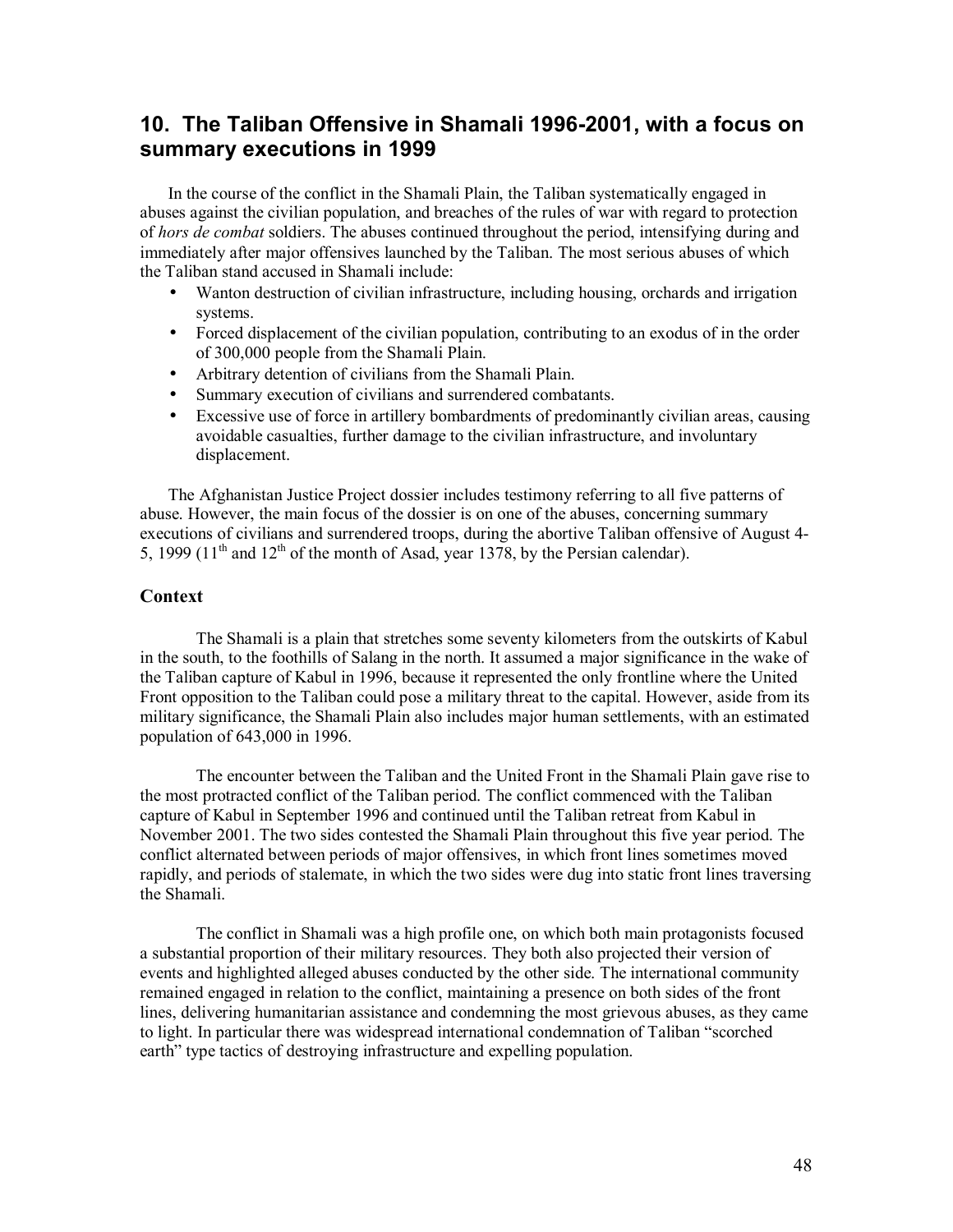## 10. The Taliban Offensive in Shamali 1996-2001, with a focus on summary executions in 1999

In the course of the conflict in the Shamali Plain, the Taliban systematically engaged in abuses against the civilian population, and breaches of the rules of war with regard to protection of *hors de combat* soldiers. The abuses continued throughout the period, intensifying during and immediately after major offensives launched by the Taliban. The most serious abuses of which the Taliban stand accused in Shamali include:

- Wanton destruction of civilian infrastructure, including housing, orchards and irrigation systems.
- Forced displacement of the civilian population, contributing to an exodus of in the order of 300,000 people from the Shamali Plain.
- Arbitrary detention of civilians from the Shamali Plain.
- Summary execution of civilians and surrendered combatants.
- Excessive use of force in artillery bombardments of predominantly civilian areas, causing avoidable casualties, further damage to the civilian infrastructure, and involuntary displacement.

The Afghanistan Justice Project dossier includes testimony referring to all five patterns of abuse. However, the main focus of the dossier is on one of the abuses, concerning summary executions of civilians and surrendered troops, during the abortive Taliban offensive of August 4-5, 1999 (11th and 12th of the month of Asad, year 1378, by the Persian calendar).

### Context

The Shamali is a plain that stretches some seventy kilometers from the outskirts of Kabul in the south, to the foothills of Salang in the north. It assumed a major significance in the wake of the Taliban capture of Kabul in 1996, because it represented the only frontline where the United Front opposition to the Taliban could pose a military threat to the capital. However, aside from its military significance, the Shamali Plain also includes major human settlements, with an estimated population of 643,000 in 1996.

The encounter between the Taliban and the United Front in the Shamali Plain gave rise to the most protracted conflict of the Taliban period. The conflict commenced with the Taliban capture of Kabul in September 1996 and continued until the Taliban retreat from Kabul in November 2001. The two sides contested the Shamali Plain throughout this five year period. The conflict alternated between periods of major offensives, in which front lines sometimes moved rapidly, and periods of stalemate, in which the two sides were dug into static front lines traversing the Shamali.

The conflict in Shamali was a high profile one, on which both main protagonists focused a substantial proportion of their military resources. They both also projected their version of events and highlighted alleged abuses conducted by the other side. The international community remained engaged in relation to the conflict, maintaining a presence on both sides of the front lines, delivering humanitarian assistance and condemning the most grievous abuses, as they came to light. In particular there was widespread international condemnation of Taliban "scorched earth" type tactics of destroying infrastructure and expelling population.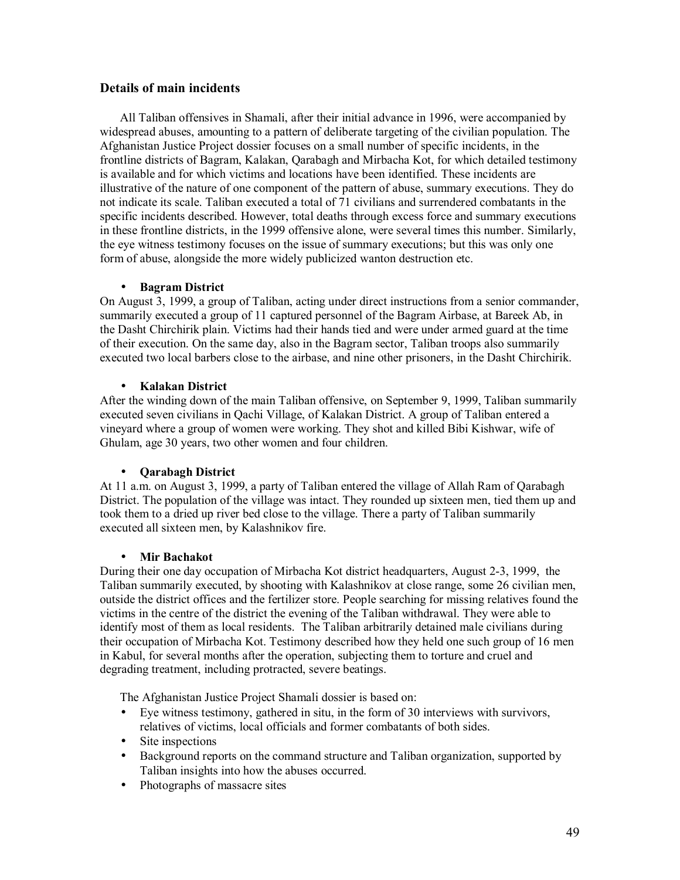## Details of main incidents

All Taliban offensives in Shamali, after their initial advance in 1996, were accompanied by widespread abuses, amounting to a pattern of deliberate targeting of the civilian population. The Afghanistan Justice Project dossier focuses on a small number of specific incidents, in the frontline districts of Bagram, Kalakan, Qarabagh and Mirbacha Kot, for which detailed testimony is available and for which victims and locations have been identified. These incidents are illustrative of the nature of one component of the pattern of abuse, summary executions. They do not indicate its scale. Taliban executed a total of 71 civilians and surrendered combatants in the specific incidents described. However, total deaths through excess force and summary executions in these frontline districts, in the 1999 offensive alone, were several times this number. Similarly, the eye witness testimony focuses on the issue of summary executions; but this was only one form of abuse, alongside the more widely publicized wanton destruction etc.

- **Bagram District**

On August 3, 1999, a group of Taliban, acting under direct instructions from a senior commander, summarily executed a group of 11 captured personnel of the Bagram Airbase, at Bareek Ab, in the Dasht Chirchirik plain. Victims had their hands tied and were under armed guard at the time of their execution. On the same day, also in the Bagram sector, Taliban troops also summarily executed two local barbers close to the airbase, and nine other prisoners, in the Dasht Chirchirik.

- **Kalakan District**

After the winding down of the main Taliban offensive, on September 9, 1999, Taliban summarily executed seven civilians in Qachi Village, of Kalakan District. A group of Taliban entered a vineyard where a group of women were working. They shot and killed Bibi Kishwar, wife of Ghulam, age 30 years, two other women and four children.

- **Qarabagh District**

At 11 a.m. on August 3, 1999, a party of Taliban entered the village of Allah Ram of Qarabagh District. The population of the village was intact. They rounded up sixteen men, tied them up and took them to a dried up river bed close to the village. There a party of Taliban summarily executed all sixteen men, by Kalashnikov fire.

- **Mir Bachakot**

During their one day occupation of Mirbacha Kot district headquarters, August 2-3, 1999, the Taliban summarily executed, by shooting with Kalashnikov at close range, some 26 civilian men, outside the district offices and the fertilizer store. People searching for missing relatives found the victims in the centre of the district the evening of the Taliban withdrawal. They were able to identify most of them as local residents. The Taliban arbitrarily detained male civilians during their occupation of Mirbacha Kot. Testimony described how they held one such group of 16 men in Kabul, for several months after the operation, subjecting them to torture and cruel and degrading treatment, including protracted, severe beatings.

The Afghanistan Justice Project Shamali dossier is based on:

- Eye witness testimony, gathered in situ, in the form of 30 interviews with survivors, relatives of victims, local officials and former combatants of both sides.
- Site inspections
- Background reports on the command structure and Taliban organization, supported by Taliban insights into how the abuses occurred.
- Photographs of massacre sites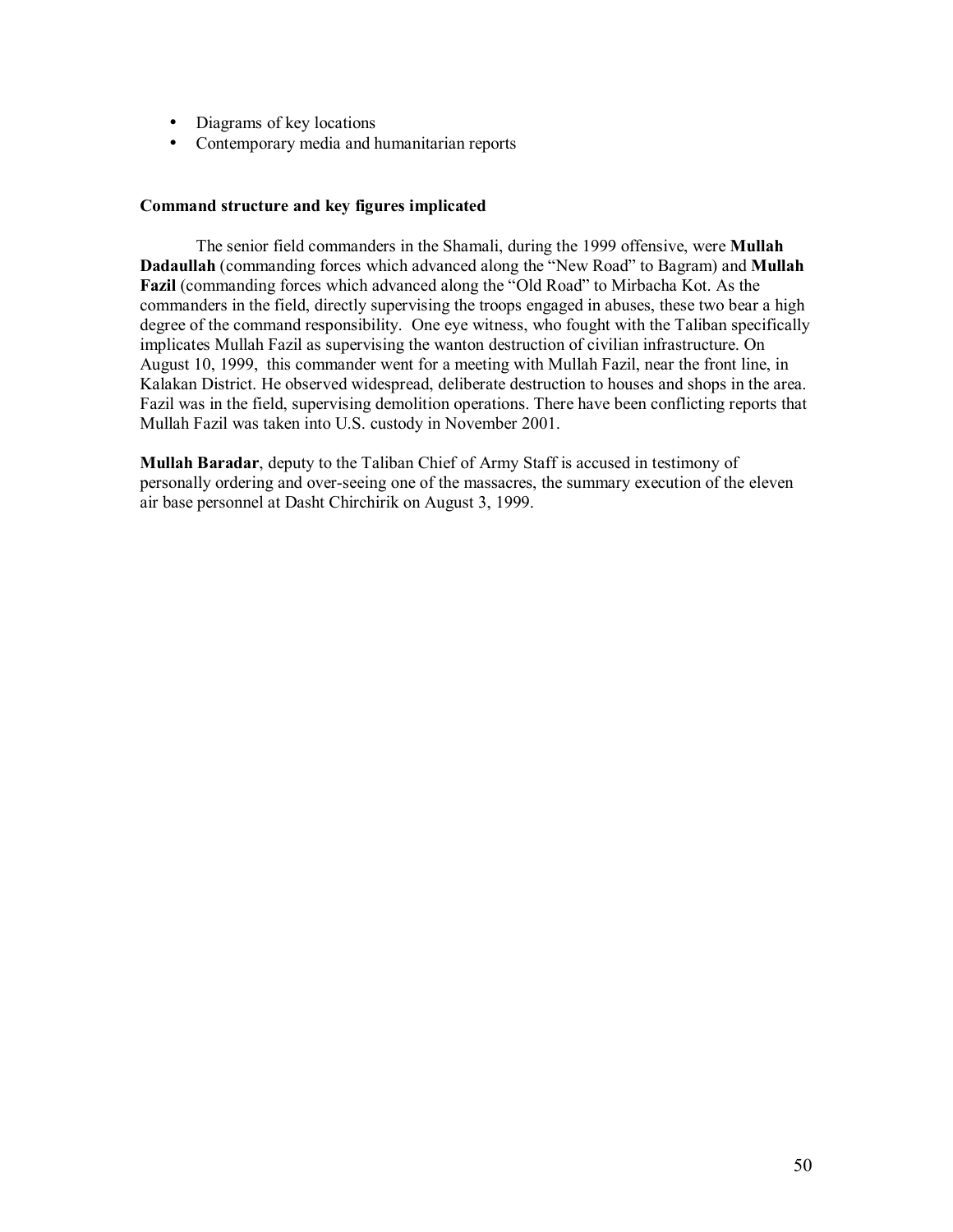- Diagrams of key locations
- Contemporary media and humanitarian reports

**Command structure and key figures implicated**

The senior field commanders in the Shamali, during the 1999 offensive, were **Mullah Dadaullah** (commanding forces which advanced along the “New Road” to Bagram) and **Mullah Fazil** (commanding forces which advanced along the “Old Road” to Mirbacha Kot. As the commanders in the field, directly supervising the troops engaged in abuses, these two bear a high degree of the command responsibility. One eye witness, who fought with the Taliban specifically implicates Mullah Fazil as supervising the wanton destruction of civilian infrastructure. On August 10, 1999, this commander went for a meeting with Mullah Fazil, near the front line, in Kalakan District. He observed widespread, deliberate destruction to houses and shops in the area. Fazil was in the field, supervising demolition operations. There have been conflicting reports that Mullah Fazil was taken into U.S. custody in November 2001.

**Mullah Baradar**, deputy to the Taliban Chief of Army Staff is accused in testimony of personally ordering and over-seeing one of the massacres, the summary execution of the eleven air base personnel at Dasht Chirchirik on August 3, 1999.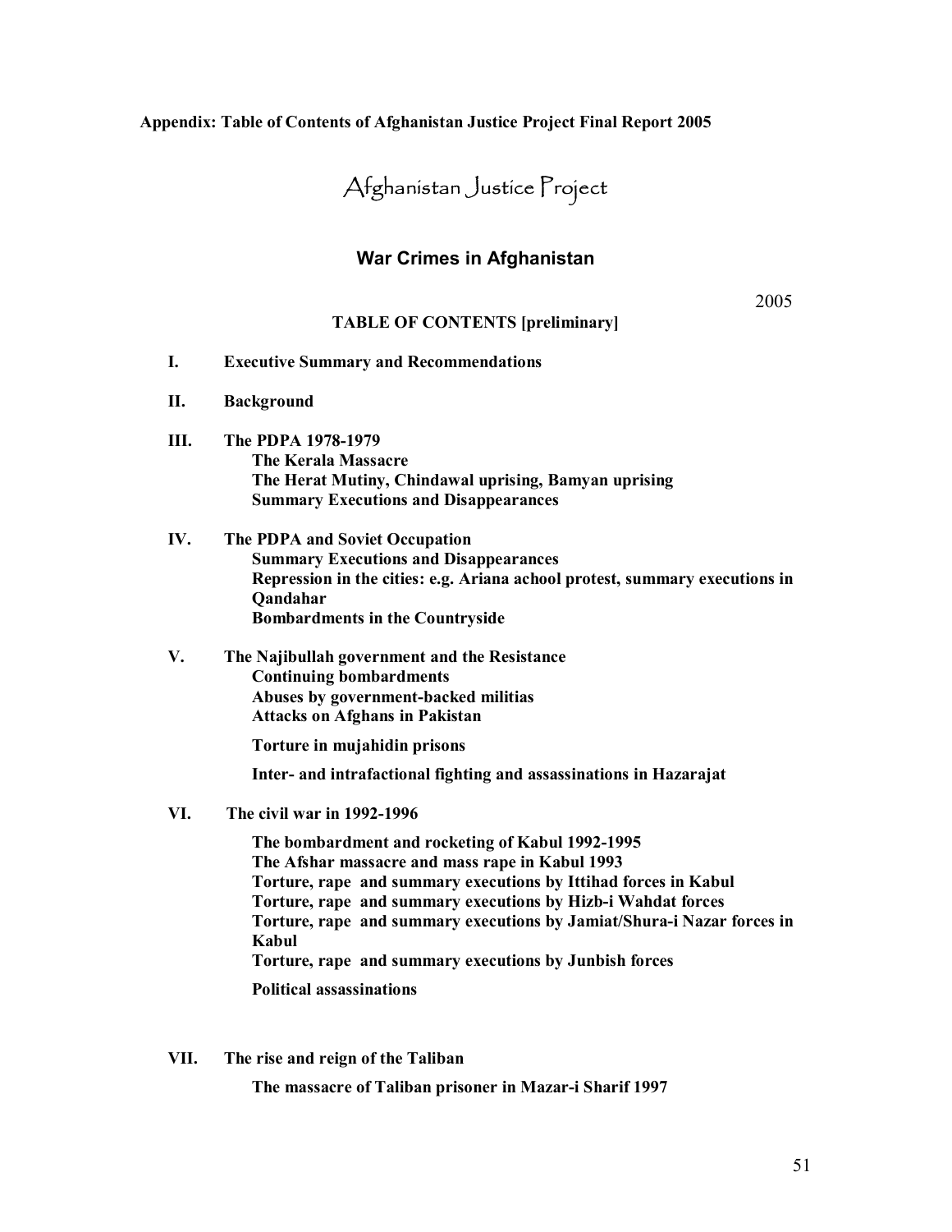**Appendix: Table of Contents of Afghanistan Justice Project Final Report 2005**

# Afghanistan Justice Project

## War Crimes in Afghanistan

2005

**TABLE OF CONTENTS [preliminary]**

**I. Executive Summary and Recommendations**

**II. Background**

**III. The PDPA 1978-1979**
- **The Kerala Massacre**
- **The Herat Mutiny, Chindawal uprising, Bamyan uprising**
- **Summary Executions and Disappearances**

**IV. The PDPA and Soviet Occupation**
- **Summary Executions and Disappearances**
- **Repression in the cities: e.g. Ariana achool protest, summary executions in Qandahar**
- **Bombardments in the Countryside**

**V. The Najibullah government and the Resistance**
- **Continuing bombardments**
- **Abuses by government-backed militias**
- **Attacks on Afghans in Pakistan**
- **Torture in mujahidin prisons**
- **Inter- and intrafactional fighting and assassinations in Hazarajat**

**VI. The civil war in 1992-1996**
- **The bombardment and rocketing of Kabul 1992-1995**
- **The Afshar massacre and mass rape in Kabul 1993**
- **Torture, rape and summary executions by Ittihad forces in Kabul**
- **Torture, rape and summary executions by Hizb-i Wahdat forces**
- **Torture, rape and summary executions by Jamiat/Shura-i Nazar forces in Kabul**
- **Torture, rape and summary executions by Junbish forces**
- **Political assassinations**

**VII. The rise and reign of the Taliban**
- **The massacre of Taliban prisoner in Mazar-i Sharif 1997**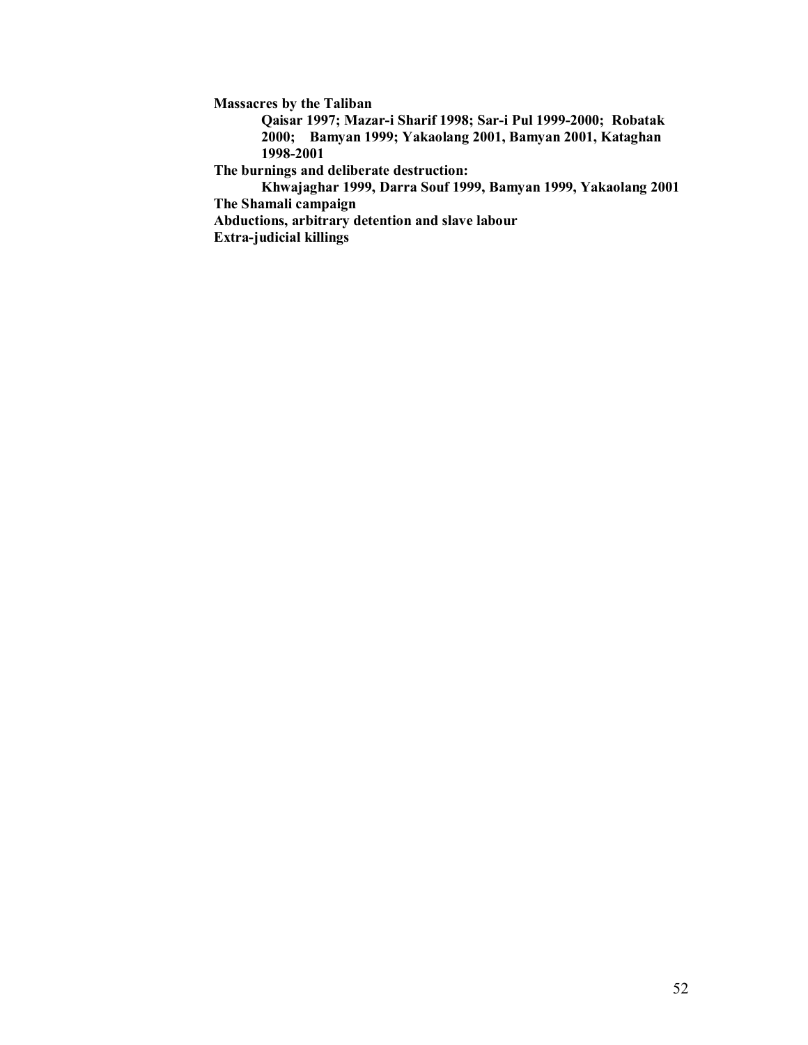**Massacres by the Taliban**

> **Qaisar 1997; Mazar-i Sharif 1998; Sar-i Pul 1999-2000; Robatak 2000; Bamyan 1999; Yakaolang 2001, Bamyan 2001, Kataghan 1998-2001**

**The burnings and deliberate destruction:**

> **Khwajaghar 1999, Darra Souf 1999, Bamyan 1999, Yakaolang 2001**

**The Shamali campaign**

**Abductions, arbitrary detention and slave labour**

**Extra-judicial killings**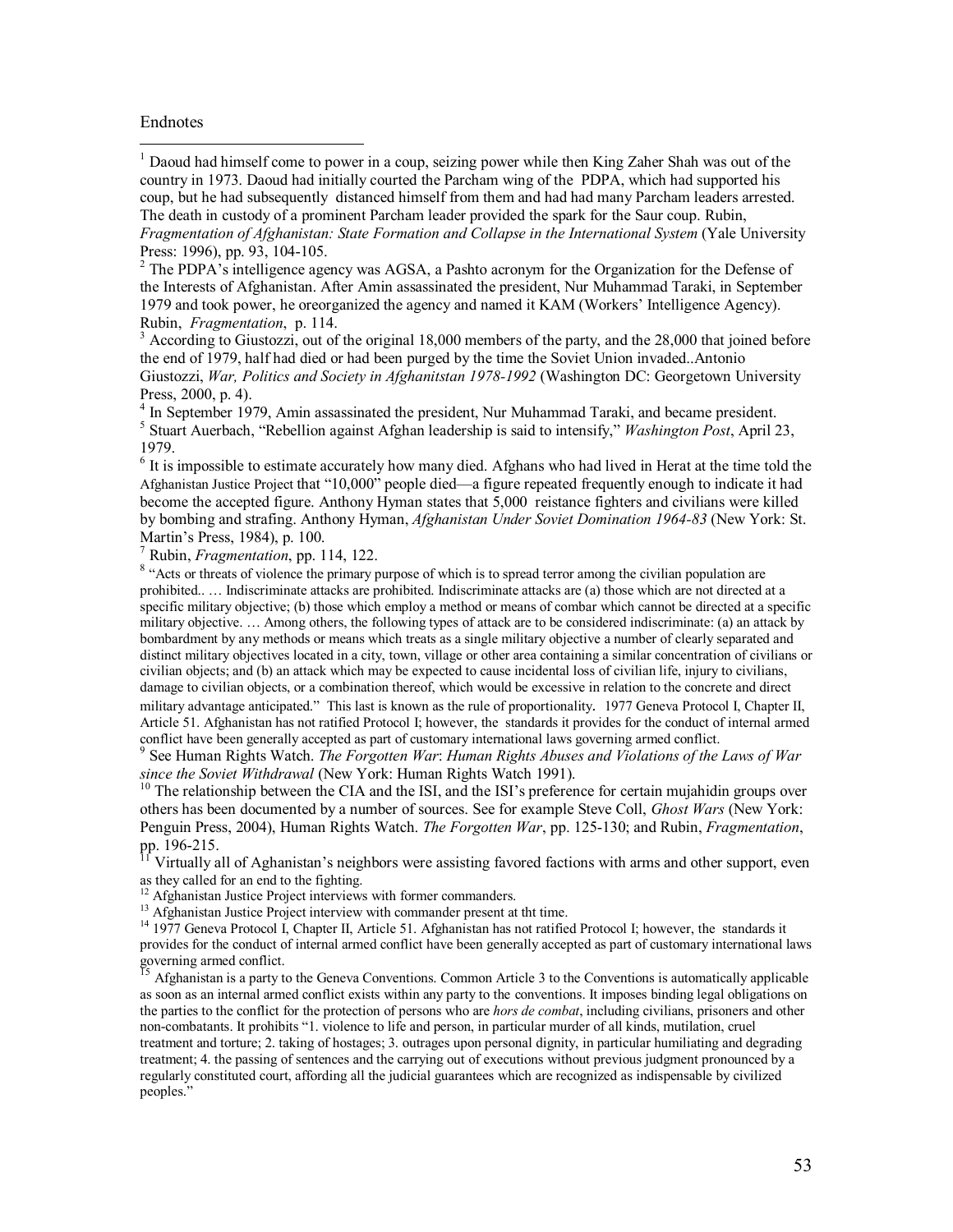Endnotes

[1] Daoud had himself come to power in a coup, seizing power while then King Zaher Shah was out of the country in 1973. Daoud had initially courted the Parcham wing of the PDPA, which had supported his coup, but he had subsequently distanced himself from them and had had many Parcham leaders arrested. The death in custody of a prominent Parcham leader provided the spark for the Saur coup. Rubin, *Fragmentation of Afghanistan: State Formation and Collapse in the International System* (Yale University Press: 1996), pp. 93, 104-105.

[2] The PDPA's intelligence agency was AGSA, a Pashto acronym for the Organization for the Defense of the Interests of Afghanistan. After Amin assassinated the president, Nur Muhammad Taraki, in September 1979 and took power, he oreorganized the agency and named it KAM (Workers' Intelligence Agency). Rubin, *Fragmentation*, p. 114.

[3] According to Giustozzi, out of the original 18,000 members of the party, and the 28,000 that joined before the end of 1979, half had died or had been purged by the time the Soviet Union invaded..Antonio Giustozzi, *War, Politics and Society in Afghanitstan 1978-1992* (Washington DC: Georgetown University Press, 2000, p. 4).

[4] In September 1979, Amin assassinated the president, Nur Muhammad Taraki, and became president.

[5] Stuart Auerbach, "Rebellion against Afghan leadership is said to intensify," *Washington Post*, April 23, 1979.

[6] It is impossible to estimate accurately how many died. Afghans who had lived in Herat at the time told the Afghanistan Justice Project that "10,000" people died—a figure repeated frequently enough to indicate it had become the accepted figure. Anthony Hyman states that 5,000 reistance fighters and civilians were killed by bombing and strafing. Anthony Hyman, *Afghanistan Under Soviet Domination 1964-83* (New York: St. Martin's Press, 1984), p. 100.

[7] Rubin, *Fragmentation*, pp. 114, 122.

[8] "Acts or threats of violence the primary purpose of which is to spread terror among the civilian population are prohibited.. … Indiscriminate attacks are prohibited. Indiscriminate attacks are (a) those which are not directed at a specific military objective; (b) those which employ a method or means of combat which cannot be directed at a specific military objective. … Among others, the following types of attack are to be considered indiscriminate: (a) an attack by bombardment by any methods or means which treats as a single military objective a number of clearly separated and distinct military objectives located in a city, town, village or other area containing a similar concentration of civilians or civilian objects; and (b) an attack which may be expected to cause incidental loss of civilian life, injury to civilians, damage to civilian objects, or a combination thereof, which would be excessive in relation to the concrete and direct military advantage anticipated." This last is known as the rule of proportionality. 1977 Geneva Protocol I, Chapter II, Article 51. Afghanistan has not ratified Protocol I; however, the standards it provides for the conduct of internal armed conflict have been generally accepted as part of customary international laws governing armed conflict.

[9] See Human Rights Watch. *The Forgotten War*: *Human Rights Abuses and Violations of the Laws of War since the Soviet Withdrawal* (New York: Human Rights Watch 1991).

[10] The relationship between the CIA and the ISI, and the ISI's preference for certain mujahidin groups over others has been documented by a number of sources. See for example Steve Coll, *Ghost Wars* (New York: Penguin Press, 2004), Human Rights Watch. *The Forgotten War*, pp. 125-130; and Rubin, *Fragmentation*, pp. 196-215.

[11] Virtually all of Aghanistan's neighbors were assisting favored factions with arms and other support, even as they called for an end to the fighting.

[12] Afghanistan Justice Project interviews with former commanders.

[13] Afghanistan Justice Project interview with commander present at tht time.

[14] 1977 Geneva Protocol I, Chapter II, Article 51. Afghanistan has not ratified Protocol I; however, the standards it provides for the conduct of internal armed conflict have been generally accepted as part of customary international laws governing armed conflict.

[15] Afghanistan is a party to the Geneva Conventions. Common Article 3 to the Conventions is automatically applicable as soon as an internal armed conflict exists within any party to the conventions. It imposes binding legal obligations on the parties to the conflict for the protection of persons who are *hors de combat*, including civilians, prisoners and other non-combatants. It prohibits "1. violence to life and person, in particular murder of all kinds, mutilation, cruel treatment and torture; 2. taking of hostages; 3. outrages upon personal dignity, in particular humiliating and degrading treatment; 4. the passing of sentences and the carrying out of executions without previous judgment pronounced by a regularly constituted court, affording all the judicial guarantees which are recognized as indispensable by civilized peoples."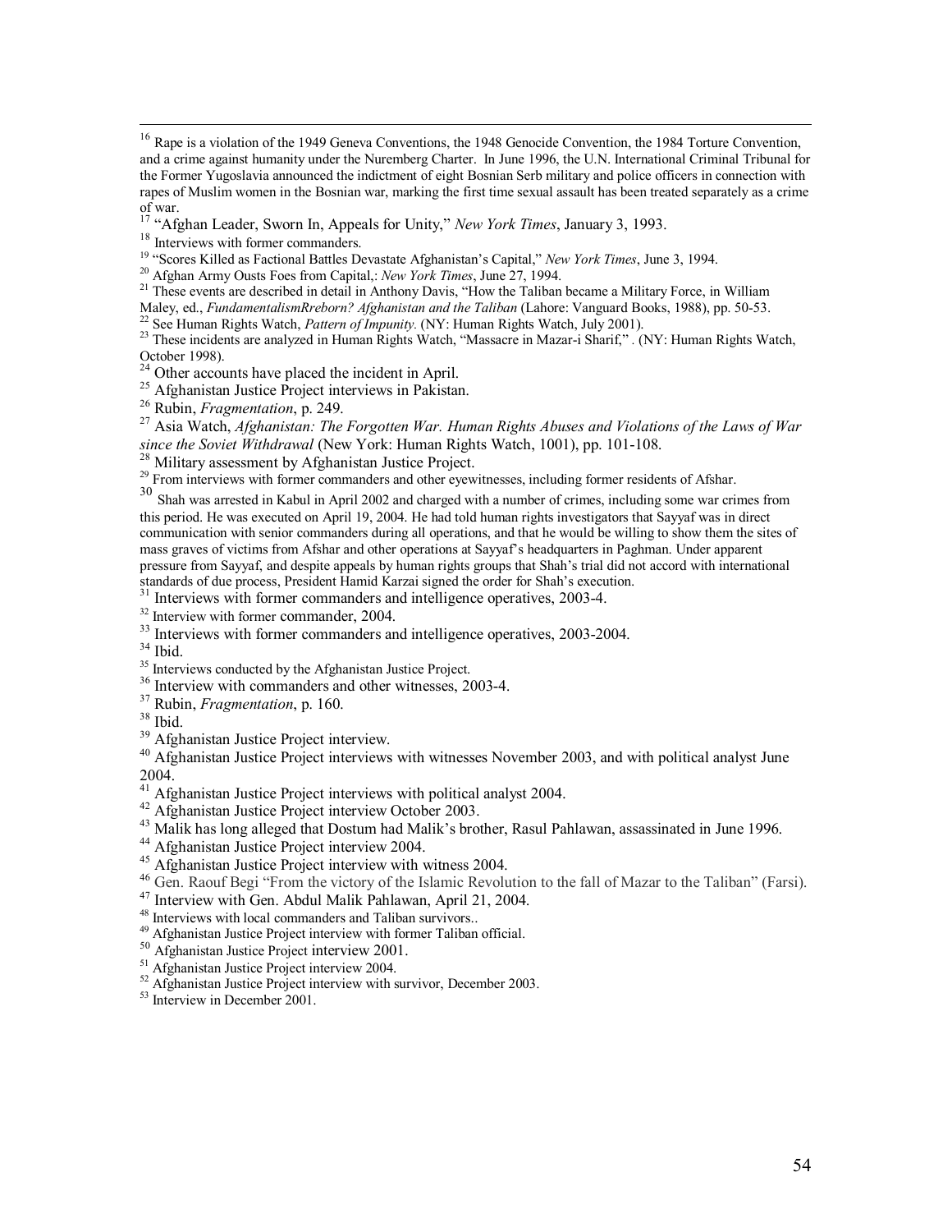[16] Rape is a violation of the 1949 Geneva Conventions, the 1948 Genocide Convention, the 1984 Torture Convention, and a crime against humanity under the Nuremberg Charter. In June 1996, the U.N. International Criminal Tribunal for the Former Yugoslavia announced the indictment of eight Bosnian Serb military and police officers in connection with rapes of Muslim women in the Bosnian war, marking the first time sexual assault has been treated separately as a crime of war.

[17] "Afghan Leader, Sworn In, Appeals for Unity," *New York Times*, January 3, 1993.

[18] Interviews with former commanders.

[19] "Scores Killed as Factional Battles Devastate Afghanistan's Capital," *New York Times*, June 3, 1994.

[20] Afghan Army Ousts Foes from Capital,: *New York Times*, June 27, 1994.

[21] These events are described in detail in Anthony Davis, "How the Taliban became a Military Force, in William Maley, ed., *FundamentalismRreborn? Afghanistan and the Taliban* (Lahore: Vanguard Books, 1988), pp. 50-53.

[22] See Human Rights Watch, *Pattern of Impunity.* (NY: Human Rights Watch, July 2001).

[23] These incidents are analyzed in Human Rights Watch, "Massacre in Mazar-i Sharif," . (NY: Human Rights Watch, October 1998).

[24] Other accounts have placed the incident in April.

[25] Afghanistan Justice Project interviews in Pakistan.

[26] Rubin, *Fragmentation*, p. 249.

[27] Asia Watch, *Afghanistan: The Forgotten War. Human Rights Abuses and Violations of the Laws of War since the Soviet Withdrawal* (New York: Human Rights Watch, 1001), pp. 101-108.

[28] Military assessment by Afghanistan Justice Project.

[29] From interviews with former commanders and other eyewitnesses, including former residents of Afshar.

[30] Shah was arrested in Kabul in April 2002 and charged with a number of crimes, including some war crimes from this period. He was executed on April 19, 2004. He had told human rights investigators that Sayyaf was in direct communication with senior commanders during all operations, and that he would be willing to show them the sites of mass graves of victims from Afshar and other operations at Sayyaf's headquarters in Paghman. Under apparent pressure from Sayyaf, and despite appeals by human rights groups that Shah's trial did not accord with international standards of due process, President Hamid Karzai signed the order for Shah's execution.

[31] Interviews with former commanders and intelligence operatives, 2003-4.

[32] Interview with former commander, 2004.

[33] Interviews with former commanders and intelligence operatives, 2003-2004.

[34] Ibid.

[35] Interviews conducted by the Afghanistan Justice Project.

[36] Interview with commanders and other witnesses, 2003-4.

[37] Rubin, *Fragmentation*, p. 160.

[38] Ibid.

[39] Afghanistan Justice Project interview.

[40] Afghanistan Justice Project interviews with witnesses November 2003, and with political analyst June 2004.

[41] Afghanistan Justice Project interviews with political analyst 2004.

[42] Afghanistan Justice Project interview October 2003.

[43] Malik has long alleged that Dostum had Malik's brother, Rasul Pahlawan, assassinated in June 1996.

[44] Afghanistan Justice Project interview 2004.

[45] Afghanistan Justice Project interview with witness 2004.

[46] Gen. Raouf Begi "From the victory of the Islamic Revolution to the fall of Mazar to the Taliban" (Farsi).

[47] Interview with Gen. Abdul Malik Pahlawan, April 21, 2004.

[48] Interviews with local commanders and Taliban survivors..

[49] Afghanistan Justice Project interview with former Taliban official.

[50] Afghanistan Justice Project interview 2001.

[51] Afghanistan Justice Project interview 2004.

[52] Afghanistan Justice Project interview with survivor, December 2003.

[53] Interview in December 2001.